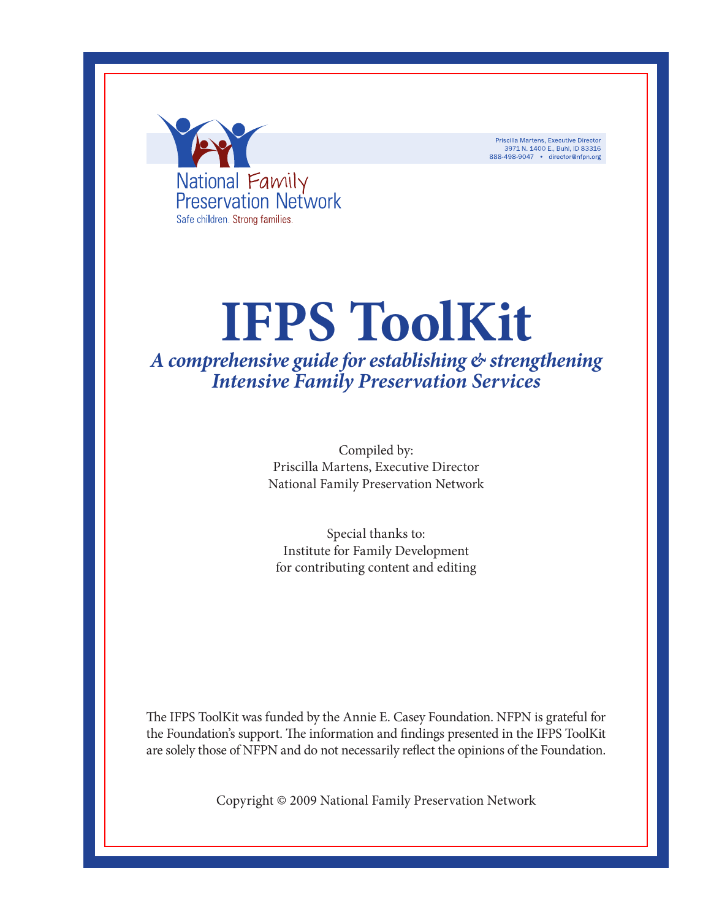National Family Preservation Network

Safe children. Strong families.

Priscilla Martens, Executive Director
3971 N. 1400 E., Buhl, ID 83316
888-498-9047 • director@nfpn.org

# IFPS ToolKit

***A comprehensive guide for establishing & strengthening Intensive Family Preservation Services***

Compiled by:
Priscilla Martens, Executive Director
National Family Preservation Network

Special thanks to:
Institute for Family Development
for contributing content and editing

The IFPS ToolKit was funded by the Annie E. Casey Foundation. NFPN is grateful for the Foundation's support. The information and findings presented in the IFPS ToolKit are solely those of NFPN and do not necessarily reflect the opinions of the Foundation.

Copyright © 2009 National Family Preservation Network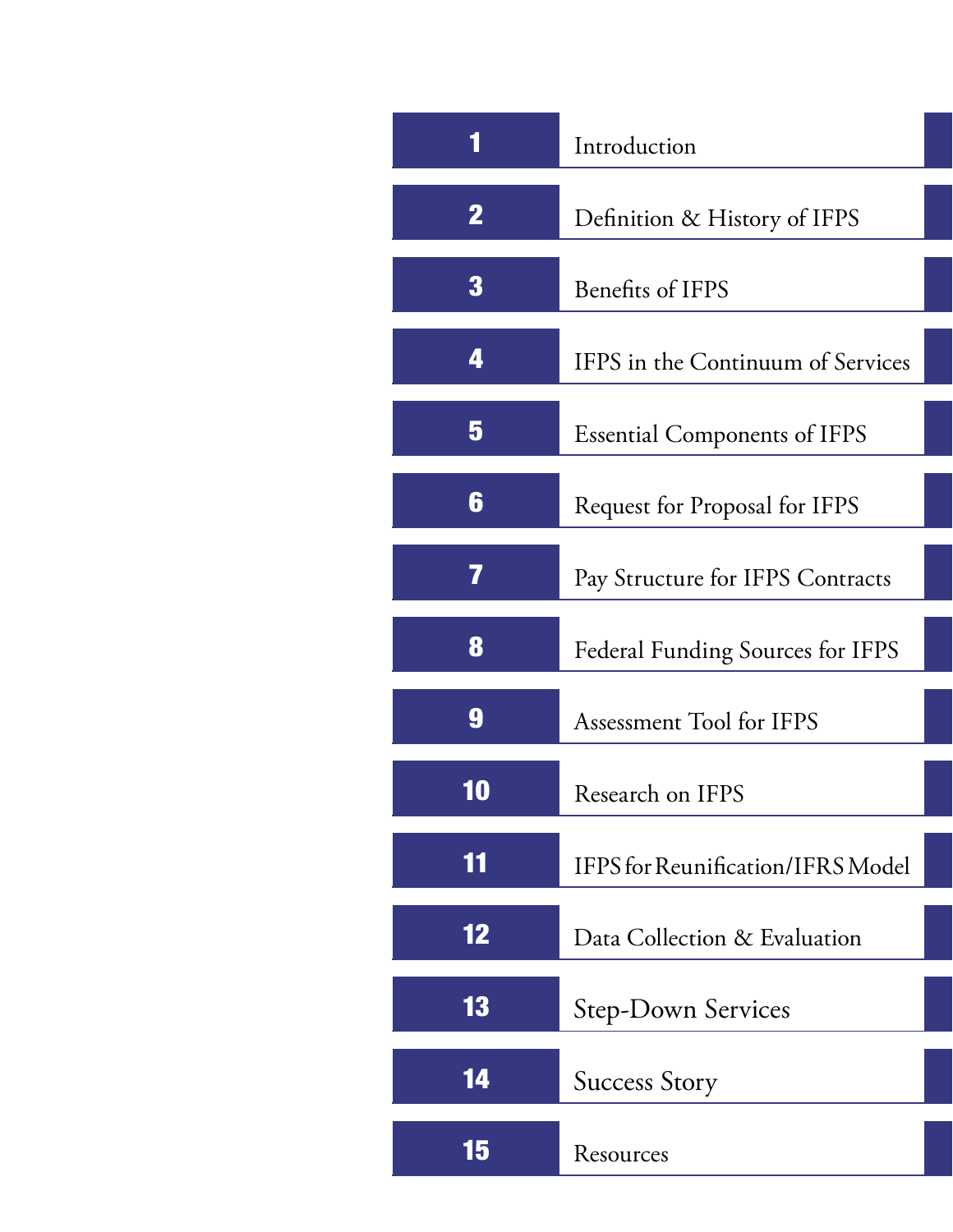1. Introduction
2. Definition & History of IFPS
3. Benefits of IFPS
4. IFPS in the Continuum of Services
5. Essential Components of IFPS
6. Request for Proposal for IFPS
7. Pay Structure for IFPS Contracts
8. Federal Funding Sources for IFPS
9. Assessment Tool for IFPS
10. Research on IFPS
11. IFPS for Reunification/IFRS Model
12. Data Collection & Evaluation
13. Step-Down Services
14. Success Story
15. Resources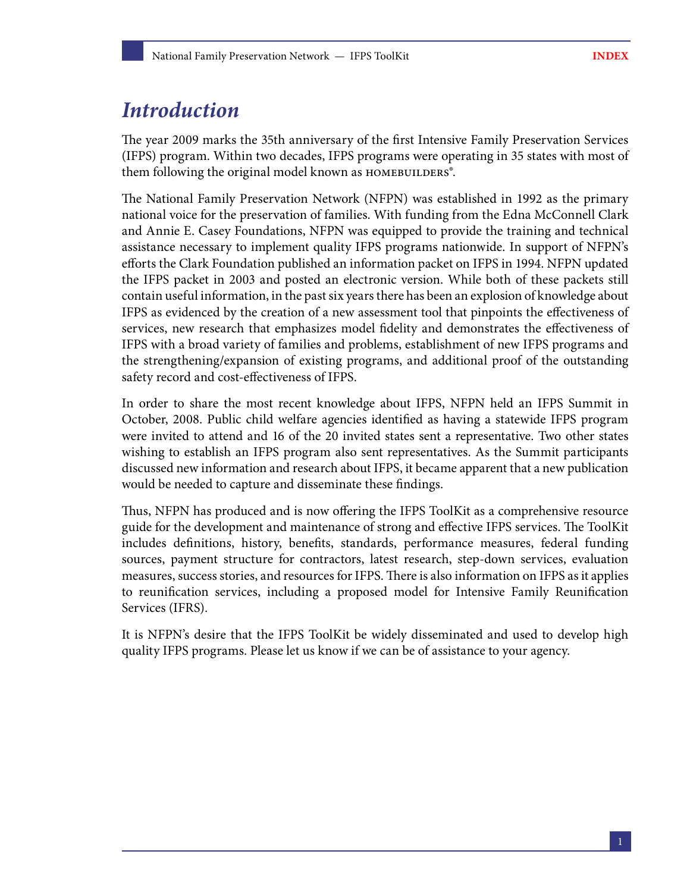# Introduction

The year 2009 marks the 35th anniversary of the first Intensive Family Preservation Services (IFPS) program. Within two decades, IFPS programs were operating in 35 states with most of them following the original model known as HOMEBUILDERS®.

The National Family Preservation Network (NFPN) was established in 1992 as the primary national voice for the preservation of families. With funding from the Edna McConnell Clark and Annie E. Casey Foundations, NFPN was equipped to provide the training and technical assistance necessary to implement quality IFPS programs nationwide. In support of NFPN's efforts the Clark Foundation published an information packet on IFPS in 1994. NFPN updated the IFPS packet in 2003 and posted an electronic version. While both of these packets still contain useful information, in the past six years there has been an explosion of knowledge about IFPS as evidenced by the creation of a new assessment tool that pinpoints the effectiveness of services, new research that emphasizes model fidelity and demonstrates the effectiveness of IFPS with a broad variety of families and problems, establishment of new IFPS programs and the strengthening/expansion of existing programs, and additional proof of the outstanding safety record and cost-effectiveness of IFPS.

In order to share the most recent knowledge about IFPS, NFPN held an IFPS Summit in October, 2008. Public child welfare agencies identified as having a statewide IFPS program were invited to attend and 16 of the 20 invited states sent a representative. Two other states wishing to establish an IFPS program also sent representatives. As the Summit participants discussed new information and research about IFPS, it became apparent that a new publication would be needed to capture and disseminate these findings.

Thus, NFPN has produced and is now offering the IFPS ToolKit as a comprehensive resource guide for the development and maintenance of strong and effective IFPS services. The ToolKit includes definitions, history, benefits, standards, performance measures, federal funding sources, payment structure for contractors, latest research, step-down services, evaluation measures, success stories, and resources for IFPS. There is also information on IFPS as it applies to reunification services, including a proposed model for Intensive Family Reunification Services (IFRS).

It is NFPN's desire that the IFPS ToolKit be widely disseminated and used to develop high quality IFPS programs. Please let us know if we can be of assistance to your agency.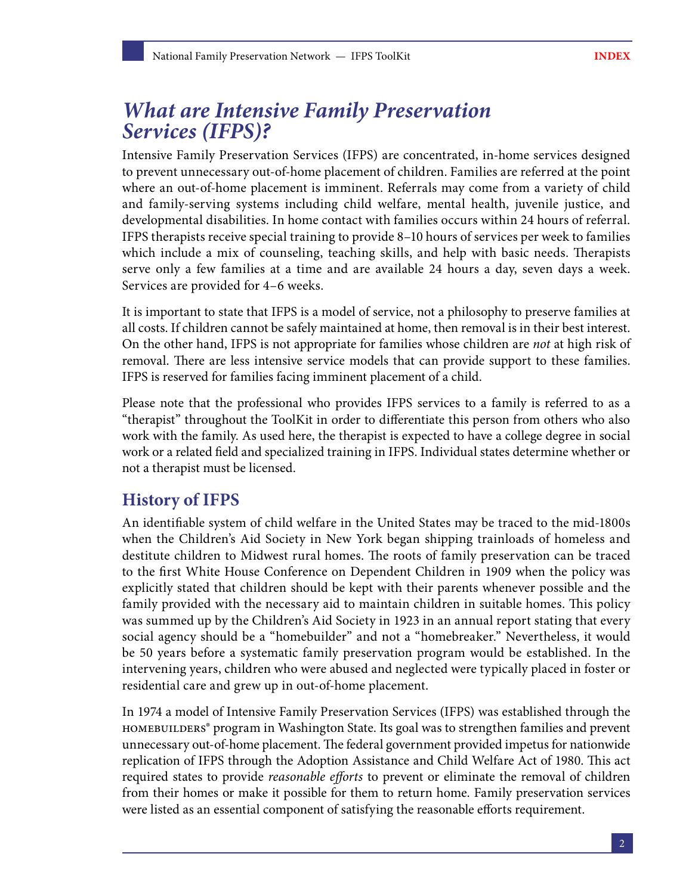# *What are Intensive Family Preservation Services (IFPS)?*

Intensive Family Preservation Services (IFPS) are concentrated, in-home services designed to prevent unnecessary out-of-home placement of children. Families are referred at the point where an out-of-home placement is imminent. Referrals may come from a variety of child and family-serving systems including child welfare, mental health, juvenile justice, and developmental disabilities. In home contact with families occurs within 24 hours of referral. IFPS therapists receive special training to provide 8–10 hours of services per week to families which include a mix of counseling, teaching skills, and help with basic needs. Therapists serve only a few families at a time and are available 24 hours a day, seven days a week. Services are provided for 4–6 weeks.

It is important to state that IFPS is a model of service, not a philosophy to preserve families at all costs. If children cannot be safely maintained at home, then removal is in their best interest. On the other hand, IFPS is not appropriate for families whose children are *not* at high risk of removal. There are less intensive service models that can provide support to these families. IFPS is reserved for families facing imminent placement of a child.

Please note that the professional who provides IFPS services to a family is referred to as a "therapist" throughout the ToolKit in order to differentiate this person from others who also work with the family. As used here, the therapist is expected to have a college degree in social work or a related field and specialized training in IFPS. Individual states determine whether or not a therapist must be licensed.

## History of IFPS

An identifiable system of child welfare in the United States may be traced to the mid-1800s when the Children's Aid Society in New York began shipping trainloads of homeless and destitute children to Midwest rural homes. The roots of family preservation can be traced to the first White House Conference on Dependent Children in 1909 when the policy was explicitly stated that children should be kept with their parents whenever possible and the family provided with the necessary aid to maintain children in suitable homes. This policy was summed up by the Children's Aid Society in 1923 in an annual report stating that every social agency should be a "homebuilder" and not a "homebreaker." Nevertheless, it would be 50 years before a systematic family preservation program would be established. In the intervening years, children who were abused and neglected were typically placed in foster or residential care and grew up in out-of-home placement.

In 1974 a model of Intensive Family Preservation Services (IFPS) was established through the HOMEBUILDERS® program in Washington State. Its goal was to strengthen families and prevent unnecessary out-of-home placement. The federal government provided impetus for nationwide replication of IFPS through the Adoption Assistance and Child Welfare Act of 1980. This act required states to provide *reasonable efforts* to prevent or eliminate the removal of children from their homes or make it possible for them to return home. Family preservation services were listed as an essential component of satisfying the reasonable efforts requirement.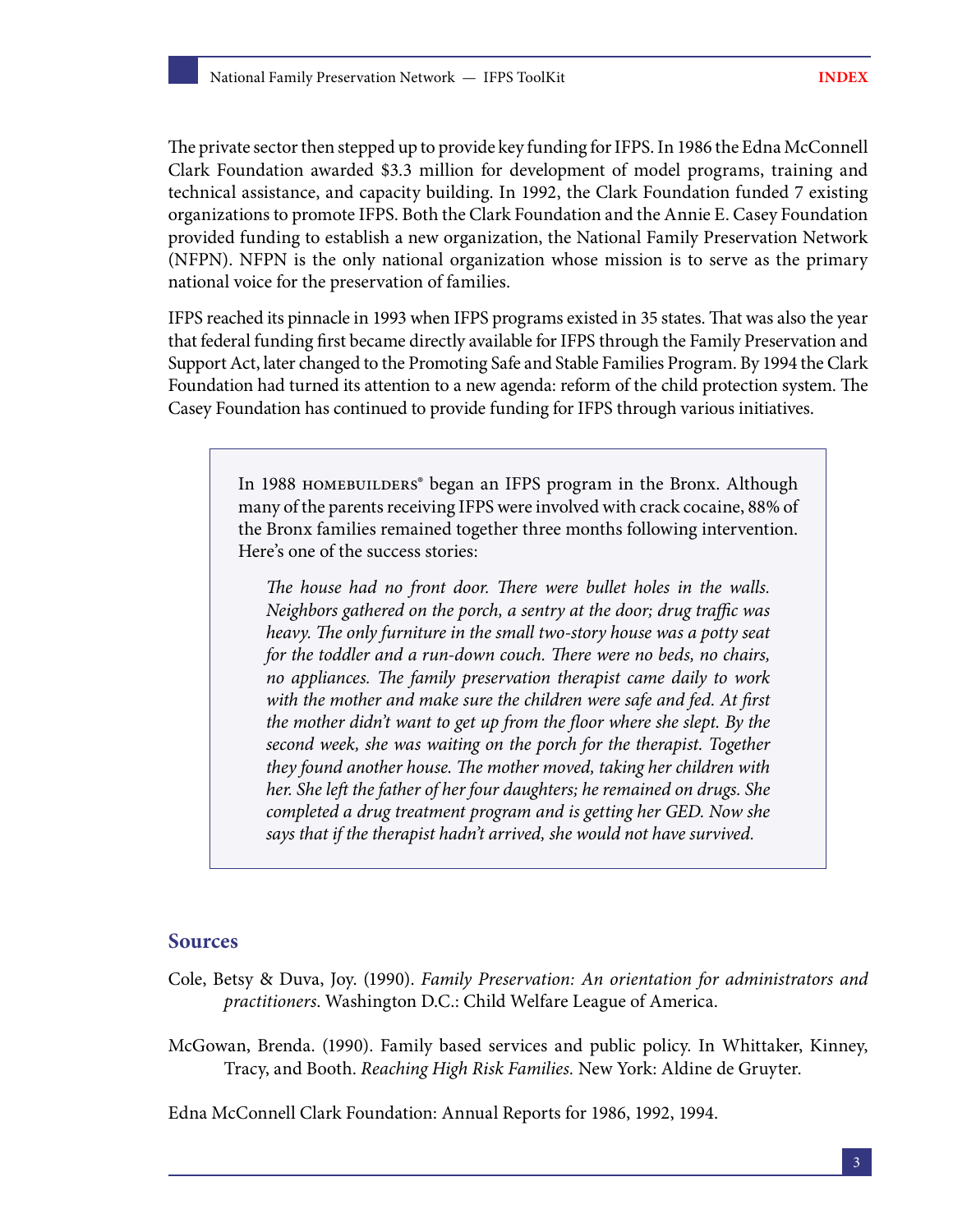The private sector then stepped up to provide key funding for IFPS. In 1986 the Edna McConnell Clark Foundation awarded $3.3 million for development of model programs, training and technical assistance, and capacity building. In 1992, the Clark Foundation funded 7 existing organizations to promote IFPS. Both the Clark Foundation and the Annie E. Casey Foundation provided funding to establish a new organization, the National Family Preservation Network (NFPN). NFPN is the only national organization whose mission is to serve as the primary national voice for the preservation of families.

IFPS reached its pinnacle in 1993 when IFPS programs existed in 35 states. That was also the year that federal funding first became directly available for IFPS through the Family Preservation and Support Act, later changed to the Promoting Safe and Stable Families Program. By 1994 the Clark Foundation had turned its attention to a new agenda: reform of the child protection system. The Casey Foundation has continued to provide funding for IFPS through various initiatives.

> In 1988 HOMEBUILDERS® began an IFPS program in the Bronx. Although many of the parents receiving IFPS were involved with crack cocaine, 88% of the Bronx families remained together three months following intervention. Here's one of the success stories:
>
> *The house had no front door. There were bullet holes in the walls. Neighbors gathered on the porch, a sentry at the door; drug traffic was heavy. The only furniture in the small two-story house was a potty seat for the toddler and a run-down couch. There were no beds, no chairs, no appliances. The family preservation therapist came daily to work with the mother and make sure the children were safe and fed. At first the mother didn't want to get up from the floor where she slept. By the second week, she was waiting on the porch for the therapist. Together they found another house. The mother moved, taking her children with her. She left the father of her four daughters; he remained on drugs. She completed a drug treatment program and is getting her GED. Now she says that if the therapist hadn't arrived, she would not have survived.*

## Sources

Cole, Betsy & Duva, Joy. (1990). *Family Preservation: An orientation for administrators and practitioners.* Washington D.C.: Child Welfare League of America.

McGowan, Brenda. (1990). Family based services and public policy. In Whittaker, Kinney, Tracy, and Booth. *Reaching High Risk Families.* New York: Aldine de Gruyter.

Edna McConnell Clark Foundation: Annual Reports for 1986, 1992, 1994.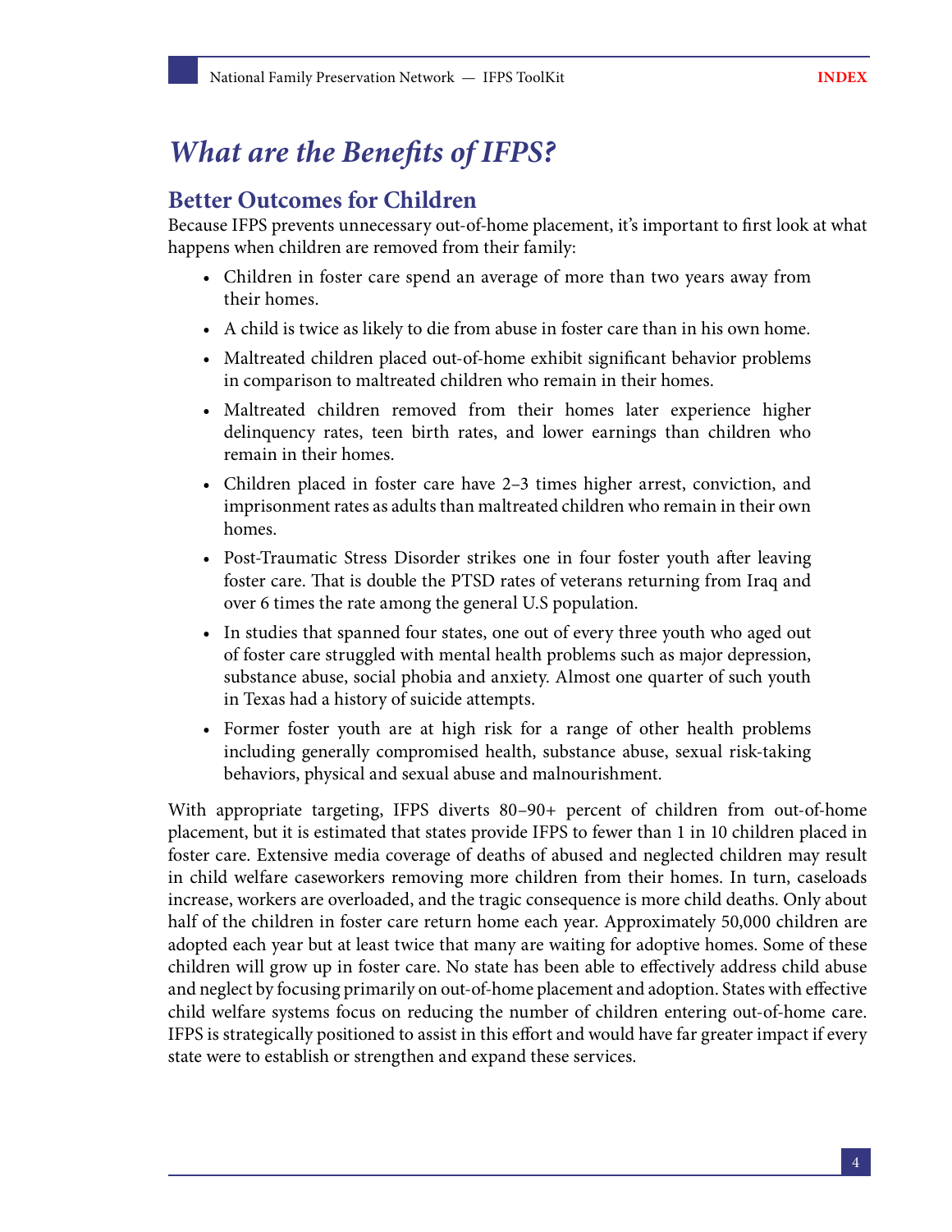# *What are the Benefits of IFPS?*

## Better Outcomes for Children

Because IFPS prevents unnecessary out-of-home placement, it's important to first look at what happens when children are removed from their family:

- Children in foster care spend an average of more than two years away from their homes.
- A child is twice as likely to die from abuse in foster care than in his own home.
- Maltreated children placed out-of-home exhibit significant behavior problems in comparison to maltreated children who remain in their homes.
- Maltreated children removed from their homes later experience higher delinquency rates, teen birth rates, and lower earnings than children who remain in their homes.
- Children placed in foster care have 2–3 times higher arrest, conviction, and imprisonment rates as adults than maltreated children who remain in their own homes.
- Post-Traumatic Stress Disorder strikes one in four foster youth after leaving foster care. That is double the PTSD rates of veterans returning from Iraq and over 6 times the rate among the general U.S population.
- In studies that spanned four states, one out of every three youth who aged out of foster care struggled with mental health problems such as major depression, substance abuse, social phobia and anxiety. Almost one quarter of such youth in Texas had a history of suicide attempts.
- Former foster youth are at high risk for a range of other health problems including generally compromised health, substance abuse, sexual risk-taking behaviors, physical and sexual abuse and malnourishment.

With appropriate targeting, IFPS diverts 80–90+ percent of children from out-of-home placement, but it is estimated that states provide IFPS to fewer than 1 in 10 children placed in foster care. Extensive media coverage of deaths of abused and neglected children may result in child welfare caseworkers removing more children from their homes. In turn, caseloads increase, workers are overloaded, and the tragic consequence is more child deaths. Only about half of the children in foster care return home each year. Approximately 50,000 children are adopted each year but at least twice that many are waiting for adoptive homes. Some of these children will grow up in foster care. No state has been able to effectively address child abuse and neglect by focusing primarily on out-of-home placement and adoption. States with effective child welfare systems focus on reducing the number of children entering out-of-home care. IFPS is strategically positioned to assist in this effort and would have far greater impact if every state were to establish or strengthen and expand these services.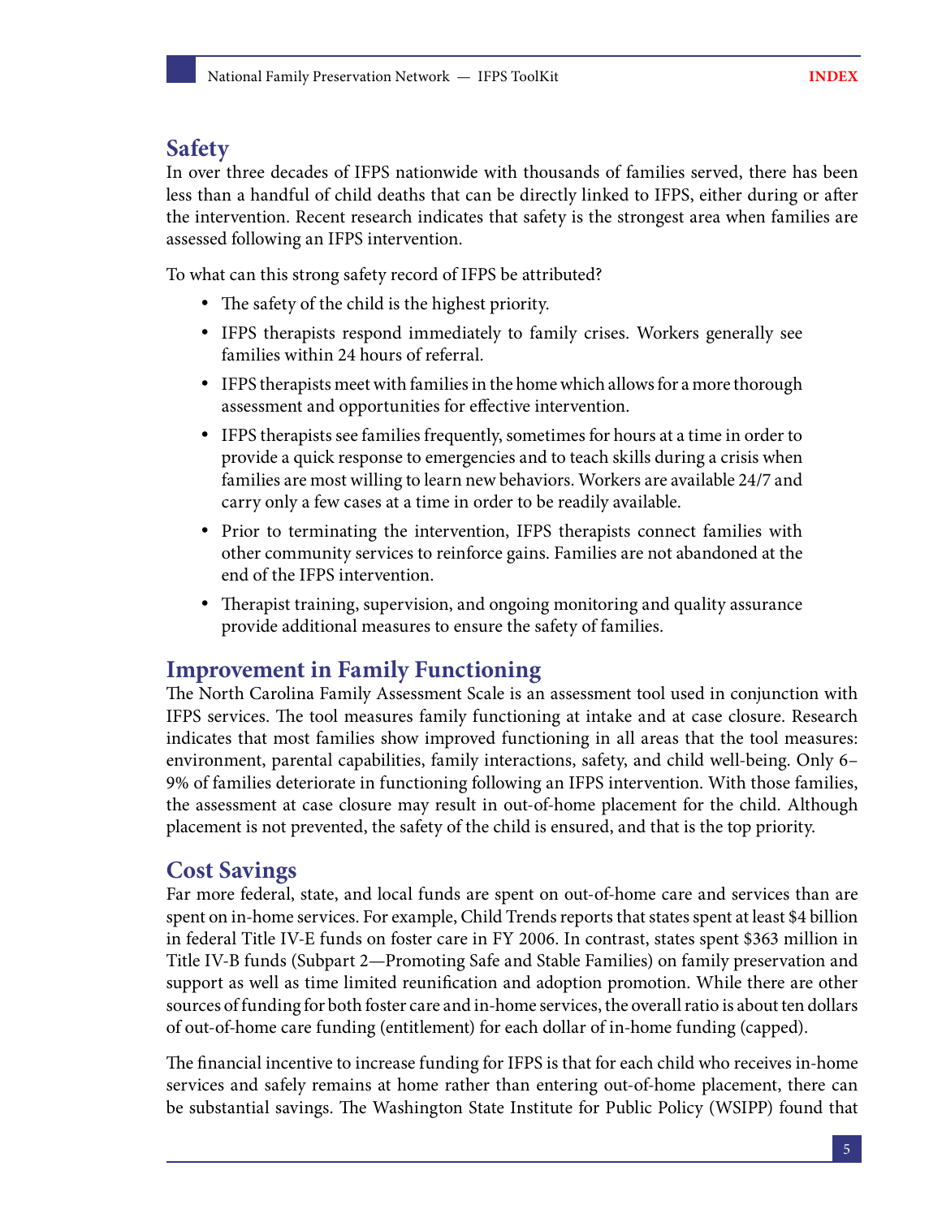## Safety

In over three decades of IFPS nationwide with thousands of families served, there has been less than a handful of child deaths that can be directly linked to IFPS, either during or after the intervention. Recent research indicates that safety is the strongest area when families are assessed following an IFPS intervention.

To what can this strong safety record of IFPS be attributed?

- The safety of the child is the highest priority.
- IFPS therapists respond immediately to family crises. Workers generally see families within 24 hours of referral.
- IFPS therapists meet with families in the home which allows for a more thorough assessment and opportunities for effective intervention.
- IFPS therapists see families frequently, sometimes for hours at a time in order to provide a quick response to emergencies and to teach skills during a crisis when families are most willing to learn new behaviors. Workers are available 24/7 and carry only a few cases at a time in order to be readily available.
- Prior to terminating the intervention, IFPS therapists connect families with other community services to reinforce gains. Families are not abandoned at the end of the IFPS intervention.
- Therapist training, supervision, and ongoing monitoring and quality assurance provide additional measures to ensure the safety of families.

## Improvement in Family Functioning

The North Carolina Family Assessment Scale is an assessment tool used in conjunction with IFPS services. The tool measures family functioning at intake and at case closure. Research indicates that most families show improved functioning in all areas that the tool measures: environment, parental capabilities, family interactions, safety, and child well-being. Only 6–9% of families deteriorate in functioning following an IFPS intervention. With those families, the assessment at case closure may result in out-of-home placement for the child. Although placement is not prevented, the safety of the child is ensured, and that is the top priority.

## Cost Savings

Far more federal, state, and local funds are spent on out-of-home care and services than are spent on in-home services. For example, Child Trends reports that states spent at least $4 billion in federal Title IV-E funds on foster care in FY 2006. In contrast, states spent $363 million in Title IV-B funds (Subpart 2—Promoting Safe and Stable Families) on family preservation and support as well as time limited reunification and adoption promotion. While there are other sources of funding for both foster care and in-home services, the overall ratio is about ten dollars of out-of-home care funding (entitlement) for each dollar of in-home funding (capped).

The financial incentive to increase funding for IFPS is that for each child who receives in-home services and safely remains at home rather than entering out-of-home placement, there can be substantial savings. The Washington State Institute for Public Policy (WSIPP) found that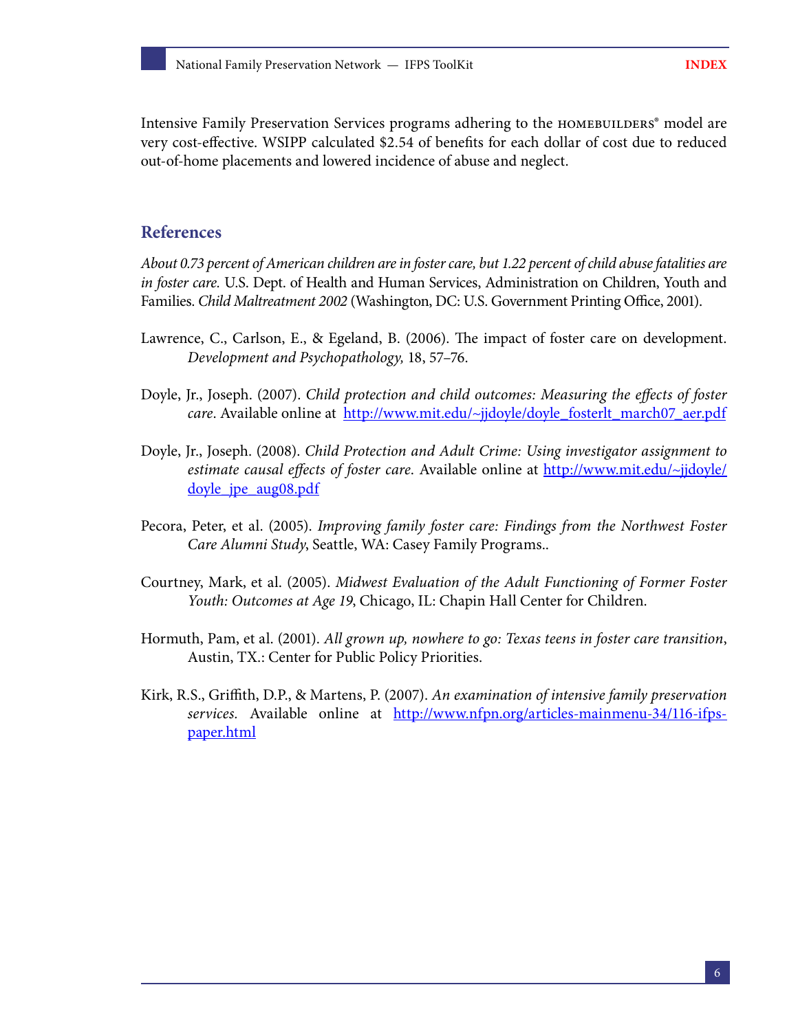Intensive Family Preservation Services programs adhering to the HOMEBUILDERS® model are very cost-effective. WSIPP calculated $2.54 of benefits for each dollar of cost due to reduced out-of-home placements and lowered incidence of abuse and neglect.

## References

*About 0.73 percent of American children are in foster care, but 1.22 percent of child abuse fatalities are in foster care.* U.S. Dept. of Health and Human Services, Administration on Children, Youth and Families. *Child Maltreatment 2002* (Washington, DC: U.S. Government Printing Office, 2001).

Lawrence, C., Carlson, E., & Egeland, B. (2006). The impact of foster care on development. *Development and Psychopathology,* 18, 57–76.

Doyle, Jr., Joseph. (2007). *Child protection and child outcomes: Measuring the effects of foster care*. Available online at http://www.mit.edu/~jjdoyle/doyle_fosterlt_march07_aer.pdf

Doyle, Jr., Joseph. (2008). *Child Protection and Adult Crime: Using investigator assignment to estimate causal effects of foster care.* Available online at http://www.mit.edu/~jjdoyle/doyle_jpe_aug08.pdf

Pecora, Peter, et al. (2005). *Improving family foster care: Findings from the Northwest Foster Care Alumni Study*, Seattle, WA: Casey Family Programs..

Courtney, Mark, et al. (2005). *Midwest Evaluation of the Adult Functioning of Former Foster Youth: Outcomes at Age 19*, Chicago, IL: Chapin Hall Center for Children.

Hormuth, Pam, et al. (2001). *All grown up, nowhere to go: Texas teens in foster care transition*, Austin, TX.: Center for Public Policy Priorities.

Kirk, R.S., Griffith, D.P., & Martens, P. (2007). *An examination of intensive family preservation services.* Available online at http://www.nfpn.org/articles-mainmenu-34/116-ifps-paper.html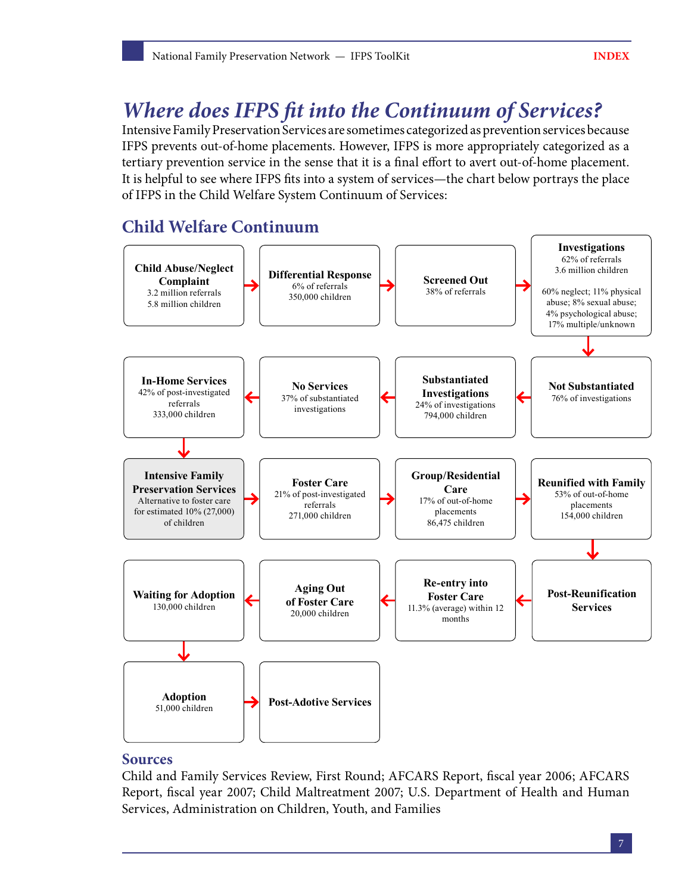# *Where does IFPS fit into the Continuum of Services?*

Intensive Family Preservation Services are sometimes categorized as prevention services because IFPS prevents out-of-home placements. However, IFPS is more appropriately categorized as a tertiary prevention service in the sense that it is a final effort to avert out-of-home placement. It is helpful to see where IFPS fits into a system of services—the chart below portrays the place of IFPS in the Child Welfare System Continuum of Services:

## Child Welfare Continuum

**Child Abuse/Neglect Complaint**
3.2 million referrals
5.8 million children

→ **Differential Response**
6% of referrals
350,000 children

→ **Screened Out**
38% of referrals

→ **Investigations**
62% of referrals
3.6 million children
60% neglect; 11% physical abuse; 8% sexual abuse; 4% psychological abuse; 17% multiple/unknown

↓ **Not Substantiated**
76% of investigations

← **Substantiated Investigations**
24% of investigations
794,000 children

← **No Services**
37% of substantiated investigations

← **In-Home Services**
42% of post-investigated referrals
333,000 children

↓ **Intensive Family Preservation Services**
Alternative to foster care for estimated 10% (27,000) of children

→ **Foster Care**
21% of post-investigated referrals
271,000 children

→ **Group/Residential Care**
17% of out-of-home placements
86,475 children

→ **Reunified with Family**
53% of out-of-home placements
154,000 children

↓ **Post-Reunification Services**

← **Re-entry into Foster Care**
11.3% (average) within 12 months

← **Aging Out of Foster Care**
20,000 children

← **Waiting for Adoption**
130,000 children

↓ **Adoption**
51,000 children

→ **Post-Adotive Services**

## Sources

Child and Family Services Review, First Round; AFCARS Report, fiscal year 2006; AFCARS Report, fiscal year 2007; Child Maltreatment 2007; U.S. Department of Health and Human Services, Administration on Children, Youth, and Families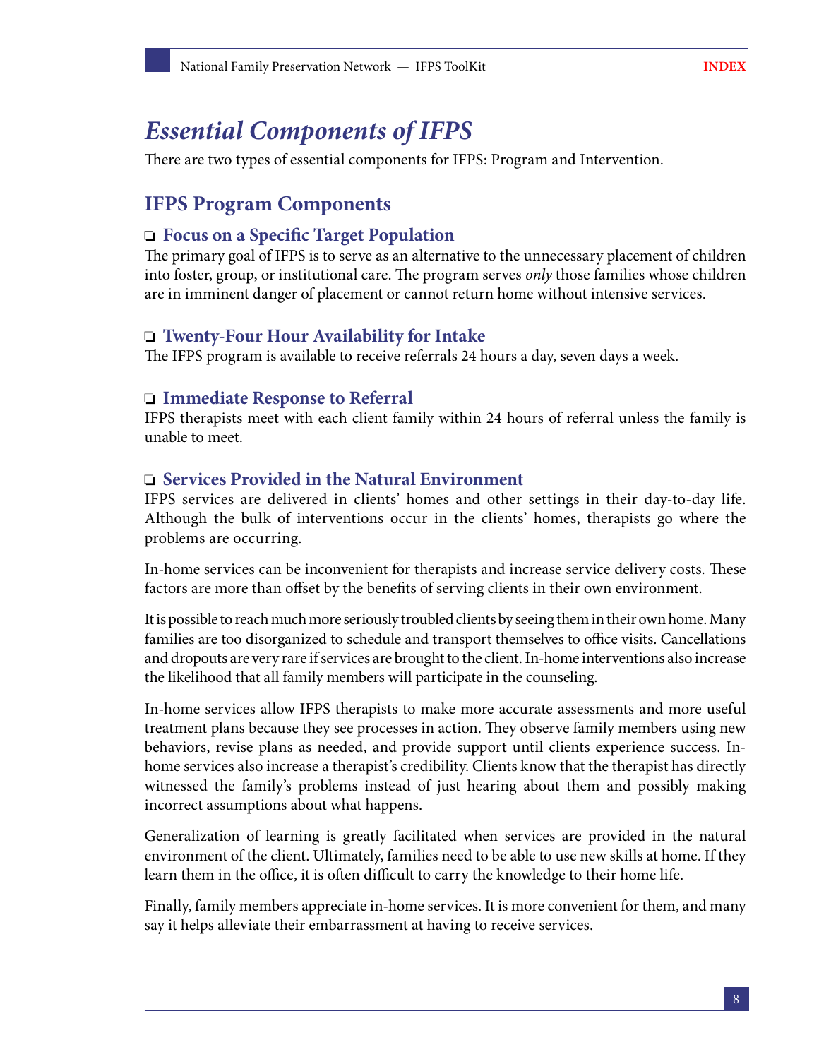# Essential Components of IFPS

There are two types of essential components for IFPS: Program and Intervention.

## IFPS Program Components

### ❏ Focus on a Specific Target Population

The primary goal of IFPS is to serve as an alternative to the unnecessary placement of children into foster, group, or institutional care. The program serves *only* those families whose children are in imminent danger of placement or cannot return home without intensive services.

### ❏ Twenty-Four Hour Availability for Intake

The IFPS program is available to receive referrals 24 hours a day, seven days a week.

### ❏ Immediate Response to Referral

IFPS therapists meet with each client family within 24 hours of referral unless the family is unable to meet.

### ❏ Services Provided in the Natural Environment

IFPS services are delivered in clients' homes and other settings in their day-to-day life. Although the bulk of interventions occur in the clients' homes, therapists go where the problems are occurring.

In-home services can be inconvenient for therapists and increase service delivery costs. These factors are more than offset by the benefits of serving clients in their own environment.

It is possible to reach much more seriously troubled clients by seeing them in their own home. Many families are too disorganized to schedule and transport themselves to office visits. Cancellations and dropouts are very rare if services are brought to the client. In-home interventions also increase the likelihood that all family members will participate in the counseling.

In-home services allow IFPS therapists to make more accurate assessments and more useful treatment plans because they see processes in action. They observe family members using new behaviors, revise plans as needed, and provide support until clients experience success. In-home services also increase a therapist's credibility. Clients know that the therapist has directly witnessed the family's problems instead of just hearing about them and possibly making incorrect assumptions about what happens.

Generalization of learning is greatly facilitated when services are provided in the natural environment of the client. Ultimately, families need to be able to use new skills at home. If they learn them in the office, it is often difficult to carry the knowledge to their home life.

Finally, family members appreciate in-home services. It is more convenient for them, and many say it helps alleviate their embarrassment at having to receive services.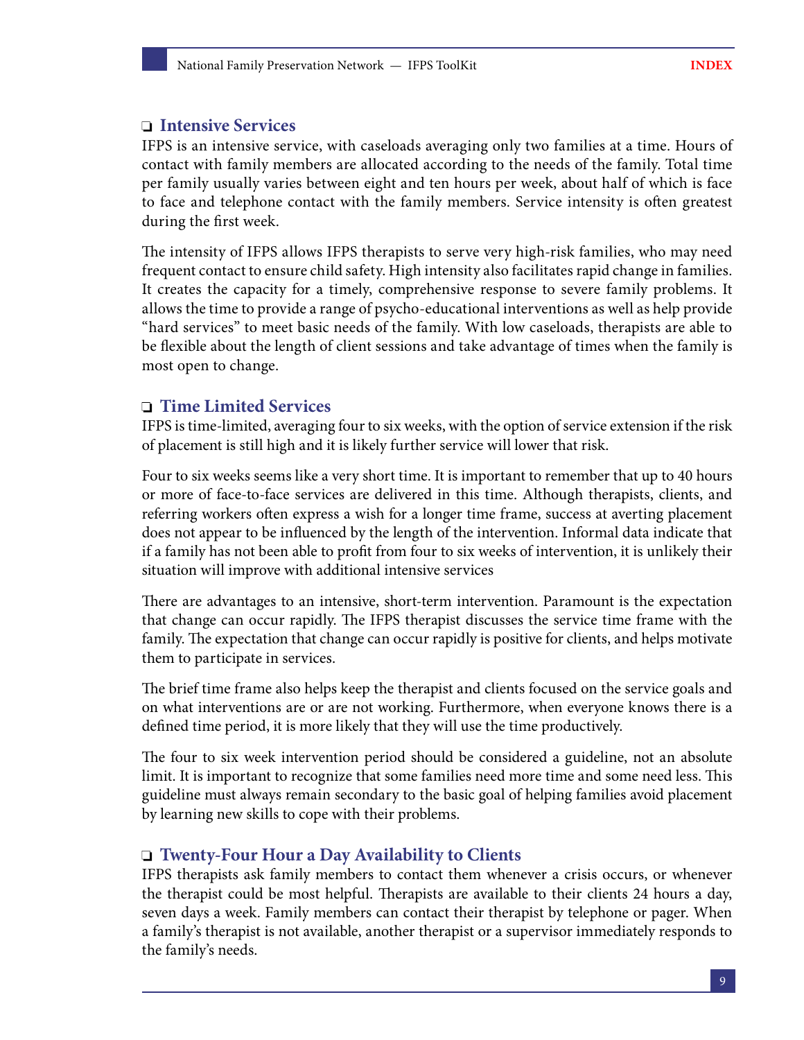## ❑ Intensive Services

IFPS is an intensive service, with caseloads averaging only two families at a time. Hours of contact with family members are allocated according to the needs of the family. Total time per family usually varies between eight and ten hours per week, about half of which is face to face and telephone contact with the family members. Service intensity is often greatest during the first week.

The intensity of IFPS allows IFPS therapists to serve very high-risk families, who may need frequent contact to ensure child safety. High intensity also facilitates rapid change in families. It creates the capacity for a timely, comprehensive response to severe family problems. It allows the time to provide a range of psycho-educational interventions as well as help provide "hard services" to meet basic needs of the family. With low caseloads, therapists are able to be flexible about the length of client sessions and take advantage of times when the family is most open to change.

## ❑ Time Limited Services

IFPS is time-limited, averaging four to six weeks, with the option of service extension if the risk of placement is still high and it is likely further service will lower that risk.

Four to six weeks seems like a very short time. It is important to remember that up to 40 hours or more of face-to-face services are delivered in this time. Although therapists, clients, and referring workers often express a wish for a longer time frame, success at averting placement does not appear to be influenced by the length of the intervention. Informal data indicate that if a family has not been able to profit from four to six weeks of intervention, it is unlikely their situation will improve with additional intensive services

There are advantages to an intensive, short-term intervention. Paramount is the expectation that change can occur rapidly. The IFPS therapist discusses the service time frame with the family. The expectation that change can occur rapidly is positive for clients, and helps motivate them to participate in services.

The brief time frame also helps keep the therapist and clients focused on the service goals and on what interventions are or are not working. Furthermore, when everyone knows there is a defined time period, it is more likely that they will use the time productively.

The four to six week intervention period should be considered a guideline, not an absolute limit. It is important to recognize that some families need more time and some need less. This guideline must always remain secondary to the basic goal of helping families avoid placement by learning new skills to cope with their problems.

## ❑ Twenty-Four Hour a Day Availability to Clients

IFPS therapists ask family members to contact them whenever a crisis occurs, or whenever the therapist could be most helpful. Therapists are available to their clients 24 hours a day, seven days a week. Family members can contact their therapist by telephone or pager. When a family's therapist is not available, another therapist or a supervisor immediately responds to the family's needs.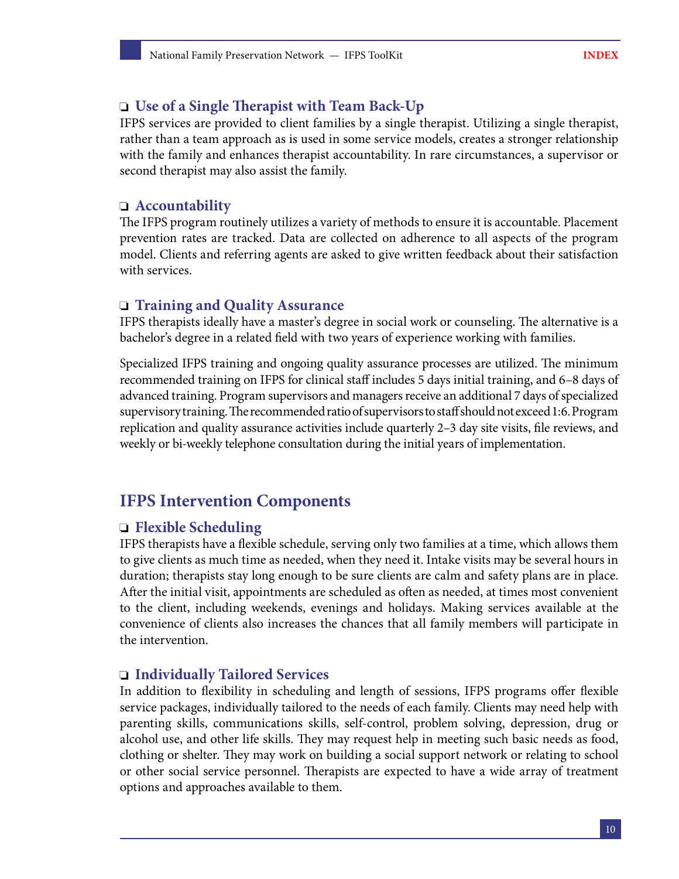### ❑ Use of a Single Therapist with Team Back-Up

IFPS services are provided to client families by a single therapist. Utilizing a single therapist, rather than a team approach as is used in some service models, creates a stronger relationship with the family and enhances therapist accountability. In rare circumstances, a supervisor or second therapist may also assist the family.

### ❑ Accountability

The IFPS program routinely utilizes a variety of methods to ensure it is accountable. Placement prevention rates are tracked. Data are collected on adherence to all aspects of the program model. Clients and referring agents are asked to give written feedback about their satisfaction with services.

### ❑ Training and Quality Assurance

IFPS therapists ideally have a master's degree in social work or counseling. The alternative is a bachelor's degree in a related field with two years of experience working with families.

Specialized IFPS training and ongoing quality assurance processes are utilized. The minimum recommended training on IFPS for clinical staff includes 5 days initial training, and 6–8 days of advanced training. Program supervisors and managers receive an additional 7 days of specialized supervisory training. The recommended ratio of supervisors to staff should not exceed 1:6. Program replication and quality assurance activities include quarterly 2–3 day site visits, file reviews, and weekly or bi-weekly telephone consultation during the initial years of implementation.

## IFPS Intervention Components

### ❑ Flexible Scheduling

IFPS therapists have a flexible schedule, serving only two families at a time, which allows them to give clients as much time as needed, when they need it. Intake visits may be several hours in duration; therapists stay long enough to be sure clients are calm and safety plans are in place. After the initial visit, appointments are scheduled as often as needed, at times most convenient to the client, including weekends, evenings and holidays. Making services available at the convenience of clients also increases the chances that all family members will participate in the intervention.

### ❑ Individually Tailored Services

In addition to flexibility in scheduling and length of sessions, IFPS programs offer flexible service packages, individually tailored to the needs of each family. Clients may need help with parenting skills, communications skills, self-control, problem solving, depression, drug or alcohol use, and other life skills. They may request help in meeting such basic needs as food, clothing or shelter. They may work on building a social support network or relating to school or other social service personnel. Therapists are expected to have a wide array of treatment options and approaches available to them.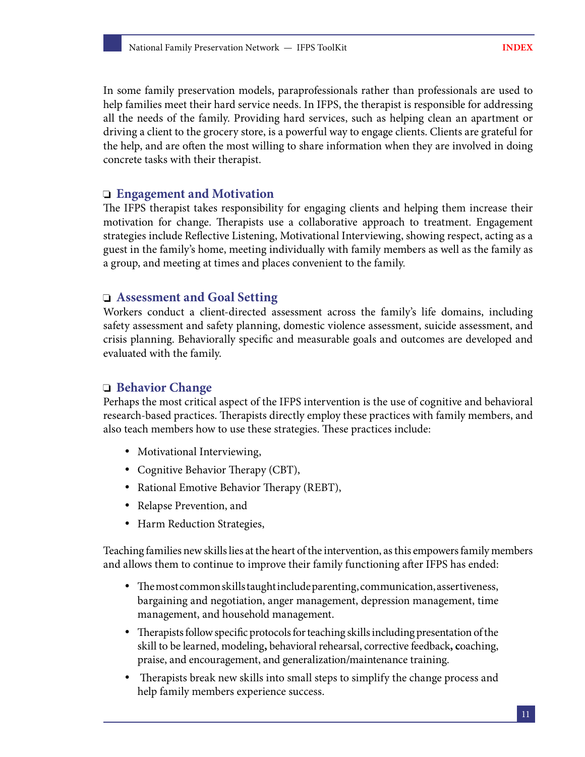In some family preservation models, paraprofessionals rather than professionals are used to help families meet their hard service needs. In IFPS, the therapist is responsible for addressing all the needs of the family. Providing hard services, such as helping clean an apartment or driving a client to the grocery store, is a powerful way to engage clients. Clients are grateful for the help, and are often the most willing to share information when they are involved in doing concrete tasks with their therapist.

### ❑ Engagement and Motivation

The IFPS therapist takes responsibility for engaging clients and helping them increase their motivation for change. Therapists use a collaborative approach to treatment. Engagement strategies include Reflective Listening, Motivational Interviewing, showing respect, acting as a guest in the family's home, meeting individually with family members as well as the family as a group, and meeting at times and places convenient to the family.

### ❑ Assessment and Goal Setting

Workers conduct a client-directed assessment across the family's life domains, including safety assessment and safety planning, domestic violence assessment, suicide assessment, and crisis planning. Behaviorally specific and measurable goals and outcomes are developed and evaluated with the family.

### ❑ Behavior Change

Perhaps the most critical aspect of the IFPS intervention is the use of cognitive and behavioral research-based practices. Therapists directly employ these practices with family members, and also teach members how to use these strategies. These practices include:

- Motivational Interviewing,
- Cognitive Behavior Therapy (CBT),
- Rational Emotive Behavior Therapy (REBT),
- Relapse Prevention, and
- Harm Reduction Strategies,

Teaching families new skills lies at the heart of the intervention, as this empowers family members and allows them to continue to improve their family functioning after IFPS has ended:

- The most common skills taught include parenting, communication, assertiveness, bargaining and negotiation, anger management, depression management, time management, and household management.
- Therapists follow specific protocols for teaching skills including presentation of the skill to be learned, modeling, behavioral rehearsal, corrective feedback, coaching, praise, and encouragement, and generalization/maintenance training.
- Therapists break new skills into small steps to simplify the change process and help family members experience success.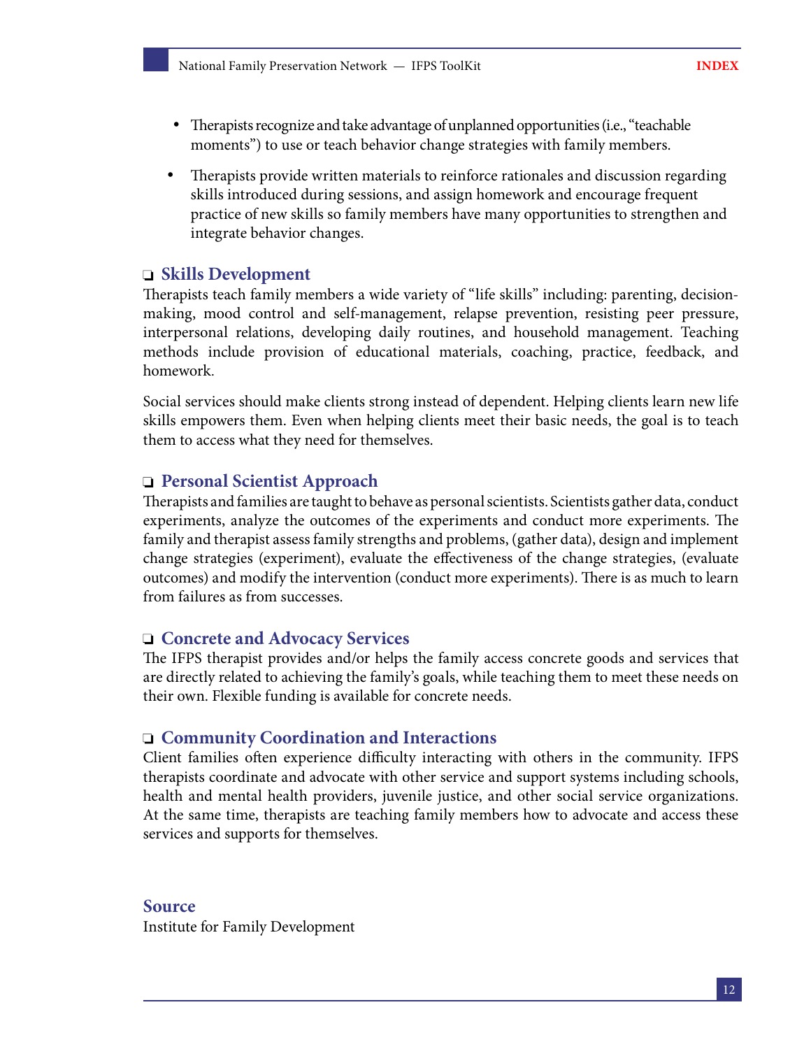- Therapists recognize and take advantage of unplanned opportunities (i.e., "teachable moments") to use or teach behavior change strategies with family members.

- Therapists provide written materials to reinforce rationales and discussion regarding skills introduced during sessions, and assign homework and encourage frequent practice of new skills so family members have many opportunities to strengthen and integrate behavior changes.

### ❑ Skills Development

Therapists teach family members a wide variety of "life skills" including: parenting, decision-making, mood control and self-management, relapse prevention, resisting peer pressure, interpersonal relations, developing daily routines, and household management. Teaching methods include provision of educational materials, coaching, practice, feedback, and homework.

Social services should make clients strong instead of dependent. Helping clients learn new life skills empowers them. Even when helping clients meet their basic needs, the goal is to teach them to access what they need for themselves.

### ❑ Personal Scientist Approach

Therapists and families are taught to behave as personal scientists. Scientists gather data, conduct experiments, analyze the outcomes of the experiments and conduct more experiments. The family and therapist assess family strengths and problems, (gather data), design and implement change strategies (experiment), evaluate the effectiveness of the change strategies, (evaluate outcomes) and modify the intervention (conduct more experiments). There is as much to learn from failures as from successes.

### ❑ Concrete and Advocacy Services

The IFPS therapist provides and/or helps the family access concrete goods and services that are directly related to achieving the family's goals, while teaching them to meet these needs on their own. Flexible funding is available for concrete needs.

### ❑ Community Coordination and Interactions

Client families often experience difficulty interacting with others in the community. IFPS therapists coordinate and advocate with other service and support systems including schools, health and mental health providers, juvenile justice, and other social service organizations. At the same time, therapists are teaching family members how to advocate and access these services and supports for themselves.

### Source

Institute for Family Development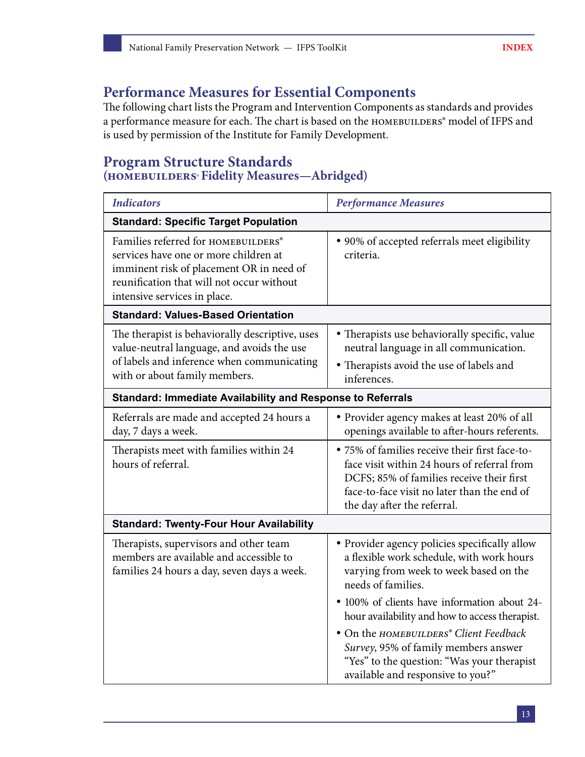## Performance Measures for Essential Components

The following chart lists the Program and Intervention Components as standards and provides a performance measure for each. The chart is based on the HOMEBUILDERS® model of IFPS and is used by permission of the Institute for Family Development.

## Program Structure Standards
### (HOMEBUILDERS® Fidelity Measures—Abridged)

| *Indicators* | *Performance Measures* |
|---|---|
| **Standard: Specific Target Population** | |
| Families referred for HOMEBUILDERS® services have one or more children at imminent risk of placement OR in need of reunification that will not occur without intensive services in place. | • 90% of accepted referrals meet eligibility criteria. |
| **Standard: Values-Based Orientation** | |
| The therapist is behaviorally descriptive, uses value-neutral language, and avoids the use of labels and inference when communicating with or about family members. | • Therapists use behaviorally specific, value neutral language in all communication.<br>• Therapists avoid the use of labels and inferences. |
| **Standard: Immediate Availability and Response to Referrals** | |
| Referrals are made and accepted 24 hours a day, 7 days a week. | • Provider agency makes at least 20% of all openings available to after-hours referents. |
| Therapists meet with families within 24 hours of referral. | • 75% of families receive their first face-to-face visit within 24 hours of referral from DCFS; 85% of families receive their first face-to-face visit no later than the end of the day after the referral. |
| **Standard: Twenty-Four Hour Availability** | |
| Therapists, supervisors and other team members are available and accessible to families 24 hours a day, seven days a week. | • Provider agency policies specifically allow a flexible work schedule, with work hours varying from week to week based on the needs of families.<br>• 100% of clients have information about 24-hour availability and how to access therapist.<br>• On the *HOMEBUILDERS® Client Feedback Survey*, 95% of family members answer "Yes" to the question: "Was your therapist available and responsive to you?" |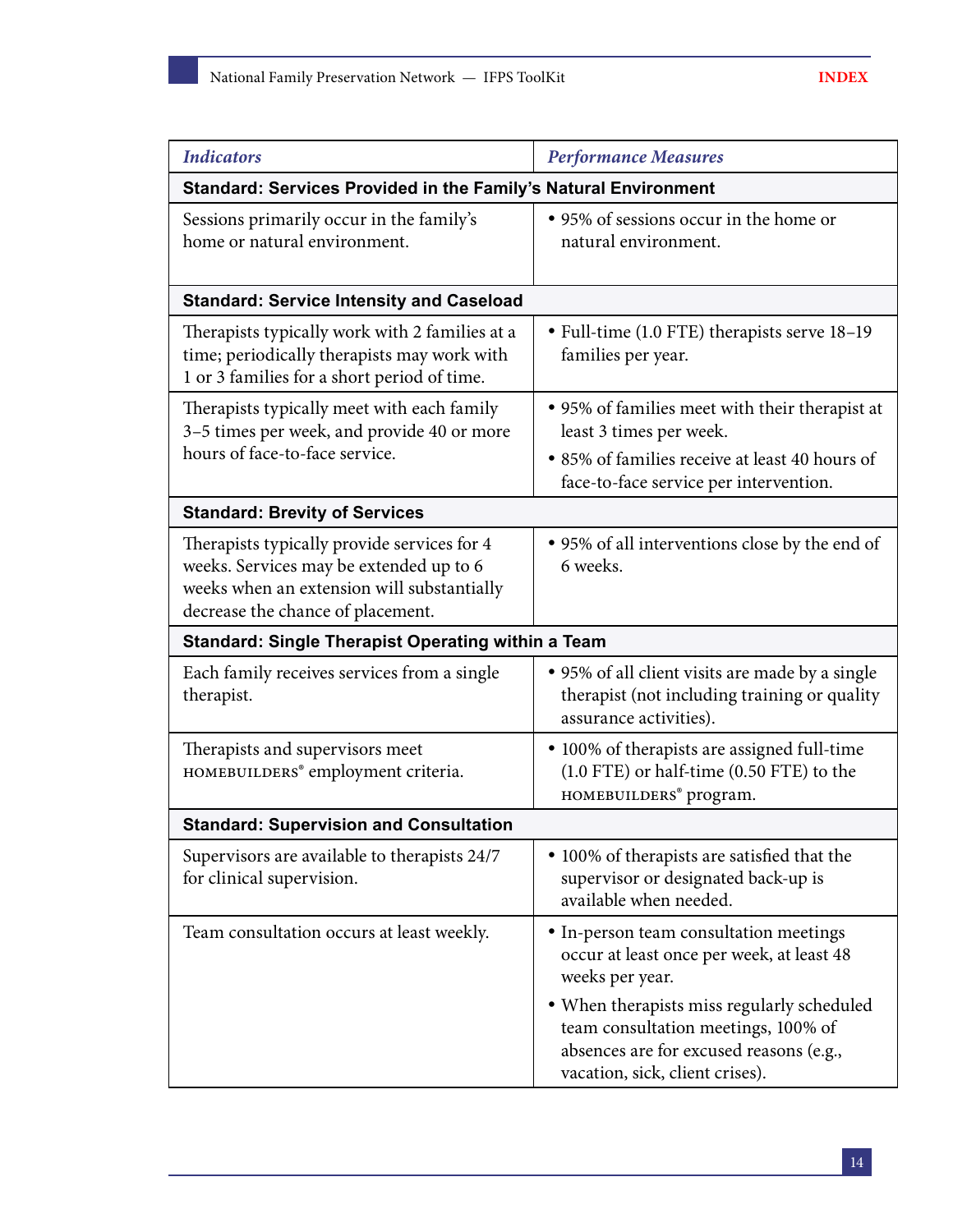| *Indicators* | *Performance Measures* |
|---|---|
| **Standard: Services Provided in the Family's Natural Environment** | |
| Sessions primarily occur in the family's home or natural environment. | • 95% of sessions occur in the home or natural environment. |
| **Standard: Service Intensity and Caseload** | |
| Therapists typically work with 2 families at a time; periodically therapists may work with 1 or 3 families for a short period of time. | • Full-time (1.0 FTE) therapists serve 18–19 families per year. |
| Therapists typically meet with each family 3–5 times per week, and provide 40 or more hours of face-to-face service. | • 95% of families meet with their therapist at least 3 times per week.<br>• 85% of families receive at least 40 hours of face-to-face service per intervention. |
| **Standard: Brevity of Services** | |
| Therapists typically provide services for 4 weeks. Services may be extended up to 6 weeks when an extension will substantially decrease the chance of placement. | • 95% of all interventions close by the end of 6 weeks. |
| **Standard: Single Therapist Operating within a Team** | |
| Each family receives services from a single therapist. | • 95% of all client visits are made by a single therapist (not including training or quality assurance activities). |
| Therapists and supervisors meet HOMEBUILDERS® employment criteria. | • 100% of therapists are assigned full-time (1.0 FTE) or half-time (0.50 FTE) to the HOMEBUILDERS® program. |
| **Standard: Supervision and Consultation** | |
| Supervisors are available to therapists 24/7 for clinical supervision. | • 100% of therapists are satisfied that the supervisor or designated back-up is available when needed. |
| Team consultation occurs at least weekly. | • In-person team consultation meetings occur at least once per week, at least 48 weeks per year.<br>• When therapists miss regularly scheduled team consultation meetings, 100% of absences are for excused reasons (e.g., vacation, sick, client crises). |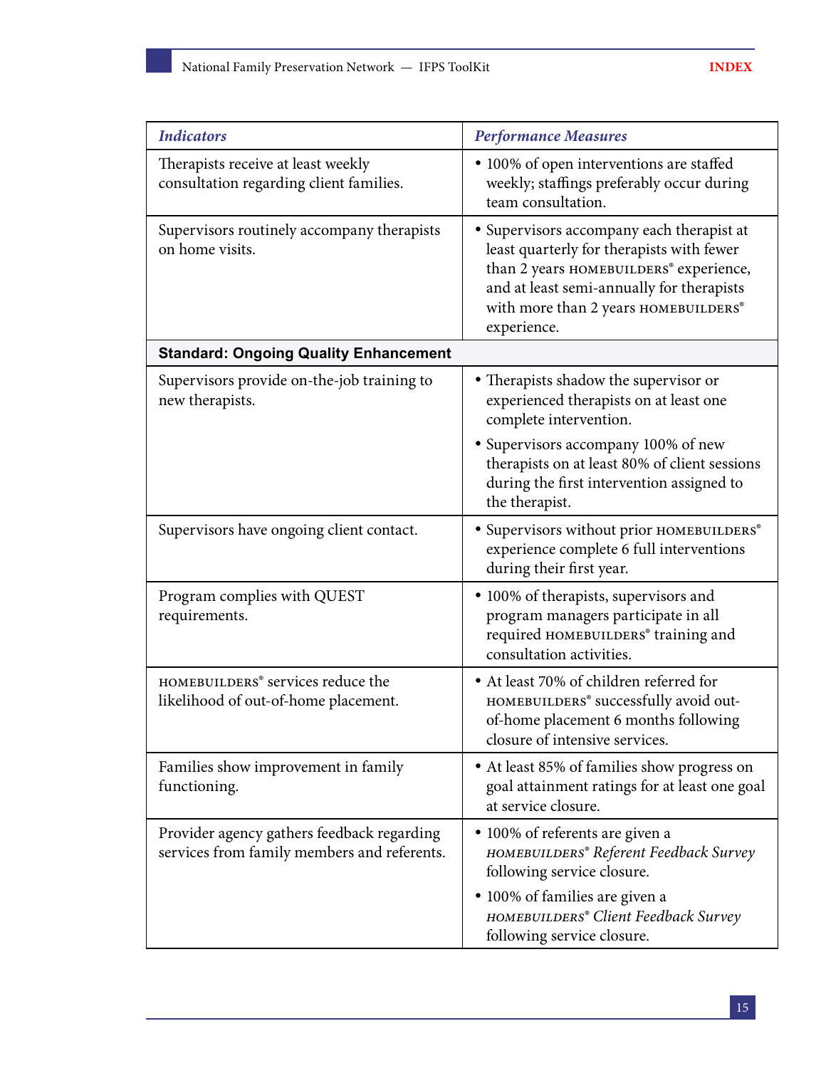| *Indicators* | *Performance Measures* |
|---|---|
| Therapists receive at least weekly consultation regarding client families. | • 100% of open interventions are staffed weekly; staffings preferably occur during team consultation. |
| Supervisors routinely accompany therapists on home visits. | • Supervisors accompany each therapist at least quarterly for therapists with fewer than 2 years HOMEBUILDERS® experience, and at least semi-annually for therapists with more than 2 years HOMEBUILDERS® experience. |
| **Standard: Ongoing Quality Enhancement** | |
| Supervisors provide on-the-job training to new therapists. | • Therapists shadow the supervisor or experienced therapists on at least one complete intervention.<br>• Supervisors accompany 100% of new therapists on at least 80% of client sessions during the first intervention assigned to the therapist. |
| Supervisors have ongoing client contact. | • Supervisors without prior HOMEBUILDERS® experience complete 6 full interventions during their first year. |
| Program complies with QUEST requirements. | • 100% of therapists, supervisors and program managers participate in all required HOMEBUILDERS® training and consultation activities. |
| HOMEBUILDERS® services reduce the likelihood of out-of-home placement. | • At least 70% of children referred for HOMEBUILDERS® successfully avoid out-of-home placement 6 months following closure of intensive services. |
| Families show improvement in family functioning. | • At least 85% of families show progress on goal attainment ratings for at least one goal at service closure. |
| Provider agency gathers feedback regarding services from family members and referents. | • 100% of referents are given a *HOMEBUILDERS® Referent Feedback Survey* following service closure.<br>• 100% of families are given a *HOMEBUILDERS® Client Feedback Survey* following service closure. |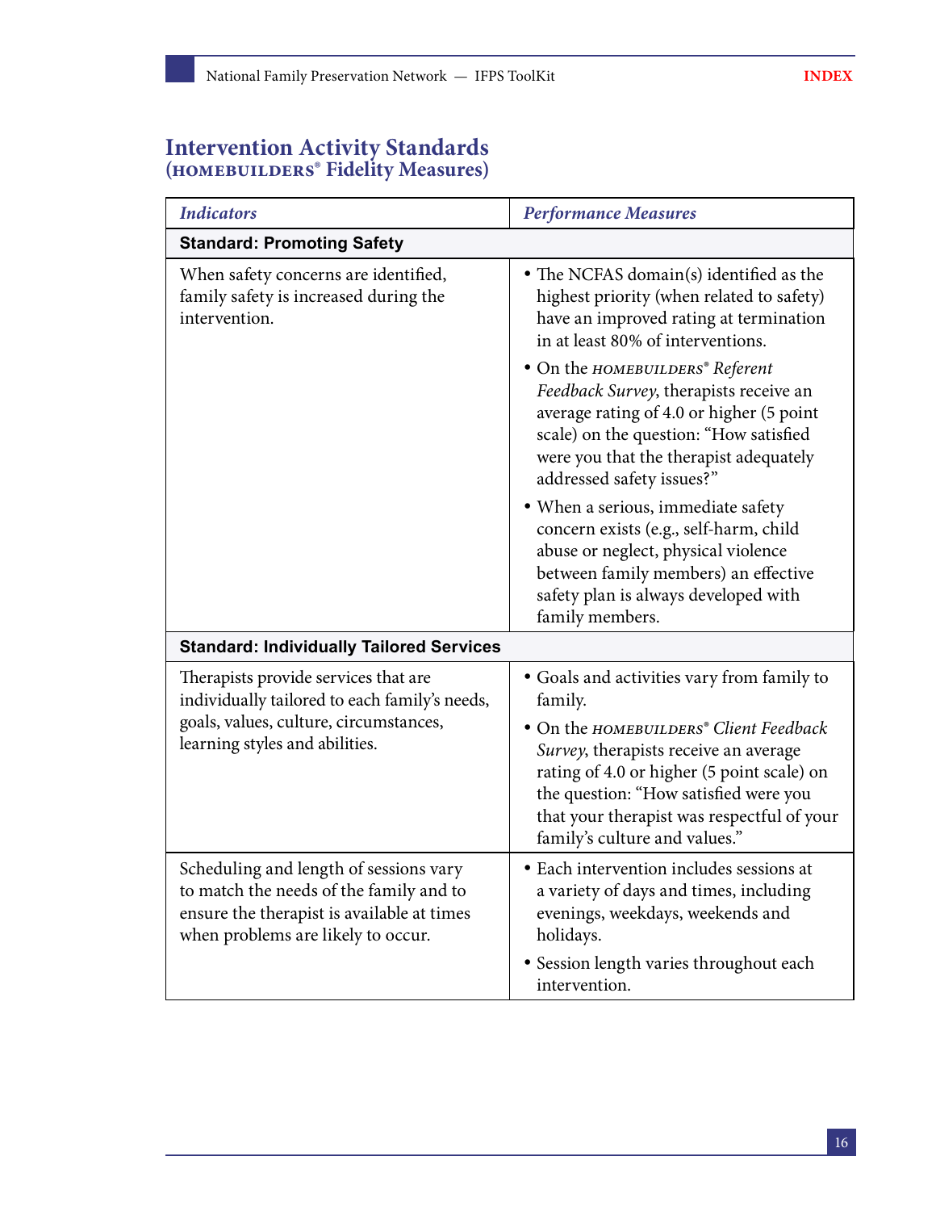## Intervention Activity Standards
### (HOMEBUILDERS® Fidelity Measures)

| *Indicators* | *Performance Measures* |
|---|---|
| **Standard: Promoting Safety** | |
| When safety concerns are identified, family safety is increased during the intervention. | • The NCFAS domain(s) identified as the highest priority (when related to safety) have an improved rating at termination in at least 80% of interventions.<br>• On the HOMEBUILDERS® *Referent Feedback Survey*, therapists receive an average rating of 4.0 or higher (5 point scale) on the question: "How satisfied were you that the therapist adequately addressed safety issues?"<br>• When a serious, immediate safety concern exists (e.g., self-harm, child abuse or neglect, physical violence between family members) an effective safety plan is always developed with family members. |
| **Standard: Individually Tailored Services** | |
| Therapists provide services that are individually tailored to each family's needs, goals, values, culture, circumstances, learning styles and abilities. | • Goals and activities vary from family to family.<br>• On the HOMEBUILDERS® *Client Feedback Survey*, therapists receive an average rating of 4.0 or higher (5 point scale) on the question: "How satisfied were you that your therapist was respectful of your family's culture and values." |
| Scheduling and length of sessions vary to match the needs of the family and to ensure the therapist is available at times when problems are likely to occur. | • Each intervention includes sessions at a variety of days and times, including evenings, weekdays, weekends and holidays.<br>• Session length varies throughout each intervention. |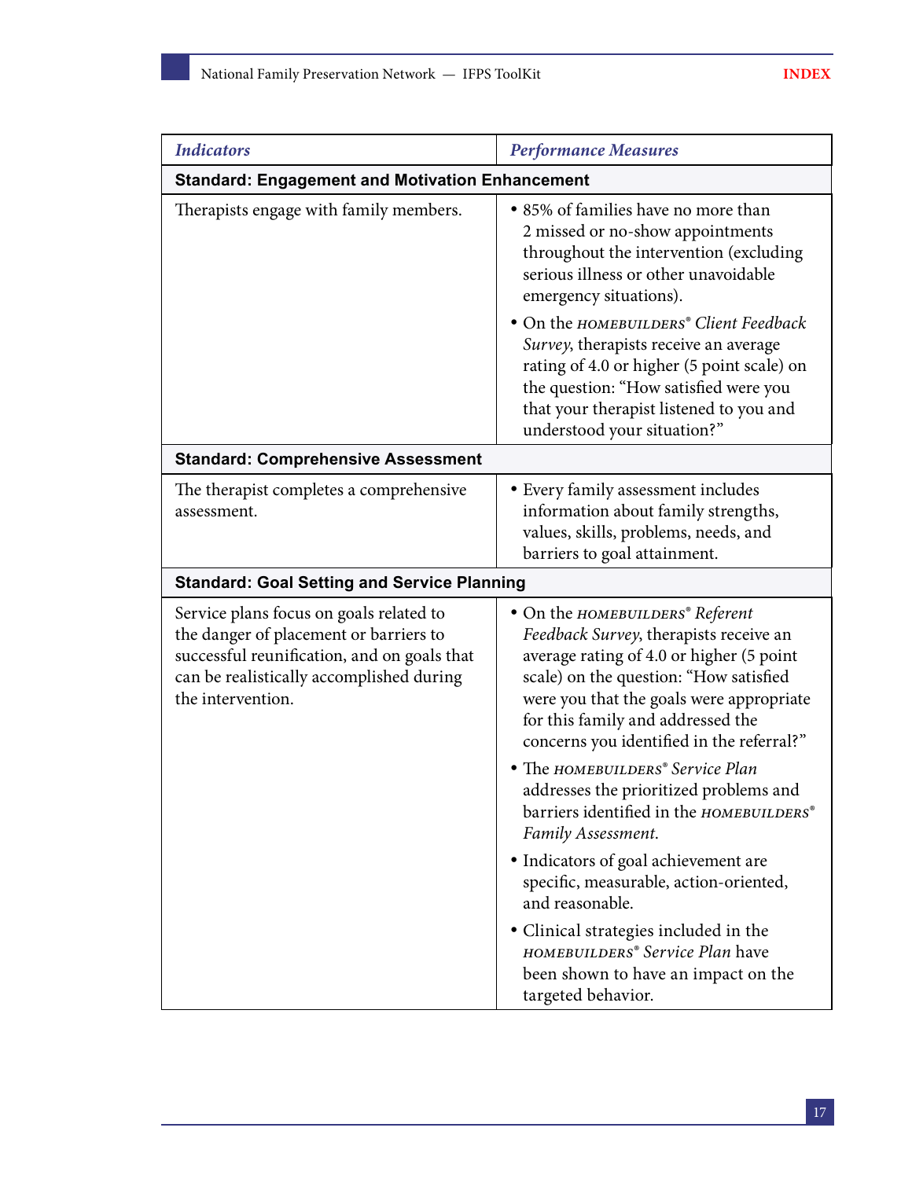| *Indicators* | *Performance Measures* |
|---|---|
| **Standard: Engagement and Motivation Enhancement** | |
| Therapists engage with family members. | • 85% of families have no more than 2 missed or no-show appointments throughout the intervention (excluding serious illness or other unavoidable emergency situations).<br>• On the HOMEBUILDERS® *Client Feedback Survey*, therapists receive an average rating of 4.0 or higher (5 point scale) on the question: "How satisfied were you that your therapist listened to you and understood your situation?" |
| **Standard: Comprehensive Assessment** | |
| The therapist completes a comprehensive assessment. | • Every family assessment includes information about family strengths, values, skills, problems, needs, and barriers to goal attainment. |
| **Standard: Goal Setting and Service Planning** | |
| Service plans focus on goals related to the danger of placement or barriers to successful reunification, and on goals that can be realistically accomplished during the intervention. | • On the HOMEBUILDERS® *Referent Feedback Survey*, therapists receive an average rating of 4.0 or higher (5 point scale) on the question: "How satisfied were you that the goals were appropriate for this family and addressed the concerns you identified in the referral?"<br>• The HOMEBUILDERS® *Service Plan* addresses the prioritized problems and barriers identified in the HOMEBUILDERS® *Family Assessment*.<br>• Indicators of goal achievement are specific, measurable, action-oriented, and reasonable.<br>• Clinical strategies included in the HOMEBUILDERS® *Service Plan* have been shown to have an impact on the targeted behavior. |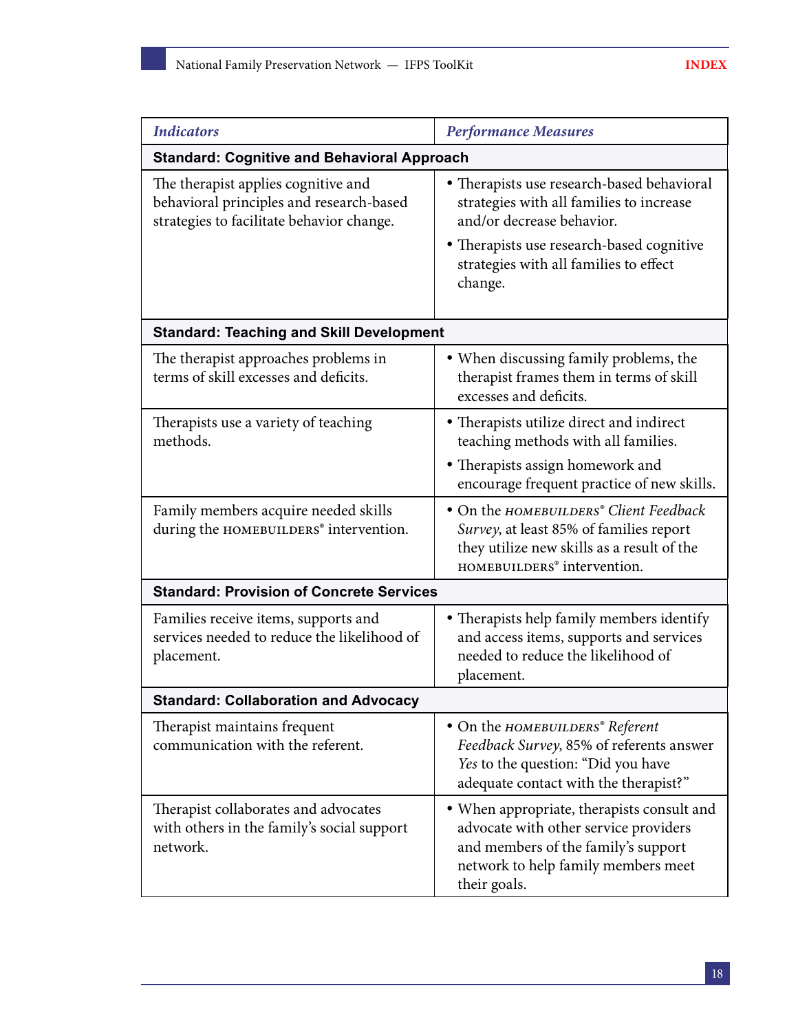| *Indicators* | *Performance Measures* |
|---|---|
| **Standard: Cognitive and Behavioral Approach** | |
| The therapist applies cognitive and behavioral principles and research-based strategies to facilitate behavior change. | • Therapists use research-based behavioral strategies with all families to increase and/or decrease behavior.<br>• Therapists use research-based cognitive strategies with all families to effect change. |
| **Standard: Teaching and Skill Development** | |
| The therapist approaches problems in terms of skill excesses and deficits. | • When discussing family problems, the therapist frames them in terms of skill excesses and deficits. |
| Therapists use a variety of teaching methods. | • Therapists utilize direct and indirect teaching methods with all families.<br>• Therapists assign homework and encourage frequent practice of new skills. |
| Family members acquire needed skills during the HOMEBUILDERS® intervention. | • On the *HOMEBUILDERS® Client Feedback Survey*, at least 85% of families report they utilize new skills as a result of the HOMEBUILDERS® intervention. |
| **Standard: Provision of Concrete Services** | |
| Families receive items, supports and services needed to reduce the likelihood of placement. | • Therapists help family members identify and access items, supports and services needed to reduce the likelihood of placement. |
| **Standard: Collaboration and Advocacy** | |
| Therapist maintains frequent communication with the referent. | • On the *HOMEBUILDERS® Referent Feedback Survey*, 85% of referents answer *Yes* to the question: "Did you have adequate contact with the therapist?" |
| Therapist collaborates and advocates with others in the family's social support network. | • When appropriate, therapists consult and advocate with other service providers and members of the family's support network to help family members meet their goals. |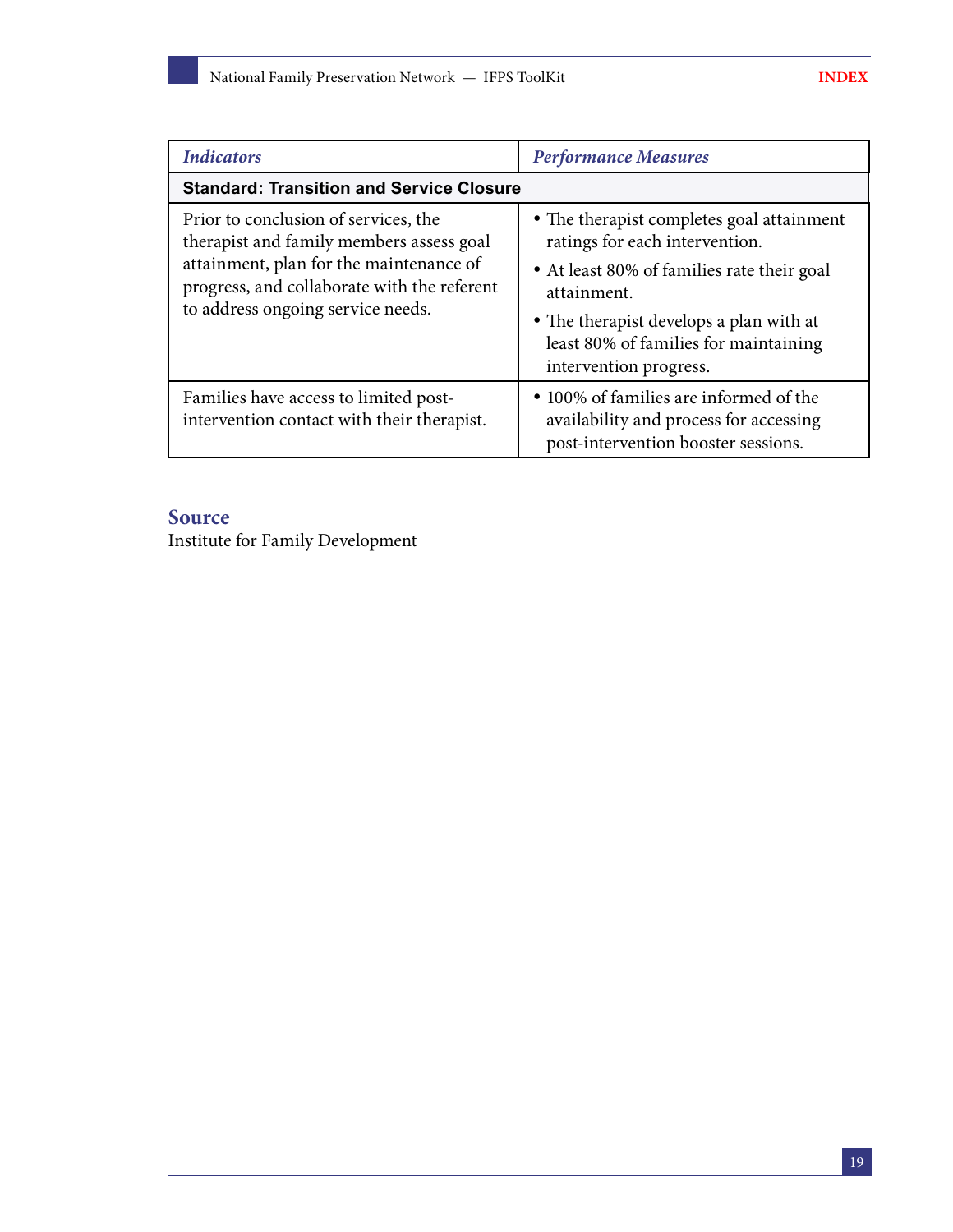| *Indicators* | *Performance Measures* |
|---|---|
| **Standard: Transition and Service Closure** | |
| Prior to conclusion of services, the therapist and family members assess goal attainment, plan for the maintenance of progress, and collaborate with the referent to address ongoing service needs. | • The therapist completes goal attainment ratings for each intervention.<br>• At least 80% of families rate their goal attainment.<br>• The therapist develops a plan with at least 80% of families for maintaining intervention progress. |
| Families have access to limited post-intervention contact with their therapist. | • 100% of families are informed of the availability and process for accessing post-intervention booster sessions. |

## Source

Institute for Family Development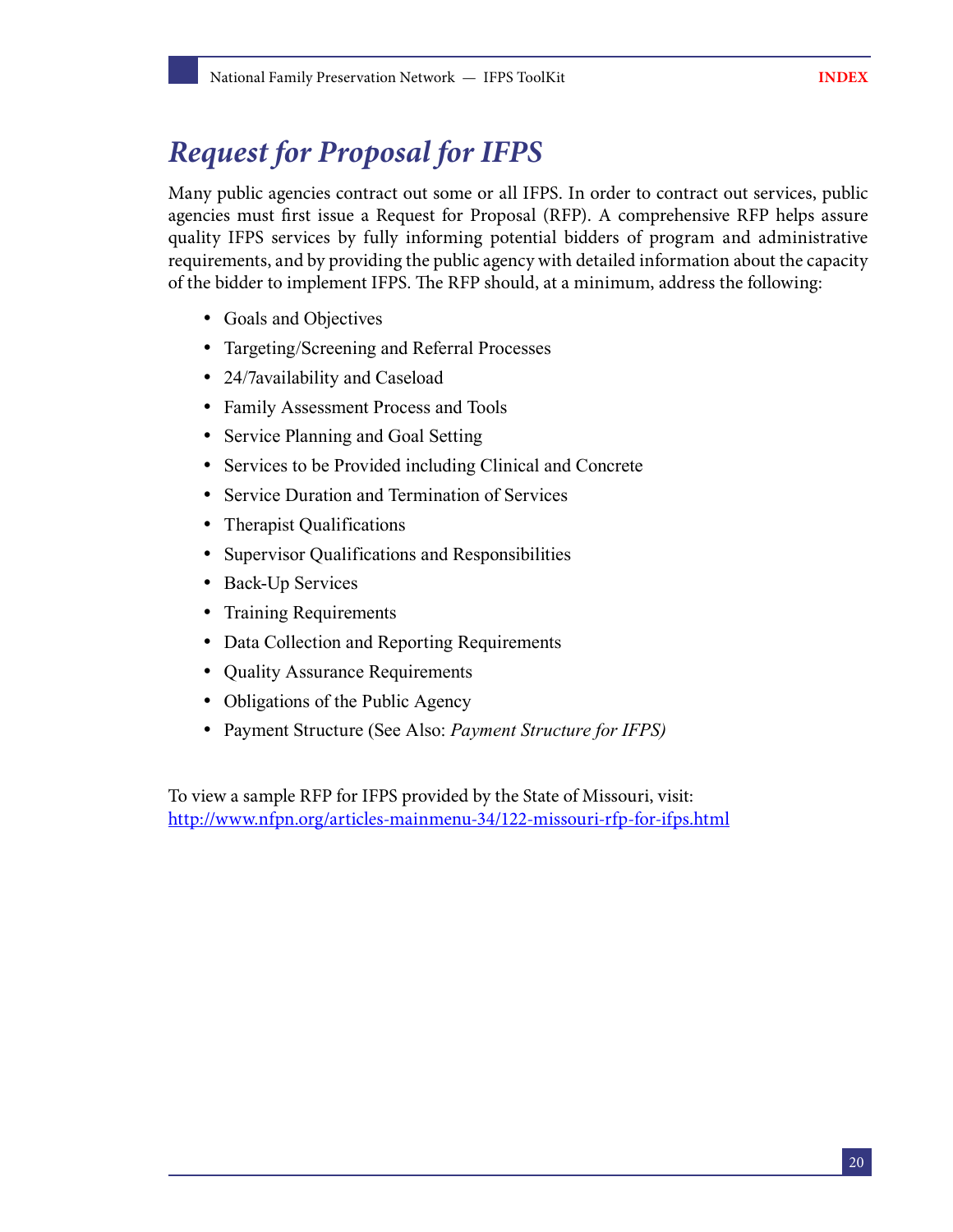# *Request for Proposal for IFPS*

Many public agencies contract out some or all IFPS. In order to contract out services, public agencies must first issue a Request for Proposal (RFP). A comprehensive RFP helps assure quality IFPS services by fully informing potential bidders of program and administrative requirements, and by providing the public agency with detailed information about the capacity of the bidder to implement IFPS. The RFP should, at a minimum, address the following:

- Goals and Objectives
- Targeting/Screening and Referral Processes
- 24/7availability and Caseload
- Family Assessment Process and Tools
- Service Planning and Goal Setting
- Services to be Provided including Clinical and Concrete
- Service Duration and Termination of Services
- Therapist Qualifications
- Supervisor Qualifications and Responsibilities
- Back-Up Services
- Training Requirements
- Data Collection and Reporting Requirements
- Quality Assurance Requirements
- Obligations of the Public Agency
- Payment Structure (See Also: *Payment Structure for IFPS)*

To view a sample RFP for IFPS provided by the State of Missouri, visit:
http://www.nfpn.org/articles-mainmenu-34/122-missouri-rfp-for-ifps.html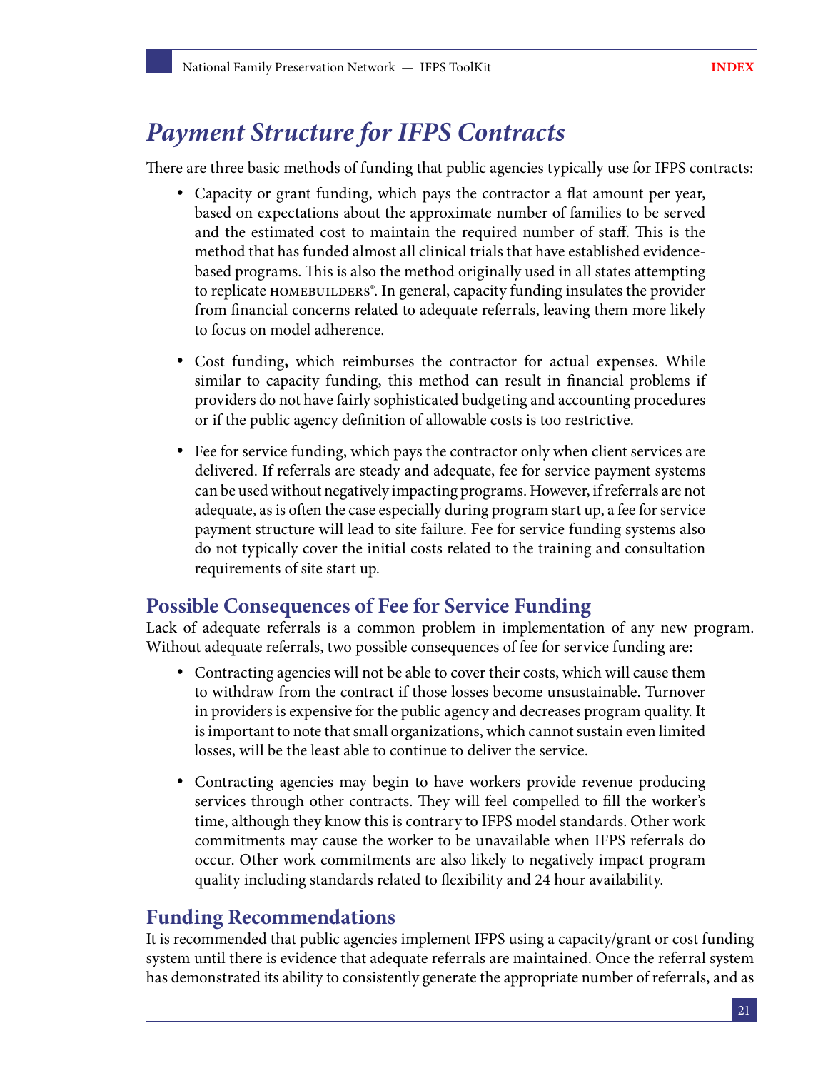# *Payment Structure for IFPS Contracts*

There are three basic methods of funding that public agencies typically use for IFPS contracts:

- Capacity or grant funding, which pays the contractor a flat amount per year, based on expectations about the approximate number of families to be served and the estimated cost to maintain the required number of staff. This is the method that has funded almost all clinical trials that have established evidence-based programs. This is also the method originally used in all states attempting to replicate HOMEBUILDERS®. In general, capacity funding insulates the provider from financial concerns related to adequate referrals, leaving them more likely to focus on model adherence.

- Cost funding**,** which reimburses the contractor for actual expenses. While similar to capacity funding, this method can result in financial problems if providers do not have fairly sophisticated budgeting and accounting procedures or if the public agency definition of allowable costs is too restrictive.

- Fee for service funding, which pays the contractor only when client services are delivered. If referrals are steady and adequate, fee for service payment systems can be used without negatively impacting programs. However, if referrals are not adequate, as is often the case especially during program start up, a fee for service payment structure will lead to site failure. Fee for service funding systems also do not typically cover the initial costs related to the training and consultation requirements of site start up.

## Possible Consequences of Fee for Service Funding

Lack of adequate referrals is a common problem in implementation of any new program. Without adequate referrals, two possible consequences of fee for service funding are:

- Contracting agencies will not be able to cover their costs, which will cause them to withdraw from the contract if those losses become unsustainable. Turnover in providers is expensive for the public agency and decreases program quality. It is important to note that small organizations, which cannot sustain even limited losses, will be the least able to continue to deliver the service.

- Contracting agencies may begin to have workers provide revenue producing services through other contracts. They will feel compelled to fill the worker's time, although they know this is contrary to IFPS model standards. Other work commitments may cause the worker to be unavailable when IFPS referrals do occur. Other work commitments are also likely to negatively impact program quality including standards related to flexibility and 24 hour availability.

## Funding Recommendations

It is recommended that public agencies implement IFPS using a capacity/grant or cost funding system until there is evidence that adequate referrals are maintained. Once the referral system has demonstrated its ability to consistently generate the appropriate number of referrals, and as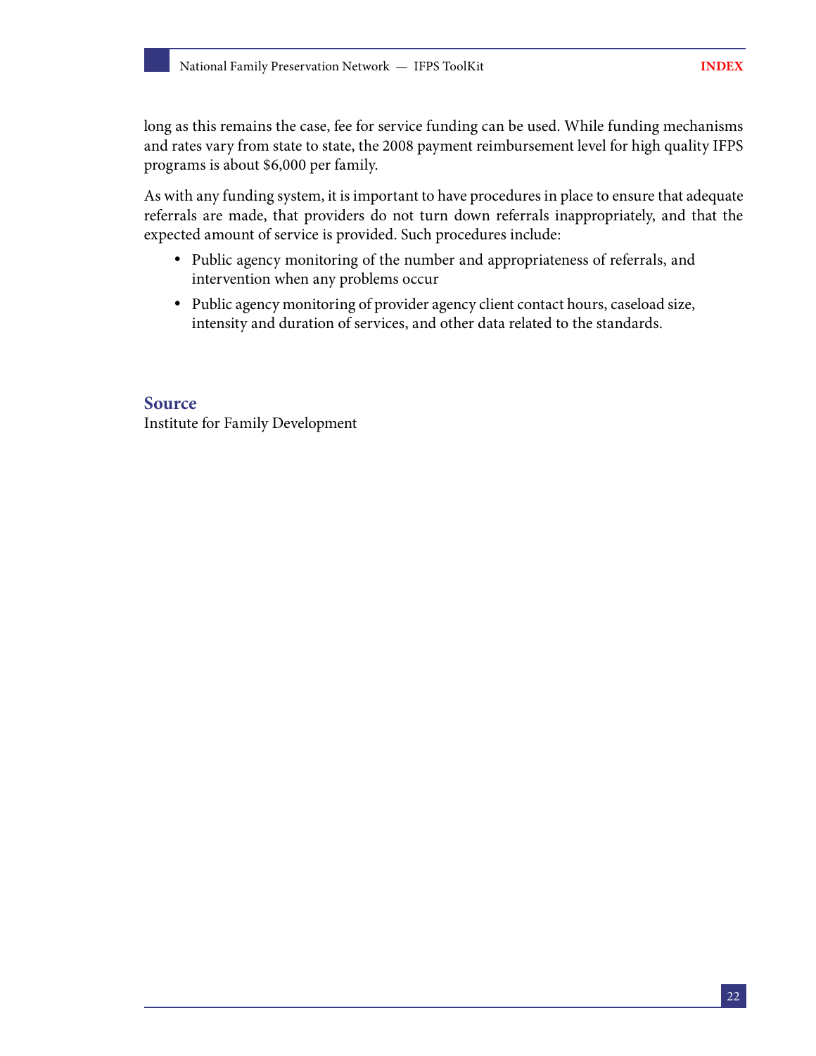long as this remains the case, fee for service funding can be used. While funding mechanisms and rates vary from state to state, the 2008 payment reimbursement level for high quality IFPS programs is about $6,000 per family.

As with any funding system, it is important to have procedures in place to ensure that adequate referrals are made, that providers do not turn down referrals inappropriately, and that the expected amount of service is provided. Such procedures include:

- Public agency monitoring of the number and appropriateness of referrals, and intervention when any problems occur
- Public agency monitoring of provider agency client contact hours, caseload size, intensity and duration of services, and other data related to the standards.

## Source

Institute for Family Development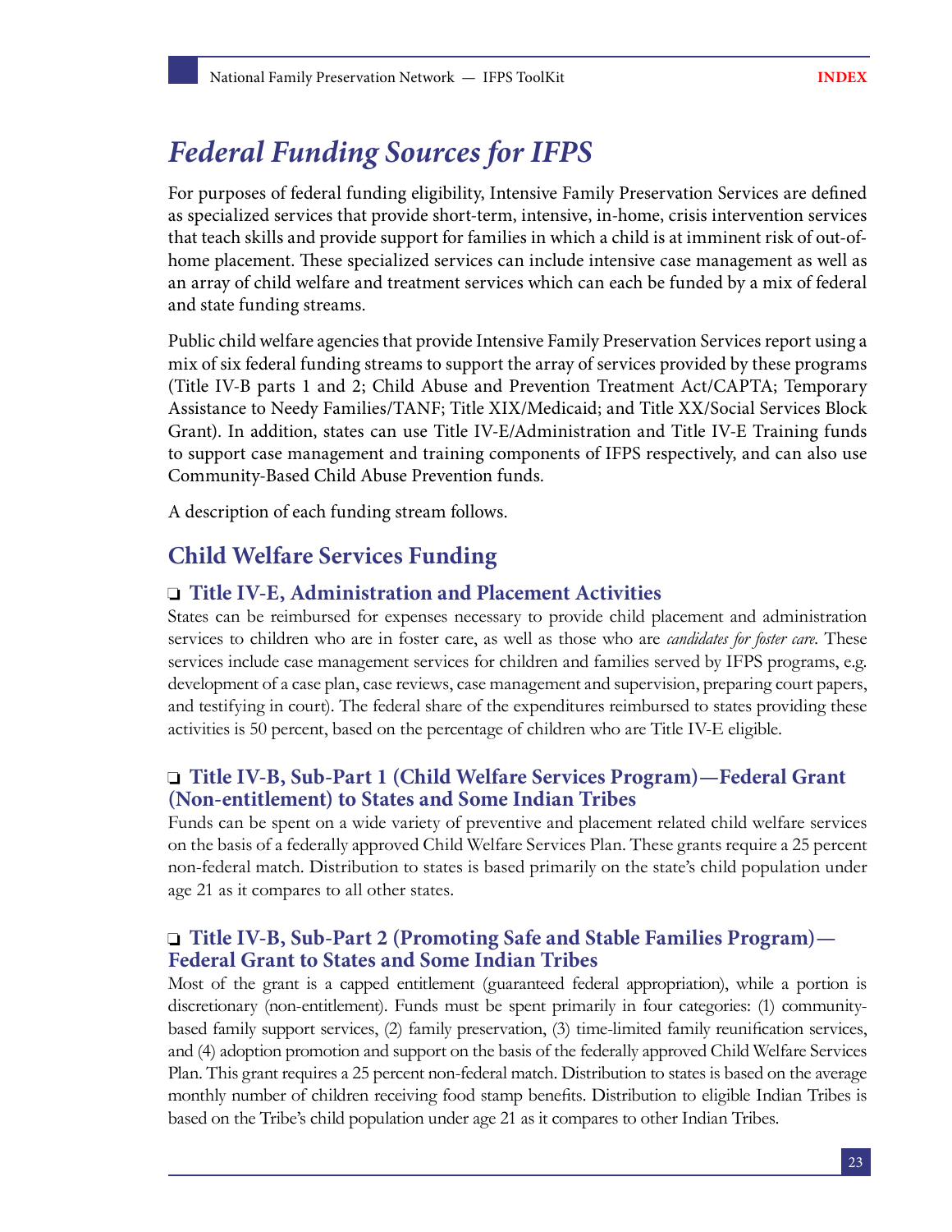# Federal Funding Sources for IFPS

For purposes of federal funding eligibility, Intensive Family Preservation Services are defined as specialized services that provide short-term, intensive, in-home, crisis intervention services that teach skills and provide support for families in which a child is at imminent risk of out-of-home placement. These specialized services can include intensive case management as well as an array of child welfare and treatment services which can each be funded by a mix of federal and state funding streams.

Public child welfare agencies that provide Intensive Family Preservation Services report using a mix of six federal funding streams to support the array of services provided by these programs (Title IV-B parts 1 and 2; Child Abuse and Prevention Treatment Act/CAPTA; Temporary Assistance to Needy Families/TANF; Title XIX/Medicaid; and Title XX/Social Services Block Grant). In addition, states can use Title IV-E/Administration and Title IV-E Training funds to support case management and training components of IFPS respectively, and can also use Community-Based Child Abuse Prevention funds.

A description of each funding stream follows.

## Child Welfare Services Funding

### ❑ Title IV-E, Administration and Placement Activities

States can be reimbursed for expenses necessary to provide child placement and administration services to children who are in foster care, as well as those who are *candidates for foster care*. These services include case management services for children and families served by IFPS programs, e.g. development of a case plan, case reviews, case management and supervision, preparing court papers, and testifying in court). The federal share of the expenditures reimbursed to states providing these activities is 50 percent, based on the percentage of children who are Title IV-E eligible.

### ❑ Title IV-B, Sub-Part 1 (Child Welfare Services Program)—Federal Grant (Non-entitlement) to States and Some Indian Tribes

Funds can be spent on a wide variety of preventive and placement related child welfare services on the basis of a federally approved Child Welfare Services Plan. These grants require a 25 percent non-federal match. Distribution to states is based primarily on the state's child population under age 21 as it compares to all other states.

### ❑ Title IV-B, Sub-Part 2 (Promoting Safe and Stable Families Program)—Federal Grant to States and Some Indian Tribes

Most of the grant is a capped entitlement (guaranteed federal appropriation), while a portion is discretionary (non-entitlement). Funds must be spent primarily in four categories: (1) community-based family support services, (2) family preservation, (3) time-limited family reunification services, and (4) adoption promotion and support on the basis of the federally approved Child Welfare Services Plan. This grant requires a 25 percent non-federal match. Distribution to states is based on the average monthly number of children receiving food stamp benefits. Distribution to eligible Indian Tribes is based on the Tribe's child population under age 21 as it compares to other Indian Tribes.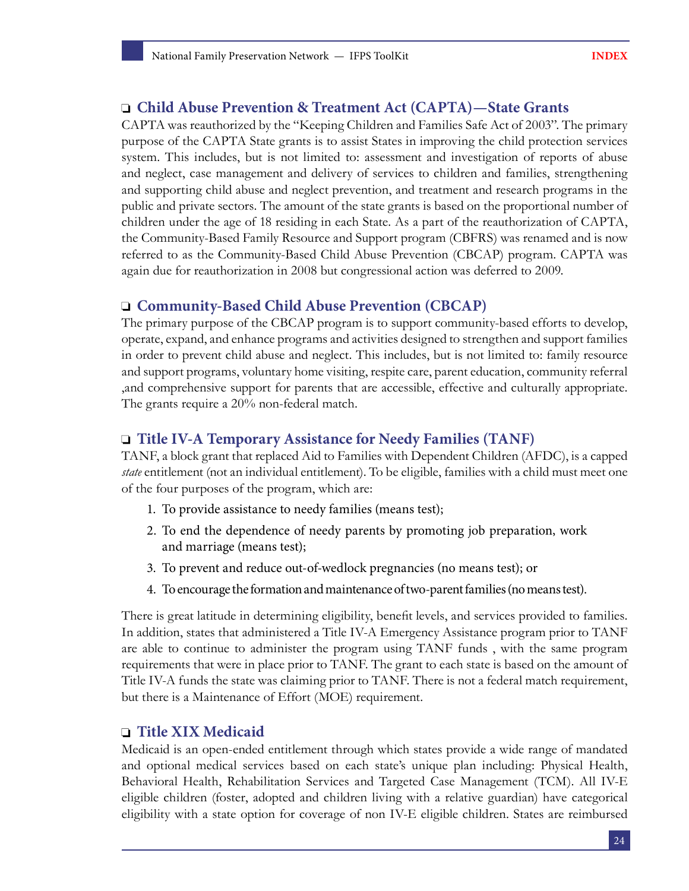## ❑ Child Abuse Prevention & Treatment Act (CAPTA)—State Grants

CAPTA was reauthorized by the "Keeping Children and Families Safe Act of 2003". The primary purpose of the CAPTA State grants is to assist States in improving the child protection services system. This includes, but is not limited to: assessment and investigation of reports of abuse and neglect, case management and delivery of services to children and families, strengthening and supporting child abuse and neglect prevention, and treatment and research programs in the public and private sectors. The amount of the state grants is based on the proportional number of children under the age of 18 residing in each State. As a part of the reauthorization of CAPTA, the Community-Based Family Resource and Support program (CBFRS) was renamed and is now referred to as the Community-Based Child Abuse Prevention (CBCAP) program. CAPTA was again due for reauthorization in 2008 but congressional action was deferred to 2009.

## ❑ Community-Based Child Abuse Prevention (CBCAP)

The primary purpose of the CBCAP program is to support community-based efforts to develop, operate, expand, and enhance programs and activities designed to strengthen and support families in order to prevent child abuse and neglect. This includes, but is not limited to: family resource and support programs, voluntary home visiting, respite care, parent education, community referral ,and comprehensive support for parents that are accessible, effective and culturally appropriate. The grants require a 20% non-federal match.

## ❑ Title IV-A Temporary Assistance for Needy Families (TANF)

TANF, a block grant that replaced Aid to Families with Dependent Children (AFDC), is a capped *state* entitlement (not an individual entitlement). To be eligible, families with a child must meet one of the four purposes of the program, which are:

1. To provide assistance to needy families (means test);
2. To end the dependence of needy parents by promoting job preparation, work and marriage (means test);
3. To prevent and reduce out-of-wedlock pregnancies (no means test); or
4. To encourage the formation and maintenance of two-parent families (no means test).

There is great latitude in determining eligibility, benefit levels, and services provided to families. In addition, states that administered a Title IV-A Emergency Assistance program prior to TANF are able to continue to administer the program using TANF funds , with the same program requirements that were in place prior to TANF. The grant to each state is based on the amount of Title IV-A funds the state was claiming prior to TANF. There is not a federal match requirement, but there is a Maintenance of Effort (MOE) requirement.

## ❑ Title XIX Medicaid

Medicaid is an open-ended entitlement through which states provide a wide range of mandated and optional medical services based on each state's unique plan including: Physical Health, Behavioral Health, Rehabilitation Services and Targeted Case Management (TCM). All IV-E eligible children (foster, adopted and children living with a relative guardian) have categorical eligibility with a state option for coverage of non IV-E eligible children. States are reimbursed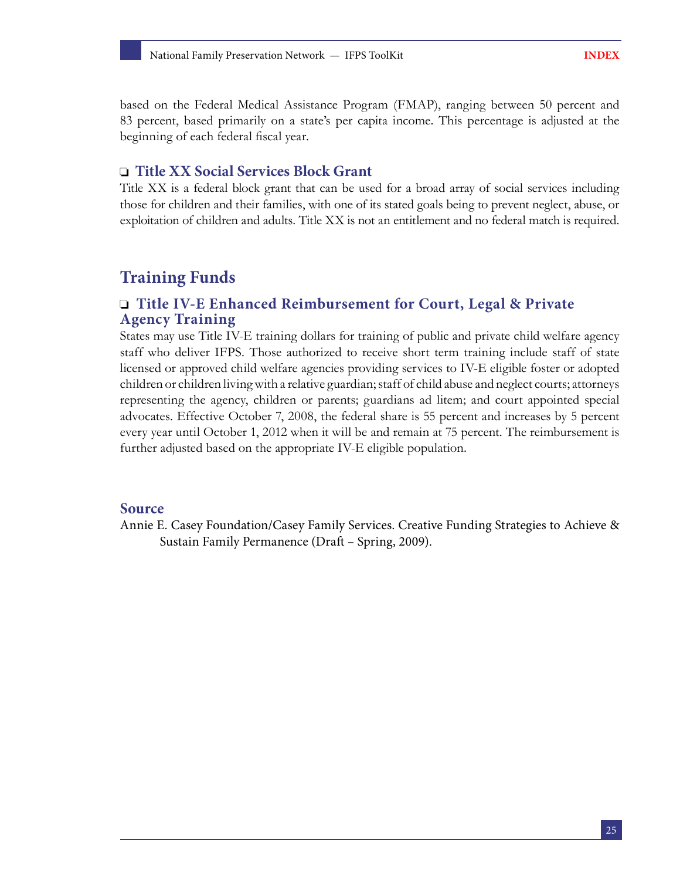based on the Federal Medical Assistance Program (FMAP), ranging between 50 percent and 83 percent, based primarily on a state's per capita income. This percentage is adjusted at the beginning of each federal fiscal year.

### ❑ Title XX Social Services Block Grant

Title XX is a federal block grant that can be used for a broad array of social services including those for children and their families, with one of its stated goals being to prevent neglect, abuse, or exploitation of children and adults. Title XX is not an entitlement and no federal match is required.

## Training Funds

### ❑ Title IV-E Enhanced Reimbursement for Court, Legal & Private Agency Training

States may use Title IV-E training dollars for training of public and private child welfare agency staff who deliver IFPS. Those authorized to receive short term training include staff of state licensed or approved child welfare agencies providing services to IV-E eligible foster or adopted children or children living with a relative guardian; staff of child abuse and neglect courts; attorneys representing the agency, children or parents; guardians ad litem; and court appointed special advocates. Effective October 7, 2008, the federal share is 55 percent and increases by 5 percent every year until October 1, 2012 when it will be and remain at 75 percent. The reimbursement is further adjusted based on the appropriate IV-E eligible population.

## Source

Annie E. Casey Foundation/Casey Family Services. Creative Funding Strategies to Achieve & Sustain Family Permanence (Draft – Spring, 2009).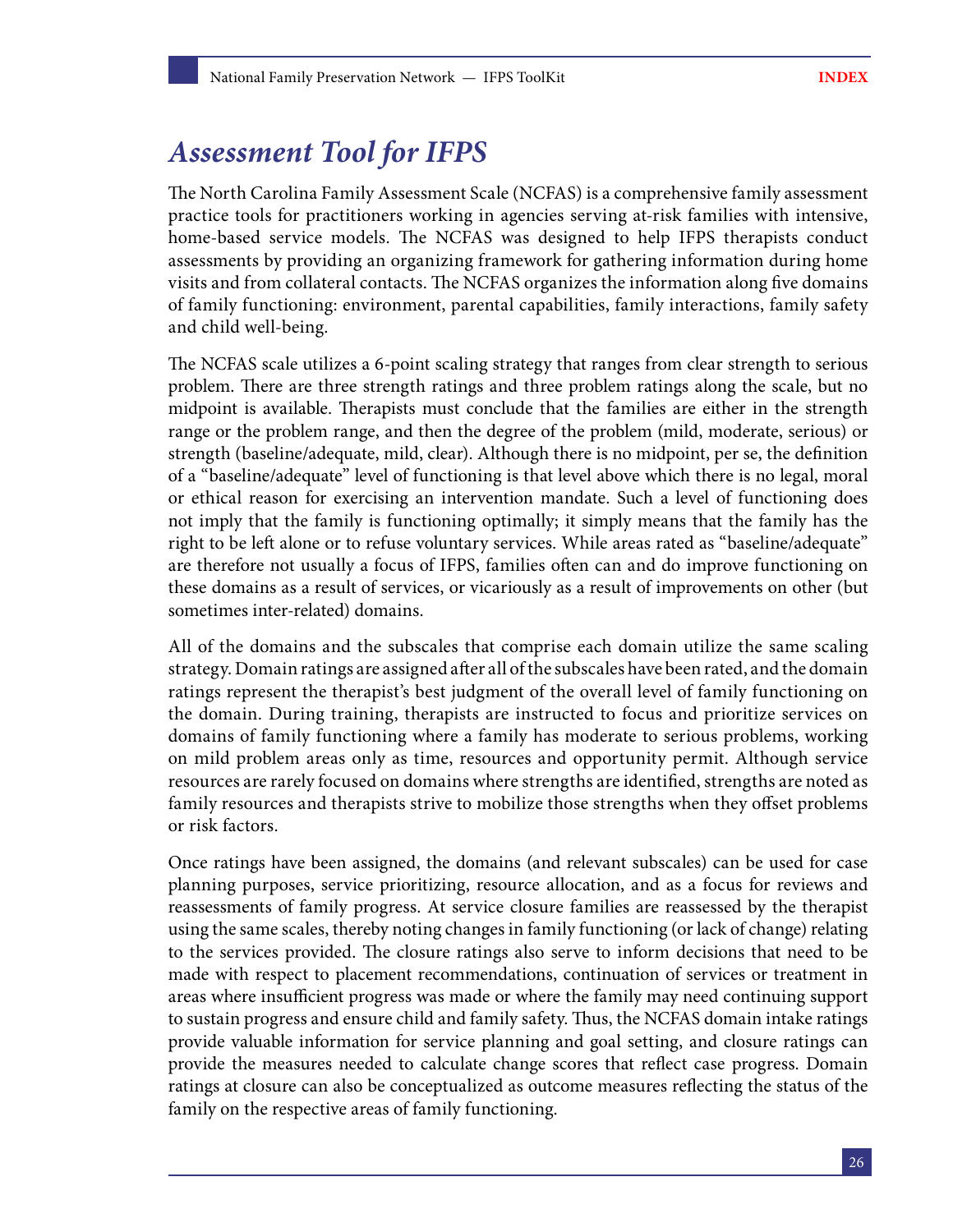# *Assessment Tool for IFPS*

The North Carolina Family Assessment Scale (NCFAS) is a comprehensive family assessment practice tools for practitioners working in agencies serving at-risk families with intensive, home-based service models. The NCFAS was designed to help IFPS therapists conduct assessments by providing an organizing framework for gathering information during home visits and from collateral contacts. The NCFAS organizes the information along five domains of family functioning: environment, parental capabilities, family interactions, family safety and child well-being.

The NCFAS scale utilizes a 6-point scaling strategy that ranges from clear strength to serious problem. There are three strength ratings and three problem ratings along the scale, but no midpoint is available. Therapists must conclude that the families are either in the strength range or the problem range, and then the degree of the problem (mild, moderate, serious) or strength (baseline/adequate, mild, clear). Although there is no midpoint, per se, the definition of a "baseline/adequate" level of functioning is that level above which there is no legal, moral or ethical reason for exercising an intervention mandate. Such a level of functioning does not imply that the family is functioning optimally; it simply means that the family has the right to be left alone or to refuse voluntary services. While areas rated as "baseline/adequate" are therefore not usually a focus of IFPS, families often can and do improve functioning on these domains as a result of services, or vicariously as a result of improvements on other (but sometimes inter-related) domains.

All of the domains and the subscales that comprise each domain utilize the same scaling strategy. Domain ratings are assigned after all of the subscales have been rated, and the domain ratings represent the therapist's best judgment of the overall level of family functioning on the domain. During training, therapists are instructed to focus and prioritize services on domains of family functioning where a family has moderate to serious problems, working on mild problem areas only as time, resources and opportunity permit. Although service resources are rarely focused on domains where strengths are identified, strengths are noted as family resources and therapists strive to mobilize those strengths when they offset problems or risk factors.

Once ratings have been assigned, the domains (and relevant subscales) can be used for case planning purposes, service prioritizing, resource allocation, and as a focus for reviews and reassessments of family progress. At service closure families are reassessed by the therapist using the same scales, thereby noting changes in family functioning (or lack of change) relating to the services provided. The closure ratings also serve to inform decisions that need to be made with respect to placement recommendations, continuation of services or treatment in areas where insufficient progress was made or where the family may need continuing support to sustain progress and ensure child and family safety. Thus, the NCFAS domain intake ratings provide valuable information for service planning and goal setting, and closure ratings can provide the measures needed to calculate change scores that reflect case progress. Domain ratings at closure can also be conceptualized as outcome measures reflecting the status of the family on the respective areas of family functioning.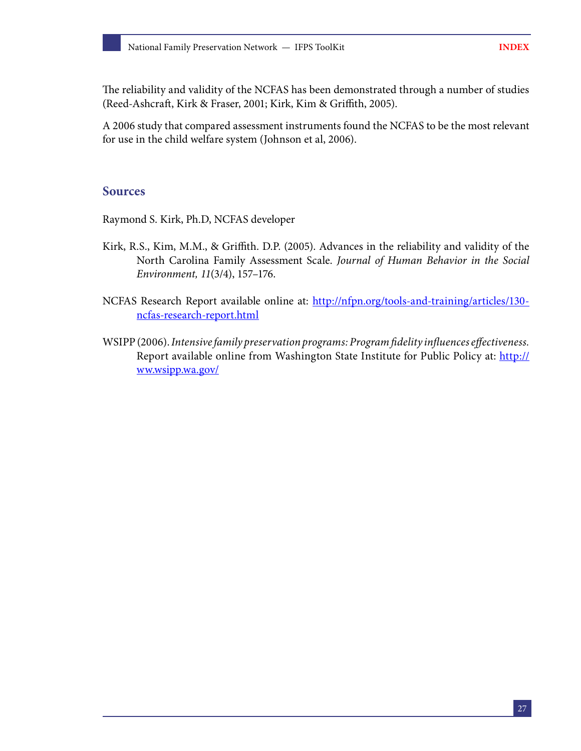The reliability and validity of the NCFAS has been demonstrated through a number of studies (Reed-Ashcraft, Kirk & Fraser, 2001; Kirk, Kim & Griffith, 2005).

A 2006 study that compared assessment instruments found the NCFAS to be the most relevant for use in the child welfare system (Johnson et al, 2006).

## Sources

Raymond S. Kirk, Ph.D, NCFAS developer

Kirk, R.S., Kim, M.M., & Griffith. D.P. (2005). Advances in the reliability and validity of the North Carolina Family Assessment Scale. *Journal of Human Behavior in the Social Environment, 11*(3/4), 157–176.

NCFAS Research Report available online at: [http://nfpn.org/tools-and-training/articles/130-ncfas-research-report.html](http://nfpn.org/tools-and-training/articles/130-ncfas-research-report.html)

WSIPP (2006). *Intensive family preservation programs: Program fidelity influences effectiveness.* Report available online from Washington State Institute for Public Policy at: [http://ww.wsipp.wa.gov/](http://ww.wsipp.wa.gov/)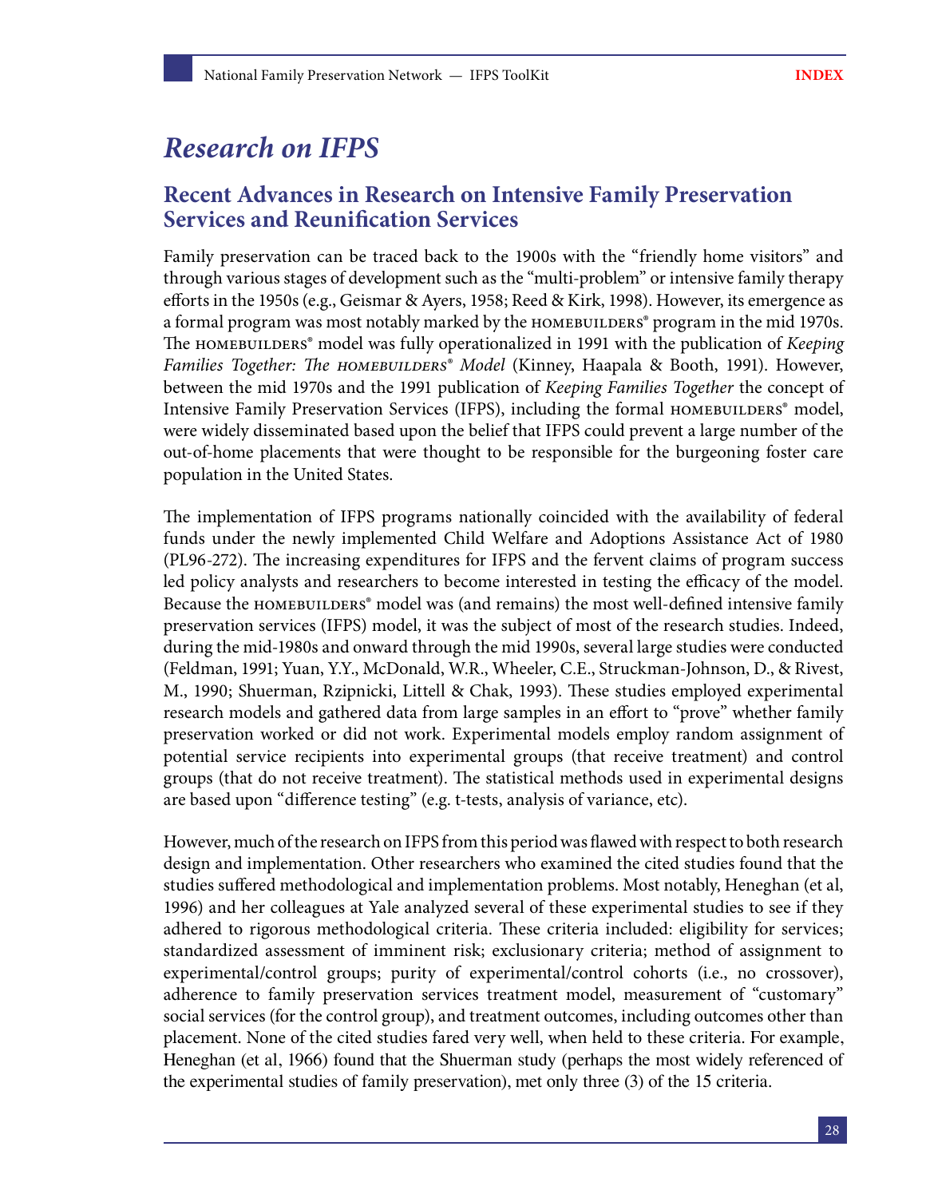# *Research on IFPS*

## Recent Advances in Research on Intensive Family Preservation Services and Reunification Services

Family preservation can be traced back to the 1900s with the "friendly home visitors" and through various stages of development such as the "multi-problem" or intensive family therapy efforts in the 1950s (e.g., Geismar & Ayers, 1958; Reed & Kirk, 1998). However, its emergence as a formal program was most notably marked by the HOMEBUILDERS® program in the mid 1970s. The HOMEBUILDERS® model was fully operationalized in 1991 with the publication of *Keeping Families Together: The HOMEBUILDERS® Model* (Kinney, Haapala & Booth, 1991). However, between the mid 1970s and the 1991 publication of *Keeping Families Together* the concept of Intensive Family Preservation Services (IFPS), including the formal HOMEBUILDERS® model, were widely disseminated based upon the belief that IFPS could prevent a large number of the out-of-home placements that were thought to be responsible for the burgeoning foster care population in the United States.

The implementation of IFPS programs nationally coincided with the availability of federal funds under the newly implemented Child Welfare and Adoptions Assistance Act of 1980 (PL96-272). The increasing expenditures for IFPS and the fervent claims of program success led policy analysts and researchers to become interested in testing the efficacy of the model. Because the HOMEBUILDERS® model was (and remains) the most well-defined intensive family preservation services (IFPS) model, it was the subject of most of the research studies. Indeed, during the mid-1980s and onward through the mid 1990s, several large studies were conducted (Feldman, 1991; Yuan, Y.Y., McDonald, W.R., Wheeler, C.E., Struckman-Johnson, D., & Rivest, M., 1990; Shuerman, Rzipnicki, Littell & Chak, 1993). These studies employed experimental research models and gathered data from large samples in an effort to "prove" whether family preservation worked or did not work. Experimental models employ random assignment of potential service recipients into experimental groups (that receive treatment) and control groups (that do not receive treatment). The statistical methods used in experimental designs are based upon "difference testing" (e.g. t-tests, analysis of variance, etc).

However, much of the research on IFPS from this period was flawed with respect to both research design and implementation. Other researchers who examined the cited studies found that the studies suffered methodological and implementation problems. Most notably, Heneghan (et al, 1996) and her colleagues at Yale analyzed several of these experimental studies to see if they adhered to rigorous methodological criteria. These criteria included: eligibility for services; standardized assessment of imminent risk; exclusionary criteria; method of assignment to experimental/control groups; purity of experimental/control cohorts (i.e., no crossover), adherence to family preservation services treatment model, measurement of "customary" social services (for the control group), and treatment outcomes, including outcomes other than placement. None of the cited studies fared very well, when held to these criteria. For example, Heneghan (et al, 1966) found that the Shuerman study (perhaps the most widely referenced of the experimental studies of family preservation), met only three (3) of the 15 criteria.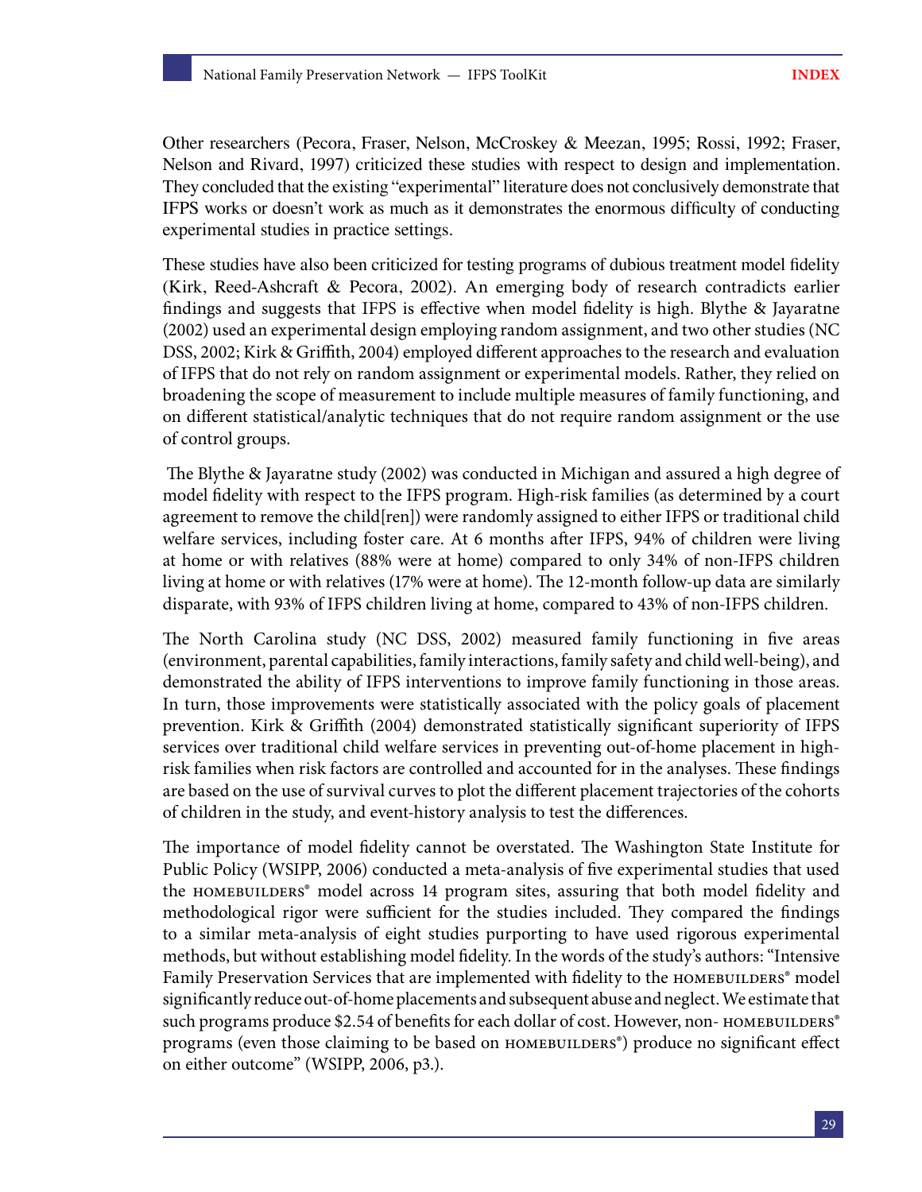Other researchers (Pecora, Fraser, Nelson, McCroskey & Meezan, 1995; Rossi, 1992; Fraser, Nelson and Rivard, 1997) criticized these studies with respect to design and implementation. They concluded that the existing "experimental" literature does not conclusively demonstrate that IFPS works or doesn't work as much as it demonstrates the enormous difficulty of conducting experimental studies in practice settings.

These studies have also been criticized for testing programs of dubious treatment model fidelity (Kirk, Reed-Ashcraft & Pecora, 2002). An emerging body of research contradicts earlier findings and suggests that IFPS is effective when model fidelity is high. Blythe & Jayaratne (2002) used an experimental design employing random assignment, and two other studies (NC DSS, 2002; Kirk & Griffith, 2004) employed different approaches to the research and evaluation of IFPS that do not rely on random assignment or experimental models. Rather, they relied on broadening the scope of measurement to include multiple measures of family functioning, and on different statistical/analytic techniques that do not require random assignment or the use of control groups.

The Blythe & Jayaratne study (2002) was conducted in Michigan and assured a high degree of model fidelity with respect to the IFPS program. High-risk families (as determined by a court agreement to remove the child[ren]) were randomly assigned to either IFPS or traditional child welfare services, including foster care. At 6 months after IFPS, 94% of children were living at home or with relatives (88% were at home) compared to only 34% of non-IFPS children living at home or with relatives (17% were at home). The 12-month follow-up data are similarly disparate, with 93% of IFPS children living at home, compared to 43% of non-IFPS children.

The North Carolina study (NC DSS, 2002) measured family functioning in five areas (environment, parental capabilities, family interactions, family safety and child well-being), and demonstrated the ability of IFPS interventions to improve family functioning in those areas. In turn, those improvements were statistically associated with the policy goals of placement prevention. Kirk & Griffith (2004) demonstrated statistically significant superiority of IFPS services over traditional child welfare services in preventing out-of-home placement in high-risk families when risk factors are controlled and accounted for in the analyses. These findings are based on the use of survival curves to plot the different placement trajectories of the cohorts of children in the study, and event-history analysis to test the differences.

The importance of model fidelity cannot be overstated. The Washington State Institute for Public Policy (WSIPP, 2006) conducted a meta-analysis of five experimental studies that used the HOMEBUILDERS® model across 14 program sites, assuring that both model fidelity and methodological rigor were sufficient for the studies included. They compared the findings to a similar meta-analysis of eight studies purporting to have used rigorous experimental methods, but without establishing model fidelity. In the words of the study's authors: "Intensive Family Preservation Services that are implemented with fidelity to the HOMEBUILDERS® model significantly reduce out-of-home placements and subsequent abuse and neglect. We estimate that such programs produce $2.54 of benefits for each dollar of cost. However, non- HOMEBUILDERS® programs (even those claiming to be based on HOMEBUILDERS®) produce no significant effect on either outcome" (WSIPP, 2006, p3.).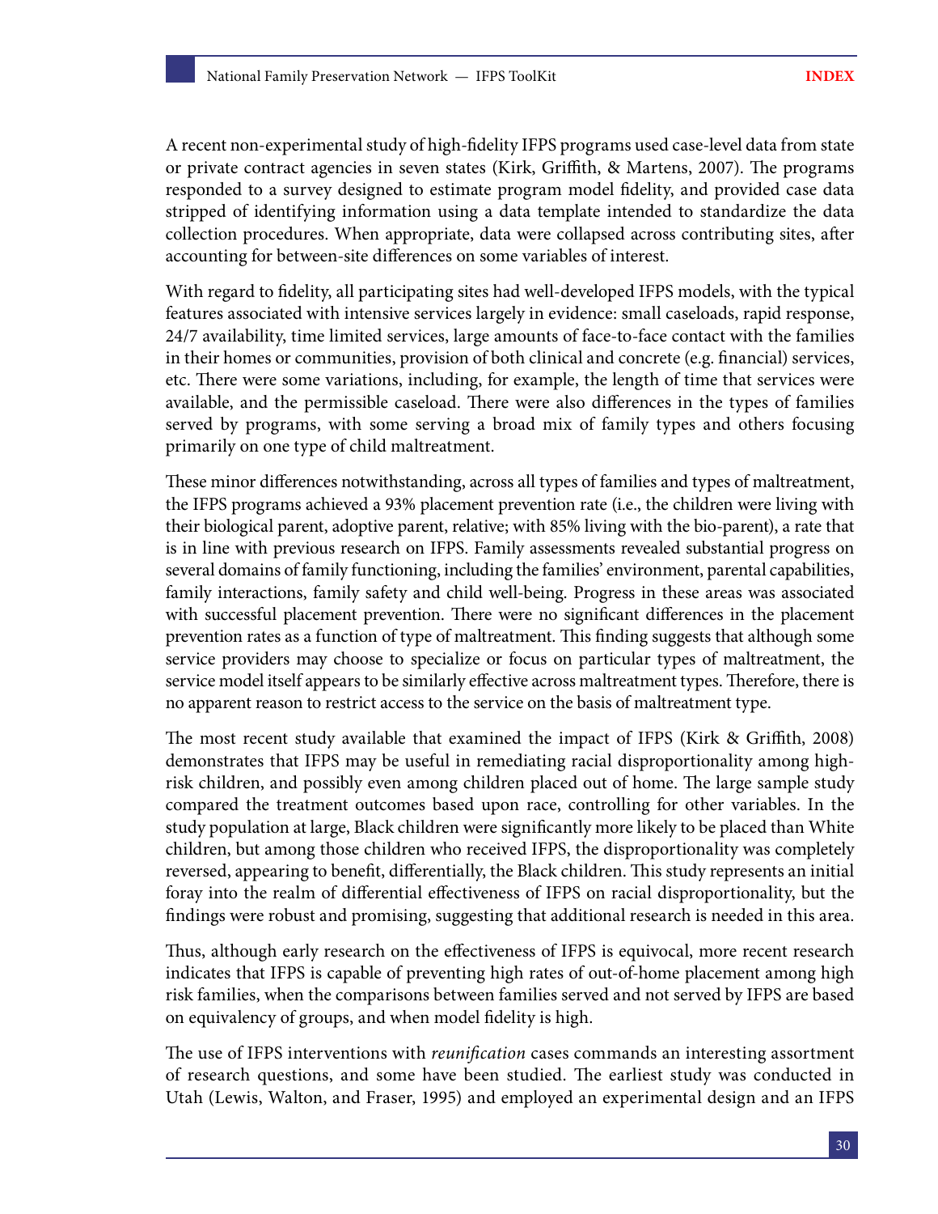A recent non-experimental study of high-fidelity IFPS programs used case-level data from state or private contract agencies in seven states (Kirk, Griffith, & Martens, 2007). The programs responded to a survey designed to estimate program model fidelity, and provided case data stripped of identifying information using a data template intended to standardize the data collection procedures. When appropriate, data were collapsed across contributing sites, after accounting for between-site differences on some variables of interest.

With regard to fidelity, all participating sites had well-developed IFPS models, with the typical features associated with intensive services largely in evidence: small caseloads, rapid response, 24/7 availability, time limited services, large amounts of face-to-face contact with the families in their homes or communities, provision of both clinical and concrete (e.g. financial) services, etc. There were some variations, including, for example, the length of time that services were available, and the permissible caseload. There were also differences in the types of families served by programs, with some serving a broad mix of family types and others focusing primarily on one type of child maltreatment.

These minor differences notwithstanding, across all types of families and types of maltreatment, the IFPS programs achieved a 93% placement prevention rate (i.e., the children were living with their biological parent, adoptive parent, relative; with 85% living with the bio-parent), a rate that is in line with previous research on IFPS. Family assessments revealed substantial progress on several domains of family functioning, including the families' environment, parental capabilities, family interactions, family safety and child well-being. Progress in these areas was associated with successful placement prevention. There were no significant differences in the placement prevention rates as a function of type of maltreatment. This finding suggests that although some service providers may choose to specialize or focus on particular types of maltreatment, the service model itself appears to be similarly effective across maltreatment types. Therefore, there is no apparent reason to restrict access to the service on the basis of maltreatment type.

The most recent study available that examined the impact of IFPS (Kirk & Griffith, 2008) demonstrates that IFPS may be useful in remediating racial disproportionality among high-risk children, and possibly even among children placed out of home. The large sample study compared the treatment outcomes based upon race, controlling for other variables. In the study population at large, Black children were significantly more likely to be placed than White children, but among those children who received IFPS, the disproportionality was completely reversed, appearing to benefit, differentially, the Black children. This study represents an initial foray into the realm of differential effectiveness of IFPS on racial disproportionality, but the findings were robust and promising, suggesting that additional research is needed in this area.

Thus, although early research on the effectiveness of IFPS is equivocal, more recent research indicates that IFPS is capable of preventing high rates of out-of-home placement among high risk families, when the comparisons between families served and not served by IFPS are based on equivalency of groups, and when model fidelity is high.

The use of IFPS interventions with *reunification* cases commands an interesting assortment of research questions, and some have been studied. The earliest study was conducted in Utah (Lewis, Walton, and Fraser, 1995) and employed an experimental design and an IFPS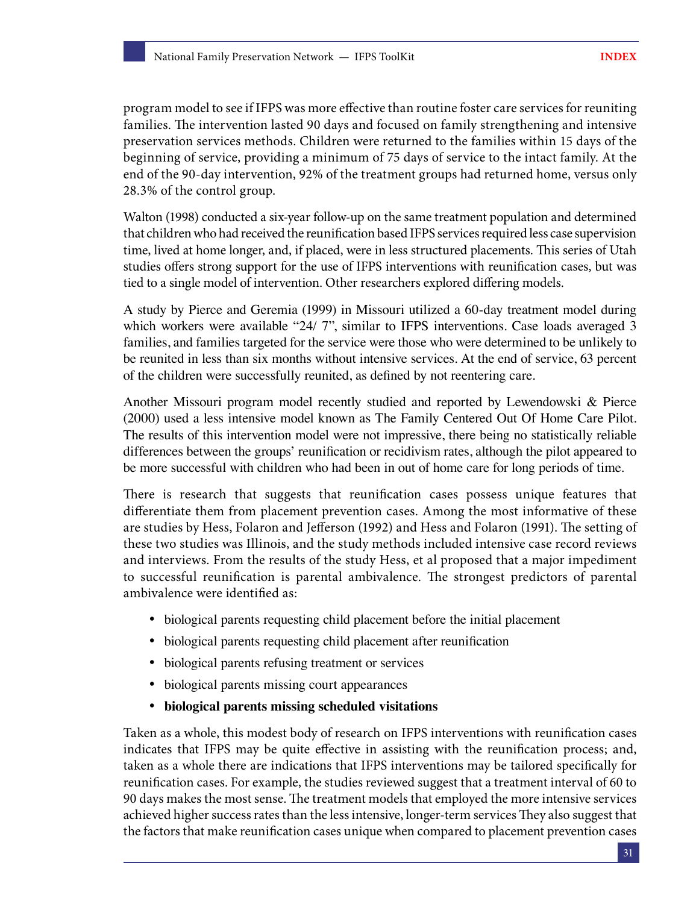program model to see if IFPS was more effective than routine foster care services for reuniting families. The intervention lasted 90 days and focused on family strengthening and intensive preservation services methods. Children were returned to the families within 15 days of the beginning of service, providing a minimum of 75 days of service to the intact family. At the end of the 90-day intervention, 92% of the treatment groups had returned home, versus only 28.3% of the control group.

Walton (1998) conducted a six-year follow-up on the same treatment population and determined that children who had received the reunification based IFPS services required less case supervision time, lived at home longer, and, if placed, were in less structured placements. This series of Utah studies offers strong support for the use of IFPS interventions with reunification cases, but was tied to a single model of intervention. Other researchers explored differing models.

A study by Pierce and Geremia (1999) in Missouri utilized a 60-day treatment model during which workers were available "24/ 7", similar to IFPS interventions. Case loads averaged 3 families, and families targeted for the service were those who were determined to be unlikely to be reunited in less than six months without intensive services. At the end of service, 63 percent of the children were successfully reunited, as defined by not reentering care.

Another Missouri program model recently studied and reported by Lewendowski & Pierce (2000) used a less intensive model known as The Family Centered Out Of Home Care Pilot. The results of this intervention model were not impressive, there being no statistically reliable differences between the groups' reunification or recidivism rates, although the pilot appeared to be more successful with children who had been in out of home care for long periods of time.

There is research that suggests that reunification cases possess unique features that differentiate them from placement prevention cases. Among the most informative of these are studies by Hess, Folaron and Jefferson (1992) and Hess and Folaron (1991). The setting of these two studies was Illinois, and the study methods included intensive case record reviews and interviews. From the results of the study Hess, et al proposed that a major impediment to successful reunification is parental ambivalence. The strongest predictors of parental ambivalence were identified as:

- biological parents requesting child placement before the initial placement
- biological parents requesting child placement after reunification
- biological parents refusing treatment or services
- biological parents missing court appearances
- **biological parents missing scheduled visitations**

Taken as a whole, this modest body of research on IFPS interventions with reunification cases indicates that IFPS may be quite effective in assisting with the reunification process; and, taken as a whole there are indications that IFPS interventions may be tailored specifically for reunification cases. For example, the studies reviewed suggest that a treatment interval of 60 to 90 days makes the most sense. The treatment models that employed the more intensive services achieved higher success rates than the less intensive, longer-term services They also suggest that the factors that make reunification cases unique when compared to placement prevention cases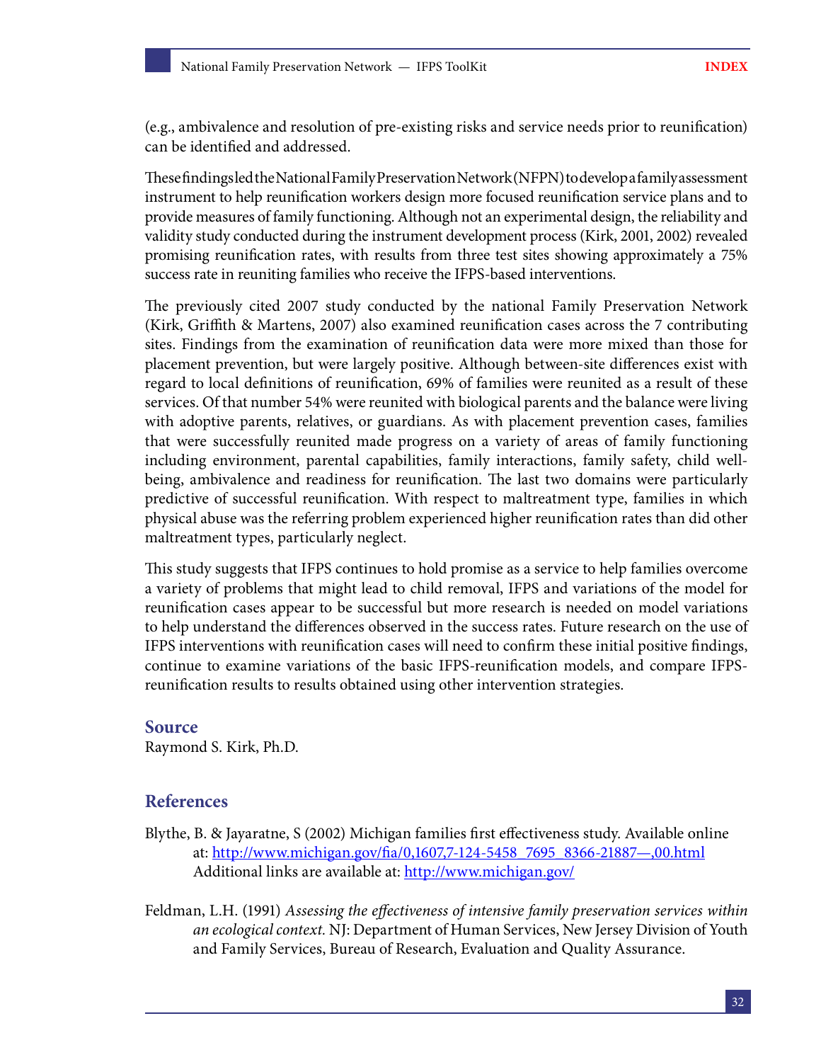(e.g., ambivalence and resolution of pre-existing risks and service needs prior to reunification) can be identified and addressed.

These findings led the National Family Preservation Network (NFPN) to develop a family assessment instrument to help reunification workers design more focused reunification service plans and to provide measures of family functioning. Although not an experimental design, the reliability and validity study conducted during the instrument development process (Kirk, 2001, 2002) revealed promising reunification rates, with results from three test sites showing approximately a 75% success rate in reuniting families who receive the IFPS-based interventions.

The previously cited 2007 study conducted by the national Family Preservation Network (Kirk, Griffith & Martens, 2007) also examined reunification cases across the 7 contributing sites. Findings from the examination of reunification data were more mixed than those for placement prevention, but were largely positive. Although between-site differences exist with regard to local definitions of reunification, 69% of families were reunited as a result of these services. Of that number 54% were reunited with biological parents and the balance were living with adoptive parents, relatives, or guardians. As with placement prevention cases, families that were successfully reunited made progress on a variety of areas of family functioning including environment, parental capabilities, family interactions, family safety, child well-being, ambivalence and readiness for reunification. The last two domains were particularly predictive of successful reunification. With respect to maltreatment type, families in which physical abuse was the referring problem experienced higher reunification rates than did other maltreatment types, particularly neglect.

This study suggests that IFPS continues to hold promise as a service to help families overcome a variety of problems that might lead to child removal, IFPS and variations of the model for reunification cases appear to be successful but more research is needed on model variations to help understand the differences observed in the success rates. Future research on the use of IFPS interventions with reunification cases will need to confirm these initial positive findings, continue to examine variations of the basic IFPS-reunification models, and compare IFPS-reunification results to results obtained using other intervention strategies.

## Source

Raymond S. Kirk, Ph.D.

## References

Blythe, B. & Jayaratne, S (2002) Michigan families first effectiveness study. Available online at: http://www.michigan.gov/fia/0,1607,7-124-5458_7695_8366-21887—,00.html Additional links are available at: http://www.michigan.gov/

Feldman, L.H. (1991) *Assessing the effectiveness of intensive family preservation services within an ecological context.* NJ: Department of Human Services, New Jersey Division of Youth and Family Services, Bureau of Research, Evaluation and Quality Assurance.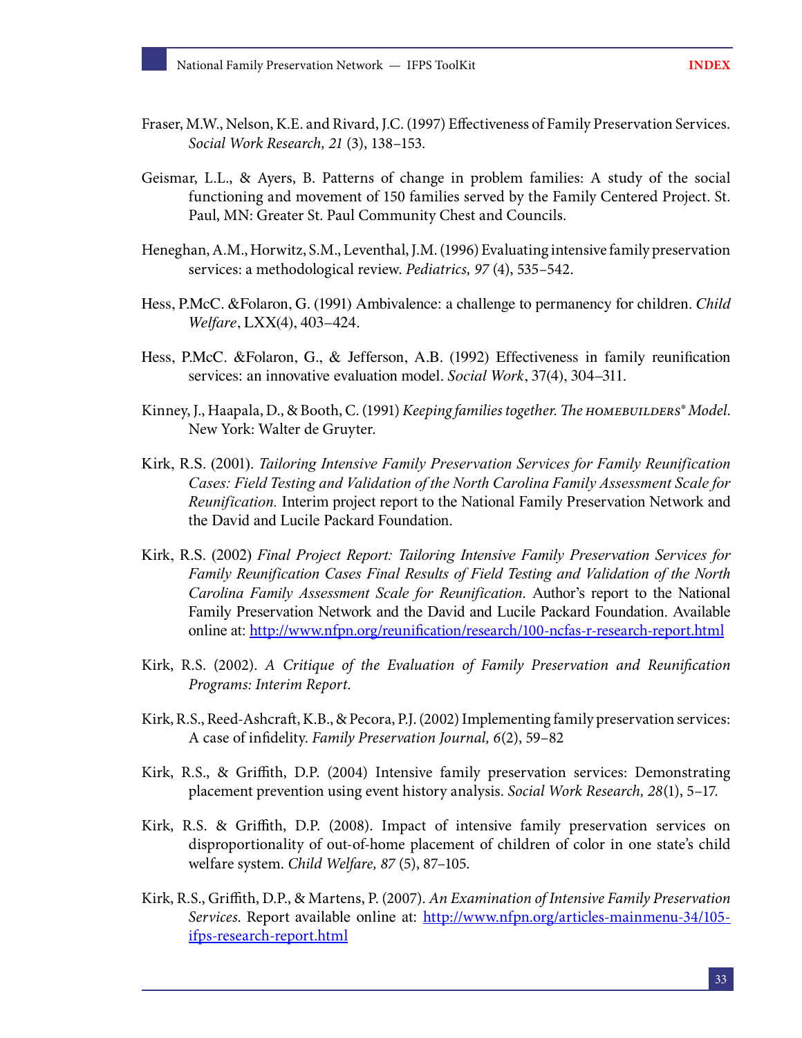Fraser, M.W., Nelson, K.E. and Rivard, J.C. (1997) Effectiveness of Family Preservation Services. *Social Work Research, 21* (3), 138–153.

Geismar, L.L., & Ayers, B. Patterns of change in problem families: A study of the social functioning and movement of 150 families served by the Family Centered Project. St. Paul, MN: Greater St. Paul Community Chest and Councils.

Heneghan, A.M., Horwitz, S.M., Leventhal, J.M. (1996) Evaluating intensive family preservation services: a methodological review. *Pediatrics, 97* (4), 535–542.

Hess, P.McC. &Folaron, G. (1991) Ambivalence: a challenge to permanency for children. *Child Welfare*, LXX(4), 403–424.

Hess, P.McC. &Folaron, G., & Jefferson, A.B. (1992) Effectiveness in family reunification services: an innovative evaluation model. *Social Work*, 37(4), 304–311.

Kinney, J., Haapala, D., & Booth, C. (1991) *Keeping families together. The HOMEBUILDERS® Model*. New York: Walter de Gruyter.

Kirk, R.S. (2001). *Tailoring Intensive Family Preservation Services for Family Reunification Cases: Field Testing and Validation of the North Carolina Family Assessment Scale for Reunification.* Interim project report to the National Family Preservation Network and the David and Lucile Packard Foundation.

Kirk, R.S. (2002) *Final Project Report: Tailoring Intensive Family Preservation Services for Family Reunification Cases Final Results of Field Testing and Validation of the North Carolina Family Assessment Scale for Reunification*. Author's report to the National Family Preservation Network and the David and Lucile Packard Foundation. Available online at: http://www.nfpn.org/reunification/research/100-ncfas-r-research-report.html

Kirk, R.S. (2002). *A Critique of the Evaluation of Family Preservation and Reunification Programs: Interim Report.*

Kirk, R.S., Reed-Ashcraft, K.B., & Pecora, P.J. (2002) Implementing family preservation services: A case of infidelity. *Family Preservation Journal, 6*(2), 59–82

Kirk, R.S., & Griffith, D.P. (2004) Intensive family preservation services: Demonstrating placement prevention using event history analysis. *Social Work Research, 28*(1), 5–17.

Kirk, R.S. & Griffith, D.P. (2008). Impact of intensive family preservation services on disproportionality of out-of-home placement of children of color in one state's child welfare system. *Child Welfare, 87* (5), 87–105.

Kirk, R.S., Griffith, D.P., & Martens, P. (2007). *An Examination of Intensive Family Preservation Services.* Report available online at: http://www.nfpn.org/articles-mainmenu-34/105-ifps-research-report.html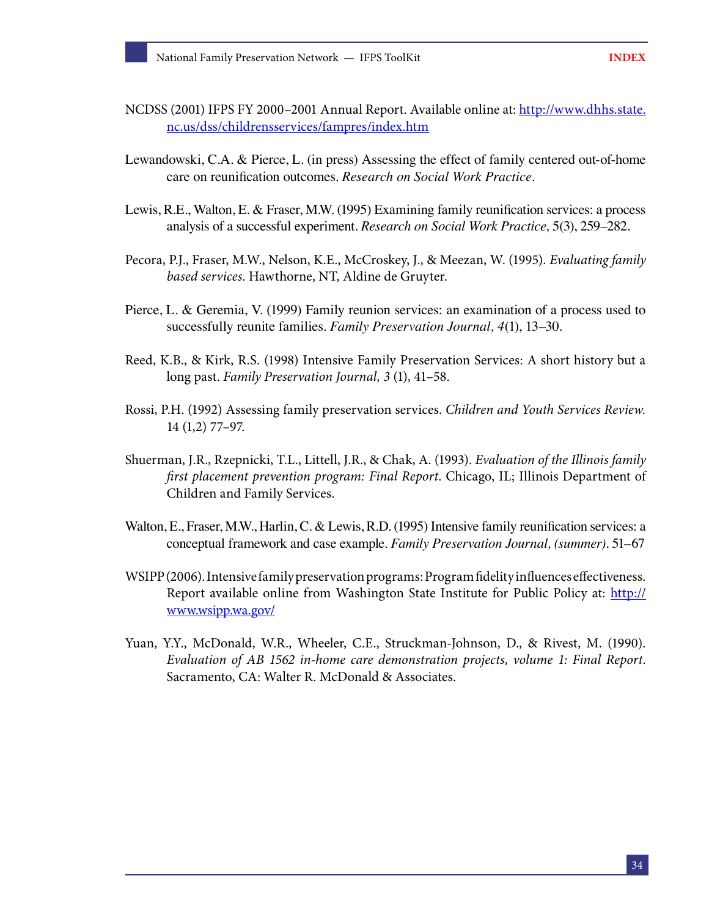NCDSS (2001) IFPS FY 2000–2001 Annual Report. Available online at: [http://www.dhhs.state.nc.us/dss/childrensservices/fampres/index.htm](http://www.dhhs.state.nc.us/dss/childrensservices/fampres/index.htm)

Lewandowski, C.A. & Pierce, L. (in press) Assessing the effect of family centered out-of-home care on reunification outcomes. *Research on Social Work Practice*.

Lewis, R.E., Walton, E. & Fraser, M.W. (1995) Examining family reunification services: a process analysis of a successful experiment. *Research on Social Work Practice*, 5(3), 259–282.

Pecora, P.J., Fraser, M.W., Nelson, K.E., McCroskey, J., & Meezan, W. (1995). *Evaluating family based services.* Hawthorne, NT, Aldine de Gruyter.

Pierce, L. & Geremia, V. (1999) Family reunion services: an examination of a process used to successfully reunite families. *Family Preservation Journal, 4*(1), 13–30.

Reed, K.B., & Kirk, R.S. (1998) Intensive Family Preservation Services: A short history but a long past. *Family Preservation Journal, 3* (1), 41–58.

Rossi, P.H. (1992) Assessing family preservation services. *Children and Youth Services Review.* 14 (1,2) 77–97.

Shuerman, J.R., Rzepnicki, T.L., Littell, J.R., & Chak, A. (1993). *Evaluation of the Illinois family first placement prevention program: Final Report*. Chicago, IL; Illinois Department of Children and Family Services.

Walton, E., Fraser, M.W., Harlin, C. & Lewis, R.D. (1995) Intensive family reunification services: a conceptual framework and case example. *Family Preservation Journal, (summer)*. 51–67

WSIPP (2006). Intensive family preservation programs: Program fidelity influences effectiveness. Report available online from Washington State Institute for Public Policy at: [http://www.wsipp.wa.gov/](http://www.wsipp.wa.gov/)

Yuan, Y.Y., McDonald, W.R., Wheeler, C.E., Struckman-Johnson, D., & Rivest, M. (1990). *Evaluation of AB 1562 in-home care demonstration projects, volume 1: Final Report*. Sacramento, CA: Walter R. McDonald & Associates.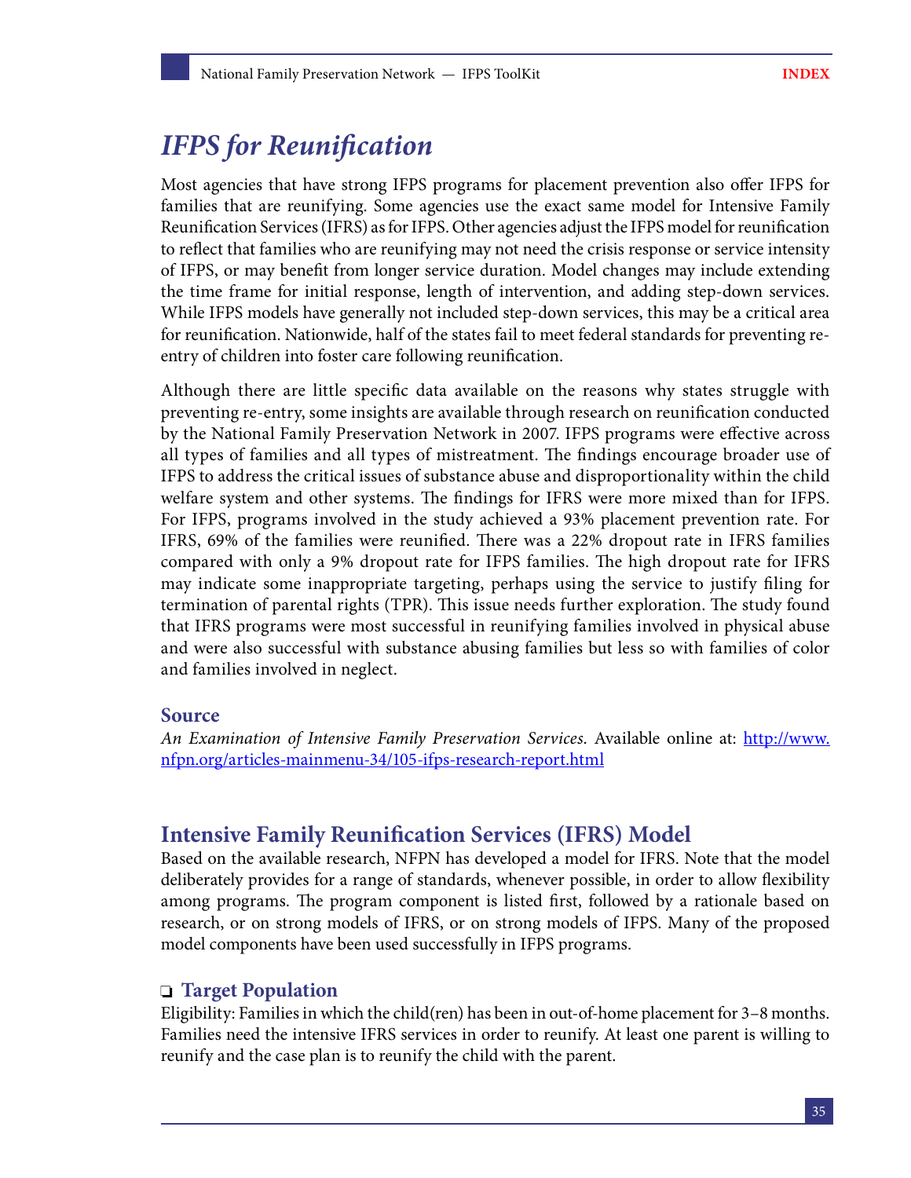# *IFPS for Reunification*

Most agencies that have strong IFPS programs for placement prevention also offer IFPS for families that are reunifying. Some agencies use the exact same model for Intensive Family Reunification Services (IFRS) as for IFPS. Other agencies adjust the IFPS model for reunification to reflect that families who are reunifying may not need the crisis response or service intensity of IFPS, or may benefit from longer service duration. Model changes may include extending the time frame for initial response, length of intervention, and adding step-down services. While IFPS models have generally not included step-down services, this may be a critical area for reunification. Nationwide, half of the states fail to meet federal standards for preventing re-entry of children into foster care following reunification.

Although there are little specific data available on the reasons why states struggle with preventing re-entry, some insights are available through research on reunification conducted by the National Family Preservation Network in 2007. IFPS programs were effective across all types of families and all types of mistreatment. The findings encourage broader use of IFPS to address the critical issues of substance abuse and disproportionality within the child welfare system and other systems. The findings for IFRS were more mixed than for IFPS. For IFPS, programs involved in the study achieved a 93% placement prevention rate. For IFRS, 69% of the families were reunified. There was a 22% dropout rate in IFRS families compared with only a 9% dropout rate for IFPS families. The high dropout rate for IFRS may indicate some inappropriate targeting, perhaps using the service to justify filing for termination of parental rights (TPR). This issue needs further exploration. The study found that IFRS programs were most successful in reunifying families involved in physical abuse and were also successful with substance abusing families but less so with families of color and families involved in neglect.

### Source

*An Examination of Intensive Family Preservation Services*. Available online at: http://www.nfpn.org/articles-mainmenu-34/105-ifps-research-report.html

## Intensive Family Reunification Services (IFRS) Model

Based on the available research, NFPN has developed a model for IFRS. Note that the model deliberately provides for a range of standards, whenever possible, in order to allow flexibility among programs. The program component is listed first, followed by a rationale based on research, or on strong models of IFRS, or on strong models of IFPS. Many of the proposed model components have been used successfully in IFPS programs.

### ❑ Target Population

Eligibility: Families in which the child(ren) has been in out-of-home placement for 3–8 months. Families need the intensive IFRS services in order to reunify. At least one parent is willing to reunify and the case plan is to reunify the child with the parent.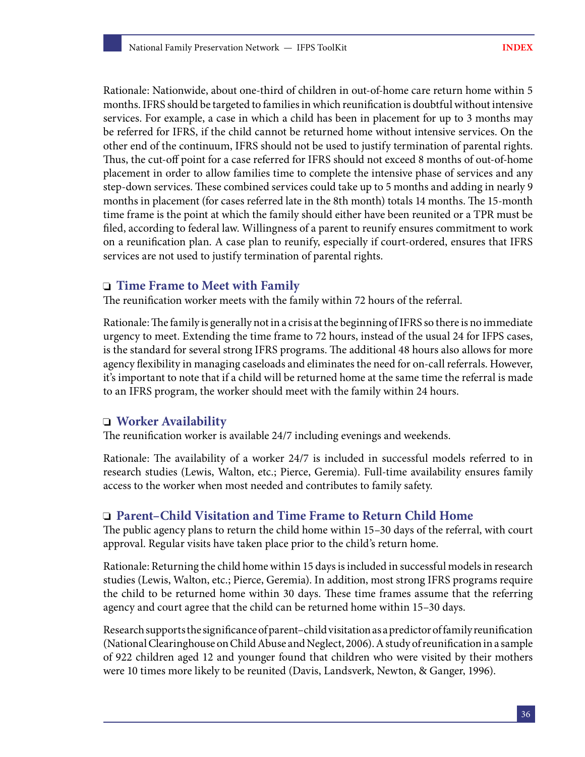Rationale: Nationwide, about one-third of children in out-of-home care return home within 5 months. IFRS should be targeted to families in which reunification is doubtful without intensive services. For example, a case in which a child has been in placement for up to 3 months may be referred for IFRS, if the child cannot be returned home without intensive services. On the other end of the continuum, IFRS should not be used to justify termination of parental rights. Thus, the cut-off point for a case referred for IFRS should not exceed 8 months of out-of-home placement in order to allow families time to complete the intensive phase of services and any step-down services. These combined services could take up to 5 months and adding in nearly 9 months in placement (for cases referred late in the 8th month) totals 14 months. The 15-month time frame is the point at which the family should either have been reunited or a TPR must be filed, according to federal law. Willingness of a parent to reunify ensures commitment to work on a reunification plan. A case plan to reunify, especially if court-ordered, ensures that IFRS services are not used to justify termination of parental rights.

### ❑ Time Frame to Meet with Family

The reunification worker meets with the family within 72 hours of the referral.

Rationale: The family is generally not in a crisis at the beginning of IFRS so there is no immediate urgency to meet. Extending the time frame to 72 hours, instead of the usual 24 for IFPS cases, is the standard for several strong IFRS programs. The additional 48 hours also allows for more agency flexibility in managing caseloads and eliminates the need for on-call referrals. However, it's important to note that if a child will be returned home at the same time the referral is made to an IFRS program, the worker should meet with the family within 24 hours.

### ❑ Worker Availability

The reunification worker is available 24/7 including evenings and weekends.

Rationale: The availability of a worker 24/7 is included in successful models referred to in research studies (Lewis, Walton, etc.; Pierce, Geremia). Full-time availability ensures family access to the worker when most needed and contributes to family safety.

### ❑ Parent–Child Visitation and Time Frame to Return Child Home

The public agency plans to return the child home within 15–30 days of the referral, with court approval. Regular visits have taken place prior to the child's return home.

Rationale: Returning the child home within 15 days is included in successful models in research studies (Lewis, Walton, etc.; Pierce, Geremia). In addition, most strong IFRS programs require the child to be returned home within 30 days. These time frames assume that the referring agency and court agree that the child can be returned home within 15–30 days.

Research supports the significance of parent–child visitation as a predictor of family reunification (National Clearinghouse on Child Abuse and Neglect, 2006). A study of reunification in a sample of 922 children aged 12 and younger found that children who were visited by their mothers were 10 times more likely to be reunited (Davis, Landsverk, Newton, & Ganger, 1996).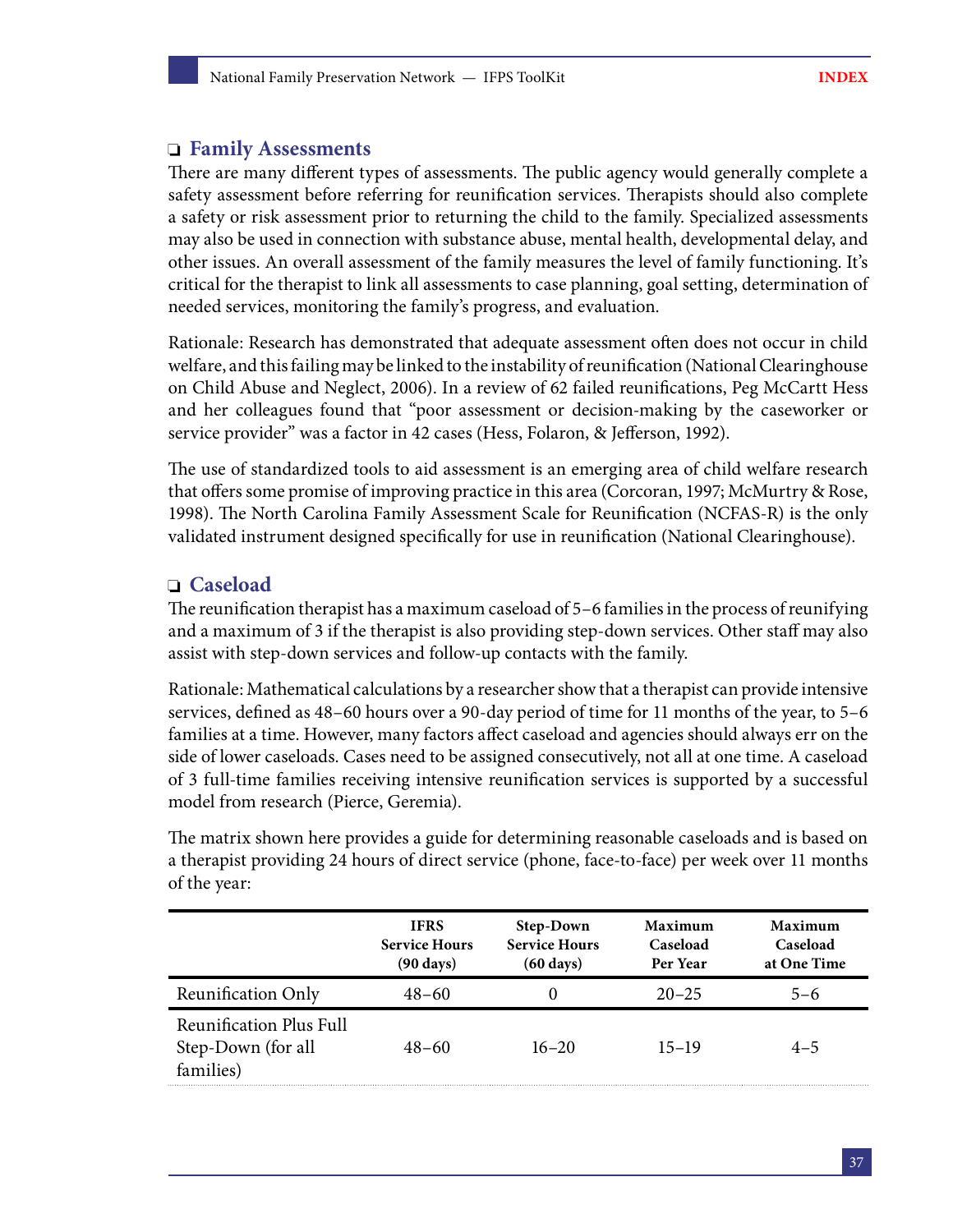## ❑ Family Assessments

There are many different types of assessments. The public agency would generally complete a safety assessment before referring for reunification services. Therapists should also complete a safety or risk assessment prior to returning the child to the family. Specialized assessments may also be used in connection with substance abuse, mental health, developmental delay, and other issues. An overall assessment of the family measures the level of family functioning. It's critical for the therapist to link all assessments to case planning, goal setting, determination of needed services, monitoring the family's progress, and evaluation.

Rationale: Research has demonstrated that adequate assessment often does not occur in child welfare, and this failing may be linked to the instability of reunification (National Clearinghouse on Child Abuse and Neglect, 2006). In a review of 62 failed reunifications, Peg McCartt Hess and her colleagues found that "poor assessment or decision-making by the caseworker or service provider" was a factor in 42 cases (Hess, Folaron, & Jefferson, 1992).

The use of standardized tools to aid assessment is an emerging area of child welfare research that offers some promise of improving practice in this area (Corcoran, 1997; McMurtry & Rose, 1998). The North Carolina Family Assessment Scale for Reunification (NCFAS-R) is the only validated instrument designed specifically for use in reunification (National Clearinghouse).

## ❑ Caseload

The reunification therapist has a maximum caseload of 5–6 families in the process of reunifying and a maximum of 3 if the therapist is also providing step-down services. Other staff may also assist with step-down services and follow-up contacts with the family.

Rationale: Mathematical calculations by a researcher show that a therapist can provide intensive services, defined as 48–60 hours over a 90-day period of time for 11 months of the year, to 5–6 families at a time. However, many factors affect caseload and agencies should always err on the side of lower caseloads. Cases need to be assigned consecutively, not all at one time. A caseload of 3 full-time families receiving intensive reunification services is supported by a successful model from research (Pierce, Geremia).

The matrix shown here provides a guide for determining reasonable caseloads and is based on a therapist providing 24 hours of direct service (phone, face-to-face) per week over 11 months of the year:

| | IFRS Service Hours (90 days) | Step-Down Service Hours (60 days) | Maximum Caseload Per Year | Maximum Caseload at One Time |
|---|---|---|---|---|
| Reunification Only | 48–60 | 0 | 20–25 | 5–6 |
| Reunification Plus Full Step-Down (for all families) | 48–60 | 16–20 | 15–19 | 4–5 |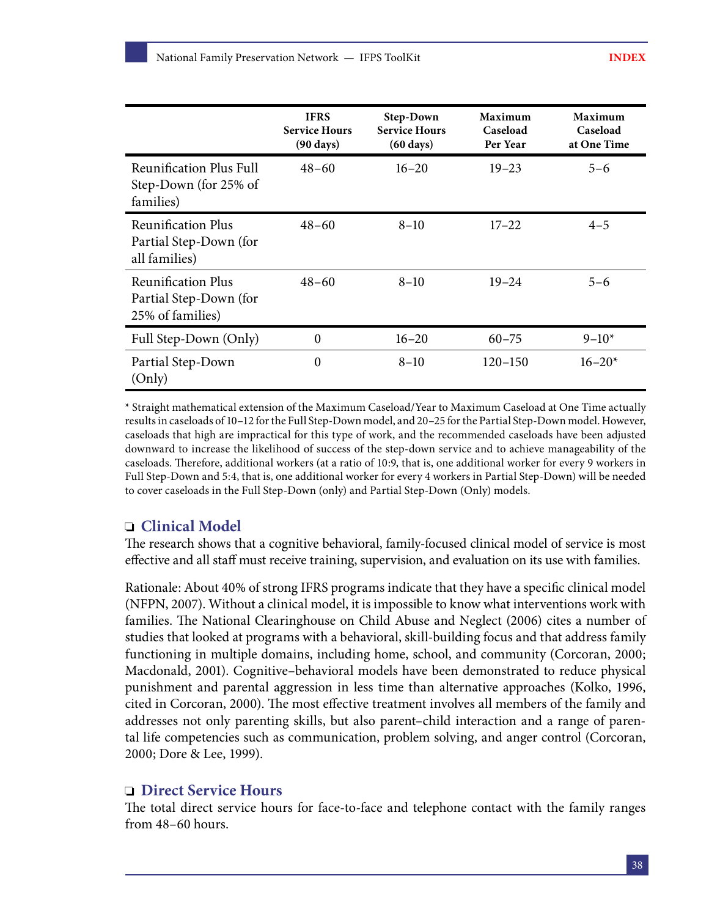| | IFRS Service Hours (90 days) | Step-Down Service Hours (60 days) | Maximum Caseload Per Year | Maximum Caseload at One Time |
|---|---|---|---|---|
| Reunification Plus Full Step-Down (for 25% of families) | 48–60 | 16–20 | 19–23 | 5–6 |
| Reunification Plus Partial Step-Down (for all families) | 48–60 | 8–10 | 17–22 | 4–5 |
| Reunification Plus Partial Step-Down (for 25% of families) | 48–60 | 8–10 | 19–24 | 5–6 |
| Full Step-Down (Only) | 0 | 16–20 | 60–75 | 9–10* |
| Partial Step-Down (Only) | 0 | 8–10 | 120–150 | 16–20* |

* Straight mathematical extension of the Maximum Caseload/Year to Maximum Caseload at One Time actually results in caseloads of 10–12 for the Full Step-Down model, and 20–25 for the Partial Step-Down model. However, caseloads that high are impractical for this type of work, and the recommended caseloads have been adjusted downward to increase the likelihood of success of the step-down service and to achieve manageability of the caseloads. Therefore, additional workers (at a ratio of 10:9, that is, one additional worker for every 9 workers in Full Step-Down and 5:4, that is, one additional worker for every 4 workers in Partial Step-Down) will be needed to cover caseloads in the Full Step-Down (only) and Partial Step-Down (Only) models.

## ❏ Clinical Model

The research shows that a cognitive behavioral, family-focused clinical model of service is most effective and all staff must receive training, supervision, and evaluation on its use with families.

Rationale: About 40% of strong IFRS programs indicate that they have a specific clinical model (NFPN, 2007). Without a clinical model, it is impossible to know what interventions work with families. The National Clearinghouse on Child Abuse and Neglect (2006) cites a number of studies that looked at programs with a behavioral, skill-building focus and that address family functioning in multiple domains, including home, school, and community (Corcoran, 2000; Macdonald, 2001). Cognitive–behavioral models have been demonstrated to reduce physical punishment and parental aggression in less time than alternative approaches (Kolko, 1996, cited in Corcoran, 2000). The most effective treatment involves all members of the family and addresses not only parenting skills, but also parent–child interaction and a range of parental life competencies such as communication, problem solving, and anger control (Corcoran, 2000; Dore & Lee, 1999).

## ❏ Direct Service Hours

The total direct service hours for face-to-face and telephone contact with the family ranges from 48–60 hours.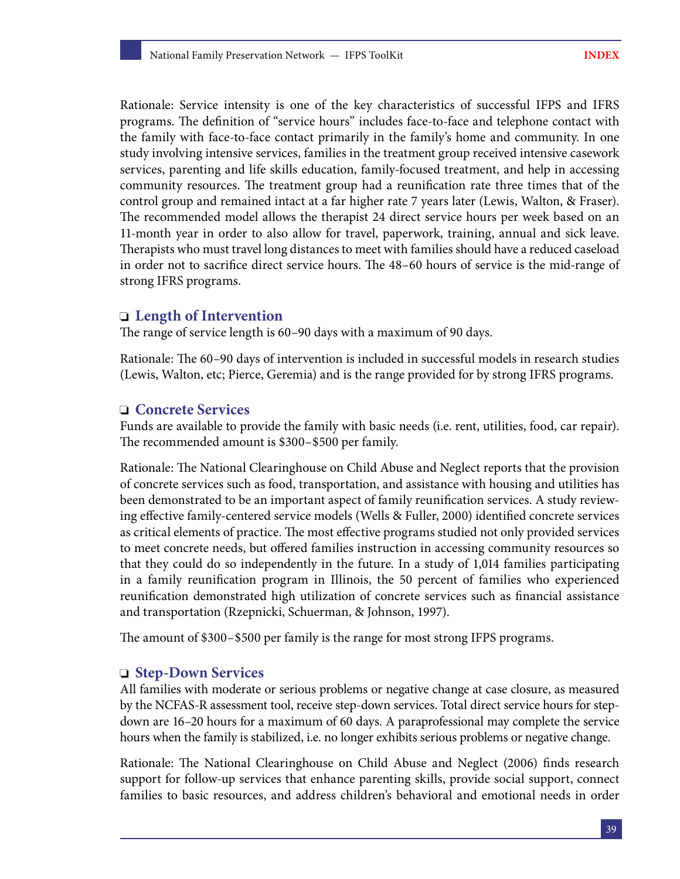Rationale: Service intensity is one of the key characteristics of successful IFPS and IFRS programs. The definition of "service hours" includes face-to-face and telephone contact with the family with face-to-face contact primarily in the family's home and community. In one study involving intensive services, families in the treatment group received intensive casework services, parenting and life skills education, family-focused treatment, and help in accessing community resources. The treatment group had a reunification rate three times that of the control group and remained intact at a far higher rate 7 years later (Lewis, Walton, & Fraser). The recommended model allows the therapist 24 direct service hours per week based on an 11-month year in order to also allow for travel, paperwork, training, annual and sick leave. Therapists who must travel long distances to meet with families should have a reduced caseload in order not to sacrifice direct service hours. The 48–60 hours of service is the mid-range of strong IFRS programs.

### ❑ Length of Intervention

The range of service length is 60–90 days with a maximum of 90 days.

Rationale: The 60–90 days of intervention is included in successful models in research studies (Lewis, Walton, etc; Pierce, Geremia) and is the range provided for by strong IFRS programs.

### ❑ Concrete Services

Funds are available to provide the family with basic needs (i.e. rent, utilities, food, car repair). The recommended amount is $300–$500 per family.

Rationale: The National Clearinghouse on Child Abuse and Neglect reports that the provision of concrete services such as food, transportation, and assistance with housing and utilities has been demonstrated to be an important aspect of family reunification services. A study reviewing effective family-centered service models (Wells & Fuller, 2000) identified concrete services as critical elements of practice. The most effective programs studied not only provided services to meet concrete needs, but offered families instruction in accessing community resources so that they could do so independently in the future. In a study of 1,014 families participating in a family reunification program in Illinois, the 50 percent of families who experienced reunification demonstrated high utilization of concrete services such as financial assistance and transportation (Rzepnicki, Schuerman, & Johnson, 1997).

The amount of $300–$500 per family is the range for most strong IFPS programs.

### ❑ Step-Down Services

All families with moderate or serious problems or negative change at case closure, as measured by the NCFAS-R assessment tool, receive step-down services. Total direct service hours for step-down are 16–20 hours for a maximum of 60 days. A paraprofessional may complete the service hours when the family is stabilized, i.e. no longer exhibits serious problems or negative change.

Rationale: The National Clearinghouse on Child Abuse and Neglect (2006) finds research support for follow-up services that enhance parenting skills, provide social support, connect families to basic resources, and address children's behavioral and emotional needs in order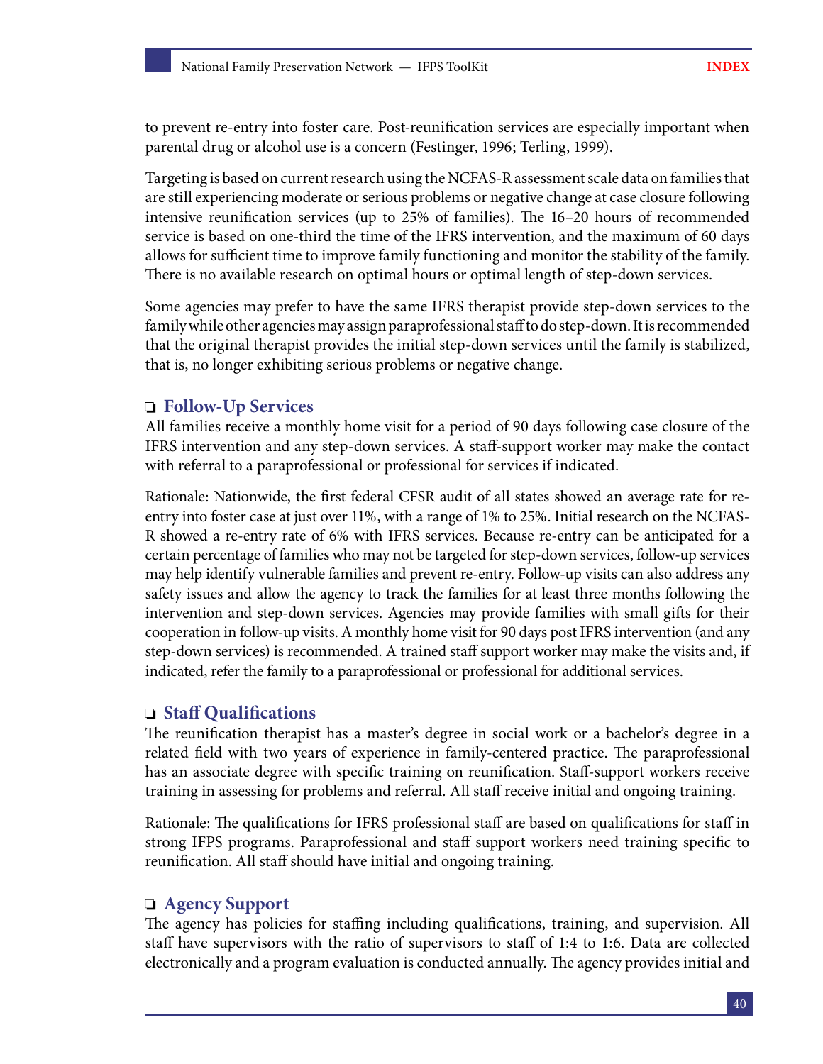to prevent re-entry into foster care. Post-reunification services are especially important when parental drug or alcohol use is a concern (Festinger, 1996; Terling, 1999).

Targeting is based on current research using the NCFAS-R assessment scale data on families that are still experiencing moderate or serious problems or negative change at case closure following intensive reunification services (up to 25% of families). The 16–20 hours of recommended service is based on one-third the time of the IFRS intervention, and the maximum of 60 days allows for sufficient time to improve family functioning and monitor the stability of the family. There is no available research on optimal hours or optimal length of step-down services.

Some agencies may prefer to have the same IFRS therapist provide step-down services to the family while other agencies may assign paraprofessional staff to do step-down. It is recommended that the original therapist provides the initial step-down services until the family is stabilized, that is, no longer exhibiting serious problems or negative change.

### ❑ Follow-Up Services

All families receive a monthly home visit for a period of 90 days following case closure of the IFRS intervention and any step-down services. A staff-support worker may make the contact with referral to a paraprofessional or professional for services if indicated.

Rationale: Nationwide, the first federal CFSR audit of all states showed an average rate for re-entry into foster case at just over 11%, with a range of 1% to 25%. Initial research on the NCFAS-R showed a re-entry rate of 6% with IFRS services. Because re-entry can be anticipated for a certain percentage of families who may not be targeted for step-down services, follow-up services may help identify vulnerable families and prevent re-entry. Follow-up visits can also address any safety issues and allow the agency to track the families for at least three months following the intervention and step-down services. Agencies may provide families with small gifts for their cooperation in follow-up visits. A monthly home visit for 90 days post IFRS intervention (and any step-down services) is recommended. A trained staff support worker may make the visits and, if indicated, refer the family to a paraprofessional or professional for additional services.

### ❑ Staff Qualifications

The reunification therapist has a master's degree in social work or a bachelor's degree in a related field with two years of experience in family-centered practice. The paraprofessional has an associate degree with specific training on reunification. Staff-support workers receive training in assessing for problems and referral. All staff receive initial and ongoing training.

Rationale: The qualifications for IFRS professional staff are based on qualifications for staff in strong IFPS programs. Paraprofessional and staff support workers need training specific to reunification. All staff should have initial and ongoing training.

### ❑ Agency Support

The agency has policies for staffing including qualifications, training, and supervision. All staff have supervisors with the ratio of supervisors to staff of 1:4 to 1:6. Data are collected electronically and a program evaluation is conducted annually. The agency provides initial and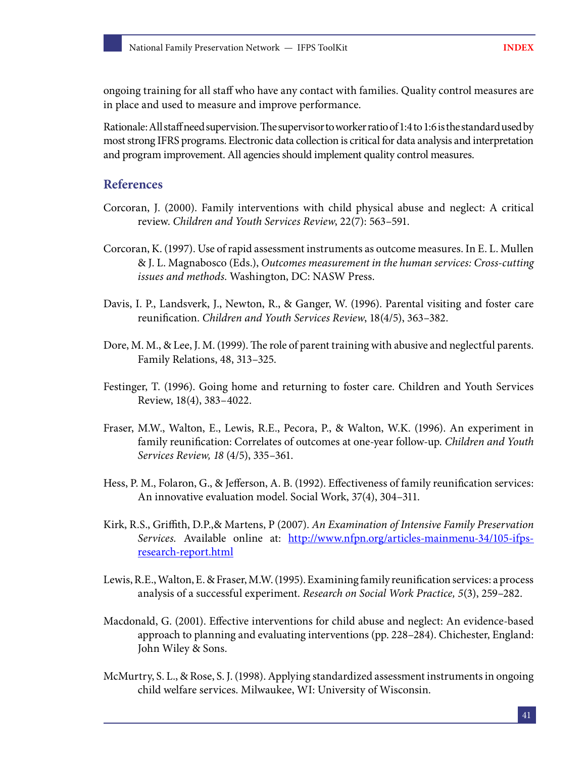ongoing training for all staff who have any contact with families. Quality control measures are in place and used to measure and improve performance.

Rationale: All staff need supervision. The supervisor to worker ratio of 1:4 to 1:6 is the standard used by most strong IFRS programs. Electronic data collection is critical for data analysis and interpretation and program improvement. All agencies should implement quality control measures.

## References

Corcoran, J. (2000). Family interventions with child physical abuse and neglect: A critical review. *Children and Youth Services Review*, 22(7): 563–591.

Corcoran, K. (1997). Use of rapid assessment instruments as outcome measures. In E. L. Mullen & J. L. Magnabosco (Eds.), *Outcomes measurement in the human services: Cross-cutting issues and methods.* Washington, DC: NASW Press.

Davis, I. P., Landsverk, J., Newton, R., & Ganger, W. (1996). Parental visiting and foster care reunification. *Children and Youth Services Review*, 18(4/5), 363–382.

Dore, M. M., & Lee, J. M. (1999). The role of parent training with abusive and neglectful parents. Family Relations, 48, 313–325.

Festinger, T. (1996). Going home and returning to foster care. Children and Youth Services Review, 18(4), 383–4022.

Fraser, M.W., Walton, E., Lewis, R.E., Pecora, P., & Walton, W.K. (1996). An experiment in family reunification: Correlates of outcomes at one-year follow-up. *Children and Youth Services Review, 18* (4/5), 335–361.

Hess, P. M., Folaron, G., & Jefferson, A. B. (1992). Effectiveness of family reunification services: An innovative evaluation model. Social Work, 37(4), 304–311.

Kirk, R.S., Griffith, D.P.,& Martens, P (2007). *An Examination of Intensive Family Preservation Services.* Available online at: [http://www.nfpn.org/articles-mainmenu-34/105-ifps-research-report.html](http://www.nfpn.org/articles-mainmenu-34/105-ifps-research-report.html)

Lewis, R.E., Walton, E. & Fraser, M.W. (1995). Examining family reunification services: a process analysis of a successful experiment. *Research on Social Work Practice, 5*(3), 259–282.

Macdonald, G. (2001). Effective interventions for child abuse and neglect: An evidence-based approach to planning and evaluating interventions (pp. 228–284). Chichester, England: John Wiley & Sons.

McMurtry, S. L., & Rose, S. J. (1998). Applying standardized assessment instruments in ongoing child welfare services. Milwaukee, WI: University of Wisconsin.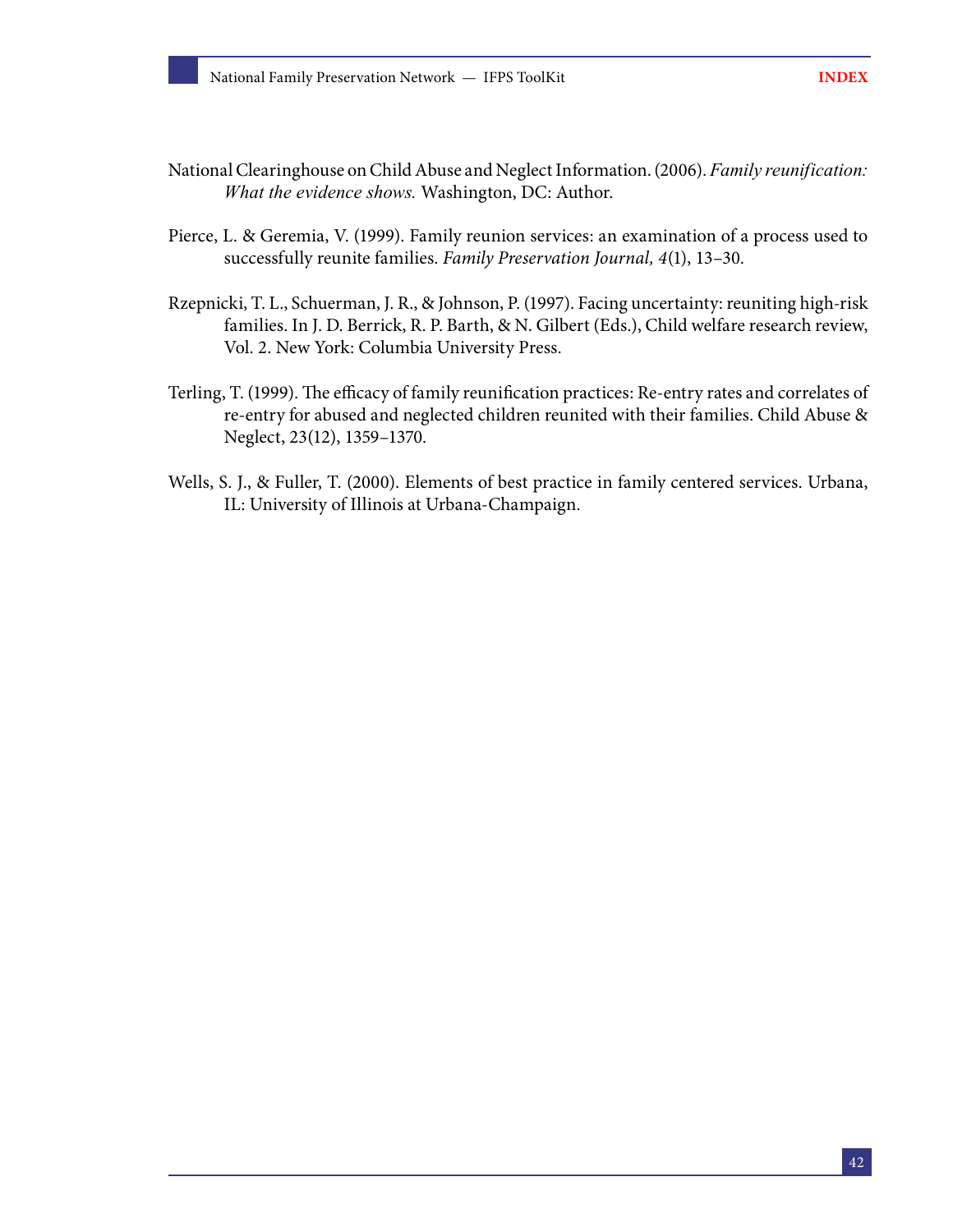National Clearinghouse on Child Abuse and Neglect Information. (2006). *Family reunification: What the evidence shows.* Washington, DC: Author.

Pierce, L. & Geremia, V. (1999). Family reunion services: an examination of a process used to successfully reunite families. *Family Preservation Journal, 4*(1), 13–30.

Rzepnicki, T. L., Schuerman, J. R., & Johnson, P. (1997). Facing uncertainty: reuniting high-risk families. In J. D. Berrick, R. P. Barth, & N. Gilbert (Eds.), Child welfare research review, Vol. 2. New York: Columbia University Press.

Terling, T. (1999). The efficacy of family reunification practices: Re-entry rates and correlates of re-entry for abused and neglected children reunited with their families. Child Abuse & Neglect, 23(12), 1359–1370.

Wells, S. J., & Fuller, T. (2000). Elements of best practice in family centered services. Urbana, IL: University of Illinois at Urbana-Champaign.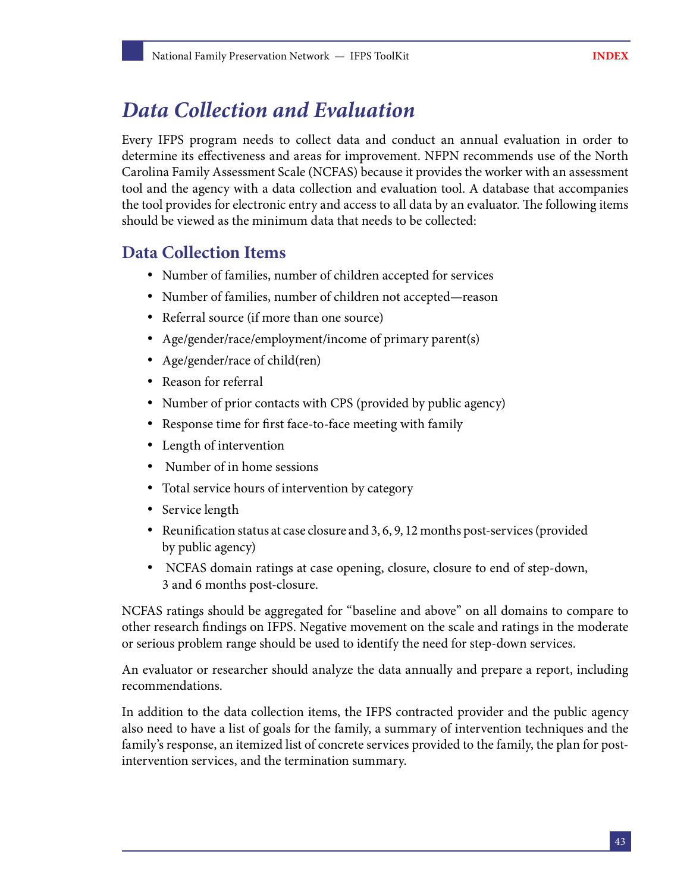# *Data Collection and Evaluation*

Every IFPS program needs to collect data and conduct an annual evaluation in order to determine its effectiveness and areas for improvement. NFPN recommends use of the North Carolina Family Assessment Scale (NCFAS) because it provides the worker with an assessment tool and the agency with a data collection and evaluation tool. A database that accompanies the tool provides for electronic entry and access to all data by an evaluator. The following items should be viewed as the minimum data that needs to be collected:

## Data Collection Items

- Number of families, number of children accepted for services
- Number of families, number of children not accepted—reason
- Referral source (if more than one source)
- Age/gender/race/employment/income of primary parent(s)
- Age/gender/race of child(ren)
- Reason for referral
- Number of prior contacts with CPS (provided by public agency)
- Response time for first face-to-face meeting with family
- Length of intervention
- Number of in home sessions
- Total service hours of intervention by category
- Service length
- Reunification status at case closure and 3, 6, 9, 12 months post-services (provided by public agency)
- NCFAS domain ratings at case opening, closure, closure to end of step-down, 3 and 6 months post-closure.

NCFAS ratings should be aggregated for "baseline and above" on all domains to compare to other research findings on IFPS. Negative movement on the scale and ratings in the moderate or serious problem range should be used to identify the need for step-down services.

An evaluator or researcher should analyze the data annually and prepare a report, including recommendations.

In addition to the data collection items, the IFPS contracted provider and the public agency also need to have a list of goals for the family, a summary of intervention techniques and the family's response, an itemized list of concrete services provided to the family, the plan for post-intervention services, and the termination summary.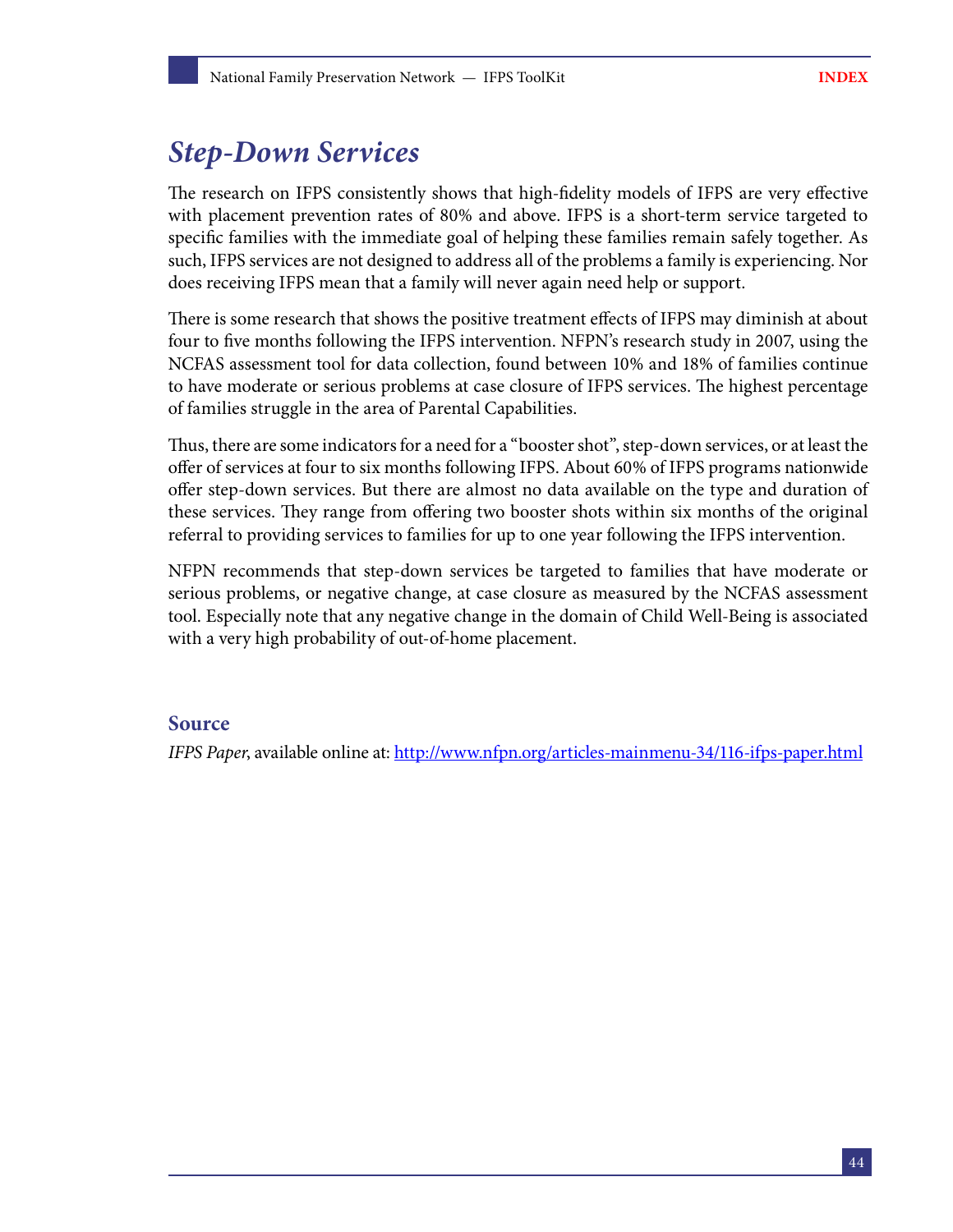## *Step-Down Services*

The research on IFPS consistently shows that high-fidelity models of IFPS are very effective with placement prevention rates of 80% and above. IFPS is a short-term service targeted to specific families with the immediate goal of helping these families remain safely together. As such, IFPS services are not designed to address all of the problems a family is experiencing. Nor does receiving IFPS mean that a family will never again need help or support.

There is some research that shows the positive treatment effects of IFPS may diminish at about four to five months following the IFPS intervention. NFPN's research study in 2007, using the NCFAS assessment tool for data collection, found between 10% and 18% of families continue to have moderate or serious problems at case closure of IFPS services. The highest percentage of families struggle in the area of Parental Capabilities.

Thus, there are some indicators for a need for a "booster shot", step-down services, or at least the offer of services at four to six months following IFPS. About 60% of IFPS programs nationwide offer step-down services. But there are almost no data available on the type and duration of these services. They range from offering two booster shots within six months of the original referral to providing services to families for up to one year following the IFPS intervention.

NFPN recommends that step-down services be targeted to families that have moderate or serious problems, or negative change, at case closure as measured by the NCFAS assessment tool. Especially note that any negative change in the domain of Child Well-Being is associated with a very high probability of out-of-home placement.

### Source

*IFPS Paper*, available online at: http://www.nfpn.org/articles-mainmenu-34/116-ifps-paper.html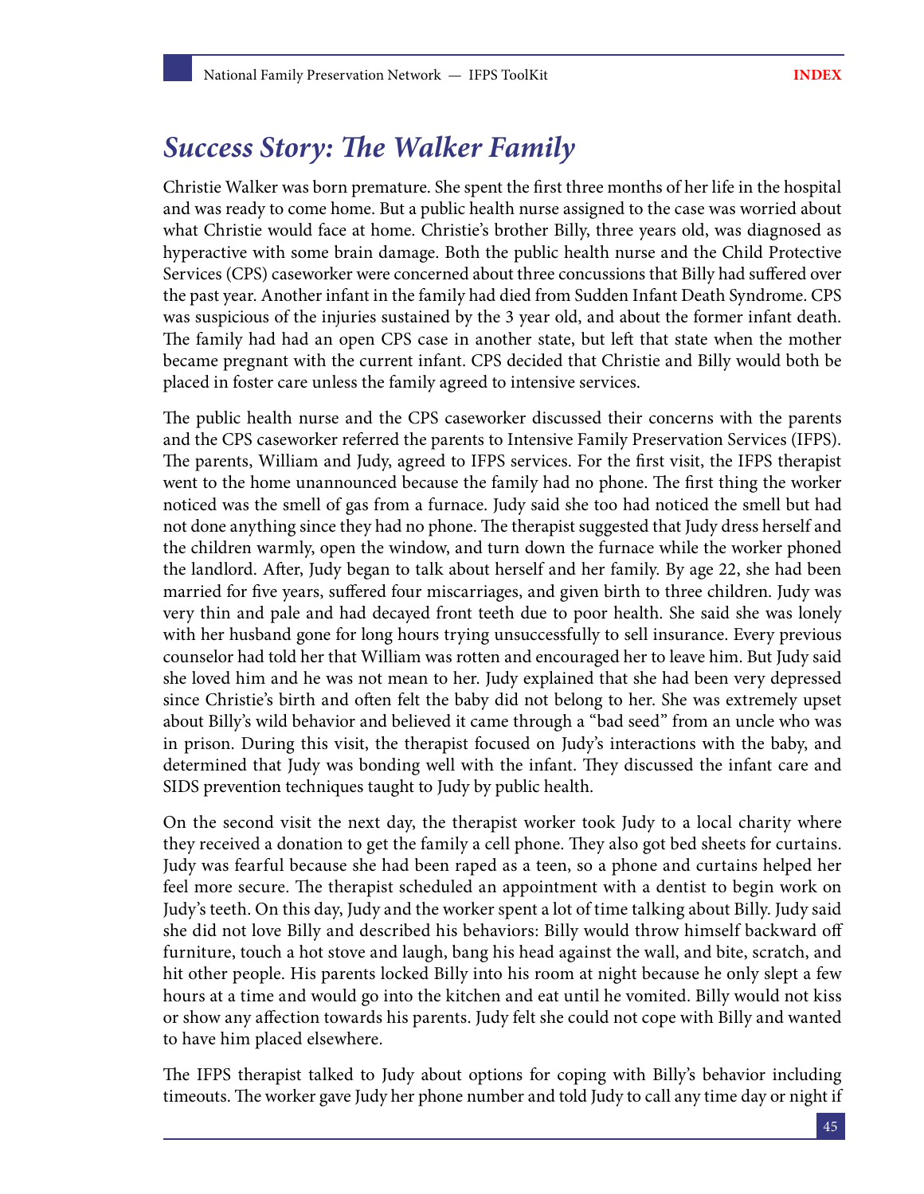# *Success Story: The Walker Family*

Christie Walker was born premature. She spent the first three months of her life in the hospital and was ready to come home. But a public health nurse assigned to the case was worried about what Christie would face at home. Christie's brother Billy, three years old, was diagnosed as hyperactive with some brain damage. Both the public health nurse and the Child Protective Services (CPS) caseworker were concerned about three concussions that Billy had suffered over the past year. Another infant in the family had died from Sudden Infant Death Syndrome. CPS was suspicious of the injuries sustained by the 3 year old, and about the former infant death. The family had had an open CPS case in another state, but left that state when the mother became pregnant with the current infant. CPS decided that Christie and Billy would both be placed in foster care unless the family agreed to intensive services.

The public health nurse and the CPS caseworker discussed their concerns with the parents and the CPS caseworker referred the parents to Intensive Family Preservation Services (IFPS). The parents, William and Judy, agreed to IFPS services. For the first visit, the IFPS therapist went to the home unannounced because the family had no phone. The first thing the worker noticed was the smell of gas from a furnace. Judy said she too had noticed the smell but had not done anything since they had no phone. The therapist suggested that Judy dress herself and the children warmly, open the window, and turn down the furnace while the worker phoned the landlord. After, Judy began to talk about herself and her family. By age 22, she had been married for five years, suffered four miscarriages, and given birth to three children. Judy was very thin and pale and had decayed front teeth due to poor health. She said she was lonely with her husband gone for long hours trying unsuccessfully to sell insurance. Every previous counselor had told her that William was rotten and encouraged her to leave him. But Judy said she loved him and he was not mean to her. Judy explained that she had been very depressed since Christie's birth and often felt the baby did not belong to her. She was extremely upset about Billy's wild behavior and believed it came through a "bad seed" from an uncle who was in prison. During this visit, the therapist focused on Judy's interactions with the baby, and determined that Judy was bonding well with the infant. They discussed the infant care and SIDS prevention techniques taught to Judy by public health.

On the second visit the next day, the therapist worker took Judy to a local charity where they received a donation to get the family a cell phone. They also got bed sheets for curtains. Judy was fearful because she had been raped as a teen, so a phone and curtains helped her feel more secure. The therapist scheduled an appointment with a dentist to begin work on Judy's teeth. On this day, Judy and the worker spent a lot of time talking about Billy. Judy said she did not love Billy and described his behaviors: Billy would throw himself backward off furniture, touch a hot stove and laugh, bang his head against the wall, and bite, scratch, and hit other people. His parents locked Billy into his room at night because he only slept a few hours at a time and would go into the kitchen and eat until he vomited. Billy would not kiss or show any affection towards his parents. Judy felt she could not cope with Billy and wanted to have him placed elsewhere.

The IFPS therapist talked to Judy about options for coping with Billy's behavior including timeouts. The worker gave Judy her phone number and told Judy to call any time day or night if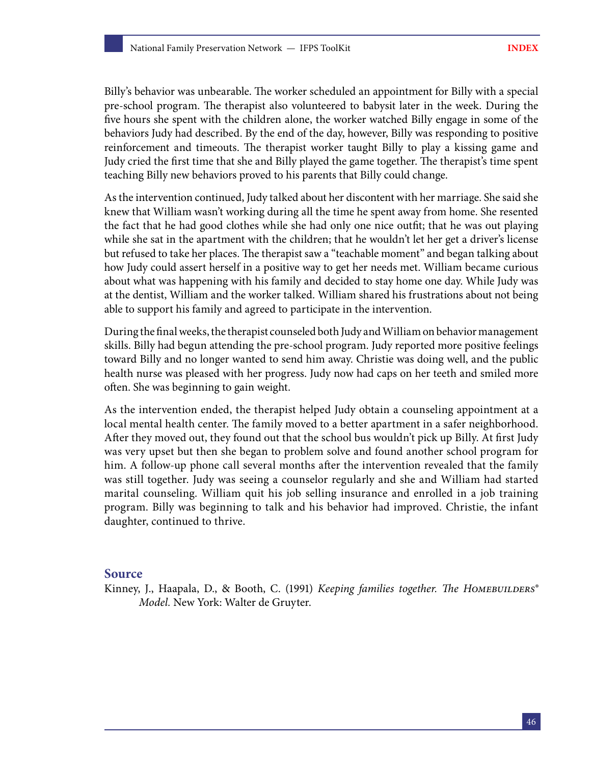Billy's behavior was unbearable. The worker scheduled an appointment for Billy with a special pre-school program. The therapist also volunteered to babysit later in the week. During the five hours she spent with the children alone, the worker watched Billy engage in some of the behaviors Judy had described. By the end of the day, however, Billy was responding to positive reinforcement and timeouts. The therapist worker taught Billy to play a kissing game and Judy cried the first time that she and Billy played the game together. The therapist's time spent teaching Billy new behaviors proved to his parents that Billy could change.

As the intervention continued, Judy talked about her discontent with her marriage. She said she knew that William wasn't working during all the time he spent away from home. She resented the fact that he had good clothes while she had only one nice outfit; that he was out playing while she sat in the apartment with the children; that he wouldn't let her get a driver's license but refused to take her places. The therapist saw a "teachable moment" and began talking about how Judy could assert herself in a positive way to get her needs met. William became curious about what was happening with his family and decided to stay home one day. While Judy was at the dentist, William and the worker talked. William shared his frustrations about not being able to support his family and agreed to participate in the intervention.

During the final weeks, the therapist counseled both Judy and William on behavior management skills. Billy had begun attending the pre-school program. Judy reported more positive feelings toward Billy and no longer wanted to send him away. Christie was doing well, and the public health nurse was pleased with her progress. Judy now had caps on her teeth and smiled more often. She was beginning to gain weight.

As the intervention ended, the therapist helped Judy obtain a counseling appointment at a local mental health center. The family moved to a better apartment in a safer neighborhood. After they moved out, they found out that the school bus wouldn't pick up Billy. At first Judy was very upset but then she began to problem solve and found another school program for him. A follow-up phone call several months after the intervention revealed that the family was still together. Judy was seeing a counselor regularly and she and William had started marital counseling. William quit his job selling insurance and enrolled in a job training program. Billy was beginning to talk and his behavior had improved. Christie, the infant daughter, continued to thrive.

## Source

Kinney, J., Haapala, D., & Booth, C. (1991) *Keeping families together. The Homebuilders® Model.* New York: Walter de Gruyter.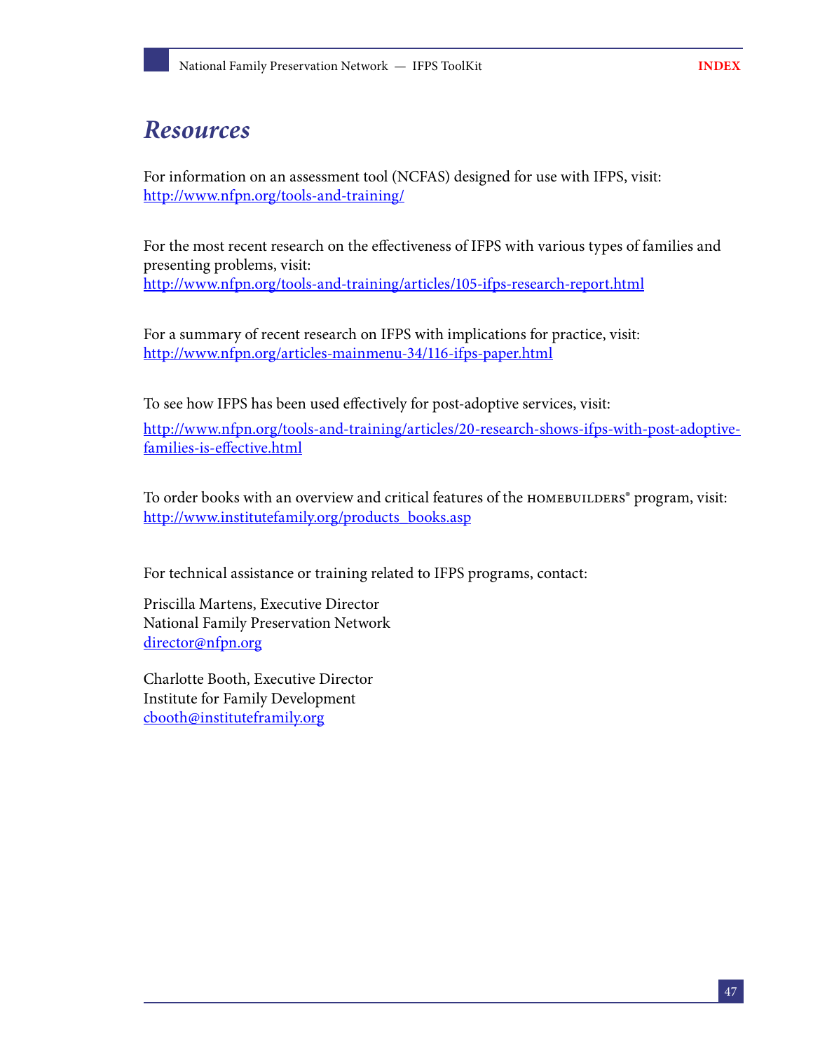## *Resources*

For information on an assessment tool (NCFAS) designed for use with IFPS, visit:
http://www.nfpn.org/tools-and-training/

For the most recent research on the effectiveness of IFPS with various types of families and presenting problems, visit:
http://www.nfpn.org/tools-and-training/articles/105-ifps-research-report.html

For a summary of recent research on IFPS with implications for practice, visit:
http://www.nfpn.org/articles-mainmenu-34/116-ifps-paper.html

To see how IFPS has been used effectively for post-adoptive services, visit:

http://www.nfpn.org/tools-and-training/articles/20-research-shows-ifps-with-post-adoptive-families-is-effective.html

To order books with an overview and critical features of the HOMEBUILDERS® program, visit:
http://www.institutefamily.org/products_books.asp

For technical assistance or training related to IFPS programs, contact:

Priscilla Martens, Executive Director
National Family Preservation Network
director@nfpn.org

Charlotte Booth, Executive Director
Institute for Family Development
cbooth@instituteframily.org